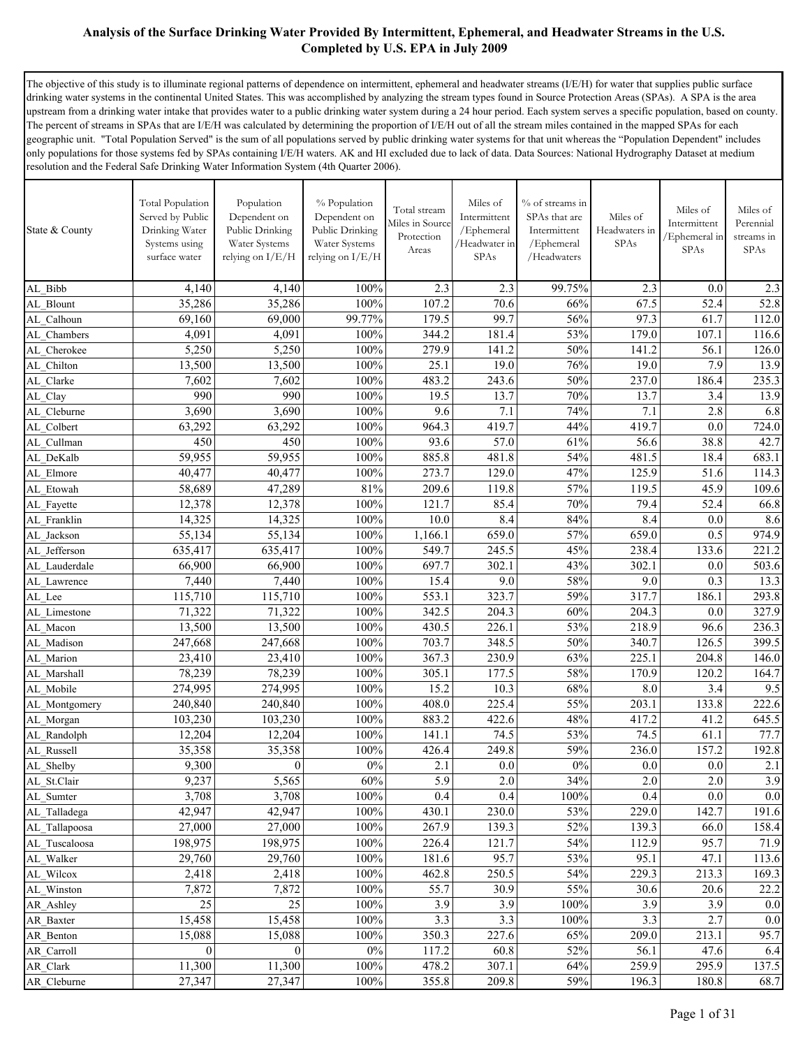# Analysis of the Surface Drinking Water Provided By Intermittent, Ephemeral, and Headwater Streams in the U.S. Completed by U.S. EPA in July 2009

The objective of this study is to illuminate regional patterns of dependence on intermittent, ephemeral and headwater streams (I/E/H) for water that supplies public surface drinking water systems in the continental United States. This was accomplished by analyzing the stream types found in Source Protection Areas (SPAs). A SPA is the area upstream from a drinking water intake that provides water to a public drinking water system during a 24 hour period. Each system serves a specific population, based on county. The percent of streams in SPAs that are I/E/H was calculated by determining the proportion of I/E/H out of all the stream miles contained in the mapped SPAs for each geographic unit. "Total Population Served" is the sum of all populations served by public drinking water systems for that unit whereas the "Population Dependent" includes only populations for those systems fed by SPAs containing I/E/H waters. AK and HI excluded due to lack of data. Data Sources: National Hydrography Dataset at medium resolution and the Federal Safe Drinking Water Information System (4th Quarter 2006).

| State & County | Total Population Served by Public Drinking Water Systems using surface water | Population Dependent on Public Drinking Water Systems relying on I/E/H | % Population Dependent on Public Drinking Water Systems relying on I/E/H | Total stream Miles in Source Protection Areas | Miles of Intermittent /Ephemeral /Headwater in SPAs | % of streams in SPAs that are Intermittent /Ephemeral /Headwaters | Miles of Headwaters in SPAs | Miles of Intermittent /Ephemeral in SPAs | Miles of Perennial streams in SPAs |
|---|---|---|---|---|---|---|---|---|---|
| AL_Bibb | 4,140 | 4,140 | 100% | 2.3 | 2.3 | 99.75% | 2.3 | 0.0 | 2.3 |
| AL_Blount | 35,286 | 35,286 | 100% | 107.2 | 70.6 | 66% | 67.5 | 52.4 | 52.8 |
| AL_Calhoun | 69,160 | 69,000 | 99.77% | 179.5 | 99.7 | 56% | 97.3 | 61.7 | 112.0 |
| AL_Chambers | 4,091 | 4,091 | 100% | 344.2 | 181.4 | 53% | 179.0 | 107.1 | 116.6 |
| AL_Cherokee | 5,250 | 5,250 | 100% | 279.9 | 141.2 | 50% | 141.2 | 56.1 | 126.0 |
| AL_Chilton | 13,500 | 13,500 | 100% | 25.1 | 19.0 | 76% | 19.0 | 7.9 | 13.9 |
| AL_Clarke | 7,602 | 7,602 | 100% | 483.2 | 243.6 | 50% | 237.0 | 186.4 | 235.3 |
| AL_Clay | 990 | 990 | 100% | 19.5 | 13.7 | 70% | 13.7 | 3.4 | 13.9 |
| AL_Cleburne | 3,690 | 3,690 | 100% | 9.6 | 7.1 | 74% | 7.1 | 2.8 | 6.8 |
| AL_Colbert | 63,292 | 63,292 | 100% | 964.3 | 419.7 | 44% | 419.7 | 0.0 | 724.0 |
| AL_Cullman | 450 | 450 | 100% | 93.6 | 57.0 | 61% | 56.6 | 38.8 | 42.7 |
| AL_DeKalb | 59,955 | 59,955 | 100% | 885.8 | 481.8 | 54% | 481.5 | 18.4 | 683.1 |
| AL_Elmore | 40,477 | 40,477 | 100% | 273.7 | 129.0 | 47% | 125.9 | 51.6 | 114.3 |
| AL_Etowah | 58,689 | 47,289 | 81% | 209.6 | 119.8 | 57% | 119.5 | 45.9 | 109.6 |
| AL_Fayette | 12,378 | 12,378 | 100% | 121.7 | 85.4 | 70% | 79.4 | 52.4 | 66.8 |
| AL_Franklin | 14,325 | 14,325 | 100% | 10.0 | 8.4 | 84% | 8.4 | 0.0 | 8.6 |
| AL_Jackson | 55,134 | 55,134 | 100% | 1,166.1 | 659.0 | 57% | 659.0 | 0.5 | 974.9 |
| AL_Jefferson | 635,417 | 635,417 | 100% | 549.7 | 245.5 | 45% | 238.4 | 133.6 | 221.2 |
| AL_Lauderdale | 66,900 | 66,900 | 100% | 697.7 | 302.1 | 43% | 302.1 | 0.0 | 503.6 |
| AL_Lawrence | 7,440 | 7,440 | 100% | 15.4 | 9.0 | 58% | 9.0 | 0.3 | 13.3 |
| AL_Lee | 115,710 | 115,710 | 100% | 553.1 | 323.7 | 59% | 317.7 | 186.1 | 293.8 |
| AL_Limestone | 71,322 | 71,322 | 100% | 342.5 | 204.3 | 60% | 204.3 | 0.0 | 327.9 |
| AL_Macon | 13,500 | 13,500 | 100% | 430.5 | 226.1 | 53% | 218.9 | 96.6 | 236.3 |
| AL_Madison | 247,668 | 247,668 | 100% | 703.7 | 348.5 | 50% | 340.7 | 126.5 | 399.5 |
| AL_Marion | 23,410 | 23,410 | 100% | 367.3 | 230.9 | 63% | 225.1 | 204.8 | 146.0 |
| AL_Marshall | 78,239 | 78,239 | 100% | 305.1 | 177.5 | 58% | 170.9 | 120.2 | 164.7 |
| AL_Mobile | 274,995 | 274,995 | 100% | 15.2 | 10.3 | 68% | 8.0 | 3.4 | 9.5 |
| AL_Montgomery | 240,840 | 240,840 | 100% | 408.0 | 225.4 | 55% | 203.1 | 133.8 | 222.6 |
| AL_Morgan | 103,230 | 103,230 | 100% | 883.2 | 422.6 | 48% | 417.2 | 41.2 | 645.5 |
| AL_Randolph | 12,204 | 12,204 | 100% | 141.1 | 74.5 | 53% | 74.5 | 61.1 | 77.7 |
| AL_Russell | 35,358 | 35,358 | 100% | 426.4 | 249.8 | 59% | 236.0 | 157.2 | 192.8 |
| AL_Shelby | 9,300 | 0 | 0% | 2.1 | 0.0 | 0% | 0.0 | 0.0 | 2.1 |
| AL_St.Clair | 9,237 | 5,565 | 60% | 5.9 | 2.0 | 34% | 2.0 | 2.0 | 3.9 |
| AL_Sumter | 3,708 | 3,708 | 100% | 0.4 | 0.4 | 100% | 0.4 | 0.0 | 0.0 |
| AL_Talladega | 42,947 | 42,947 | 100% | 430.1 | 230.0 | 53% | 229.0 | 142.7 | 191.6 |
| AL_Tallapoosa | 27,000 | 27,000 | 100% | 267.9 | 139.3 | 52% | 139.3 | 66.0 | 158.4 |
| AL_Tuscaloosa | 198,975 | 198,975 | 100% | 226.4 | 121.7 | 54% | 112.9 | 95.7 | 71.9 |
| AL_Walker | 29,760 | 29,760 | 100% | 181.6 | 95.7 | 53% | 95.1 | 47.1 | 113.6 |
| AL_Wilcox | 2,418 | 2,418 | 100% | 462.8 | 250.5 | 54% | 229.3 | 213.3 | 169.3 |
| AL_Winston | 7,872 | 7,872 | 100% | 55.7 | 30.9 | 55% | 30.6 | 20.6 | 22.2 |
| AR_Ashley | 25 | 25 | 100% | 3.9 | 3.9 | 100% | 3.9 | 3.9 | 0.0 |
| AR_Baxter | 15,458 | 15,458 | 100% | 3.3 | 3.3 | 100% | 3.3 | 2.7 | 0.0 |
| AR_Benton | 15,088 | 15,088 | 100% | 350.3 | 227.6 | 65% | 209.0 | 213.1 | 95.7 |
| AR_Carroll | 0 | 0 | 0% | 117.2 | 60.8 | 52% | 56.1 | 47.6 | 6.4 |
| AR_Clark | 11,300 | 11,300 | 100% | 478.2 | 307.1 | 64% | 259.9 | 295.9 | 137.5 |
| AR_Cleburne | 27,347 | 27,347 | 100% | 355.8 | 209.8 | 59% | 196.3 | 180.8 | 68.7 |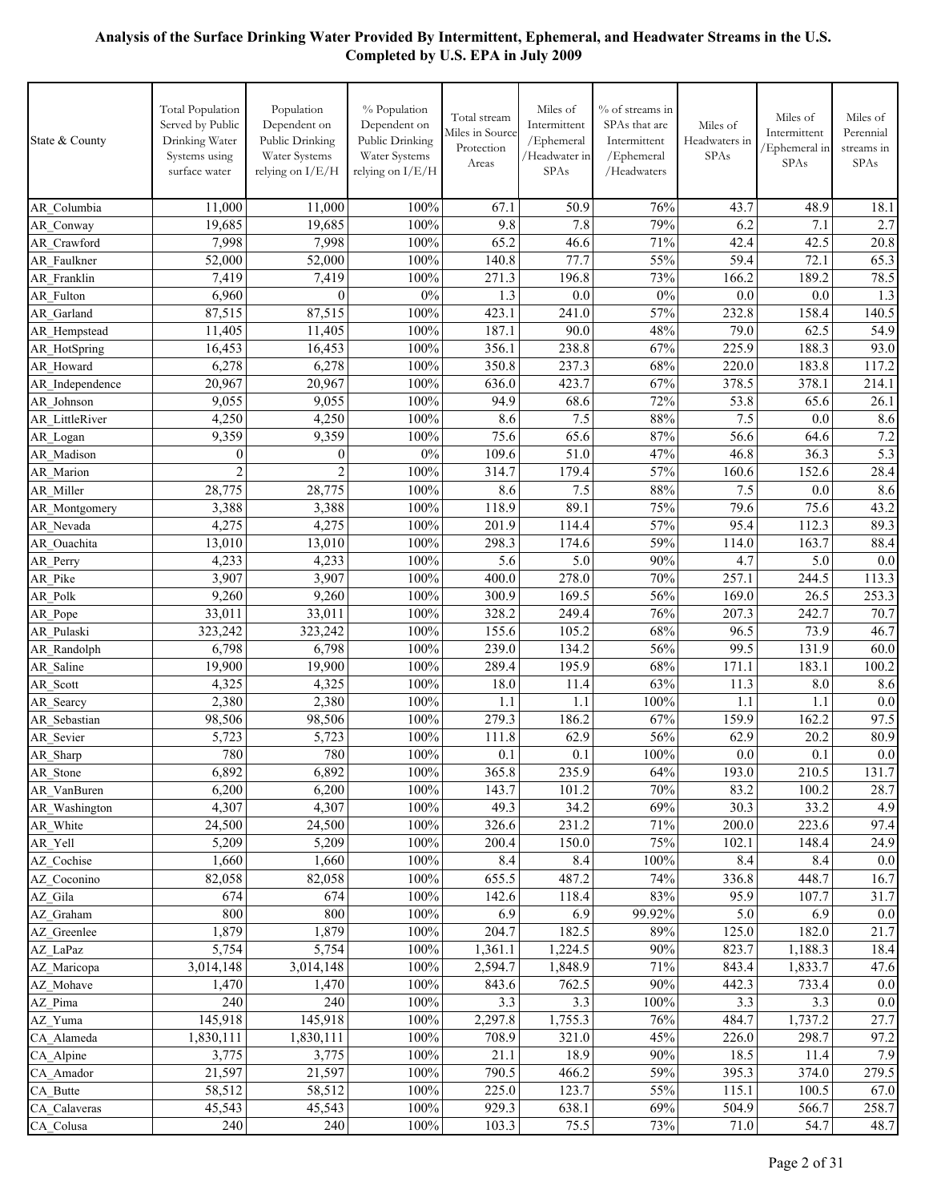**Analysis of the Surface Drinking Water Provided By Intermittent, Ephemeral, and Headwater Streams in the U.S. Completed by U.S. EPA in July 2009**

| State & County | Total Population Served by Public Drinking Water Systems using surface water | Population Dependent on Public Drinking Water Systems relying on I/E/H | % Population Dependent on Public Drinking Water Systems relying on I/E/H | Total stream Miles in Source Protection Areas | Miles of Intermittent /Ephemeral /Headwater in SPAs | % of streams in SPAs that are Intermittent /Ephemeral /Headwaters | Miles of Headwaters in SPAs | Miles of Intermittent /Ephemeral in SPAs | Miles of Perennial streams in SPAs |
|---|---|---|---|---|---|---|---|---|---|
| AR_Columbia | 11,000 | 11,000 | 100% | 67.1 | 50.9 | 76% | 43.7 | 48.9 | 18.1 |
| AR_Conway | 19,685 | 19,685 | 100% | 9.8 | 7.8 | 79% | 6.2 | 7.1 | 2.7 |
| AR_Crawford | 7,998 | 7,998 | 100% | 65.2 | 46.6 | 71% | 42.4 | 42.5 | 20.8 |
| AR_Faulkner | 52,000 | 52,000 | 100% | 140.8 | 77.7 | 55% | 59.4 | 72.1 | 65.3 |
| AR_Franklin | 7,419 | 7,419 | 100% | 271.3 | 196.8 | 73% | 166.2 | 189.2 | 78.5 |
| AR_Fulton | 6,960 | 0 | 0% | 1.3 | 0.0 | 0% | 0.0 | 0.0 | 1.3 |
| AR_Garland | 87,515 | 87,515 | 100% | 423.1 | 241.0 | 57% | 232.8 | 158.4 | 140.5 |
| AR_Hempstead | 11,405 | 11,405 | 100% | 187.1 | 90.0 | 48% | 79.0 | 62.5 | 54.9 |
| AR_HotSpring | 16,453 | 16,453 | 100% | 356.1 | 238.8 | 67% | 225.9 | 188.3 | 93.0 |
| AR_Howard | 6,278 | 6,278 | 100% | 350.8 | 237.3 | 68% | 220.0 | 183.8 | 117.2 |
| AR_Independence | 20,967 | 20,967 | 100% | 636.0 | 423.7 | 67% | 378.5 | 378.1 | 214.1 |
| AR_Johnson | 9,055 | 9,055 | 100% | 94.9 | 68.6 | 72% | 53.8 | 65.6 | 26.1 |
| AR_LittleRiver | 4,250 | 4,250 | 100% | 8.6 | 7.5 | 88% | 7.5 | 0.0 | 8.6 |
| AR_Logan | 9,359 | 9,359 | 100% | 75.6 | 65.6 | 87% | 56.6 | 64.6 | 7.2 |
| AR_Madison | 0 | 0 | 0% | 109.6 | 51.0 | 47% | 46.8 | 36.3 | 5.3 |
| AR_Marion | 2 | 2 | 100% | 314.7 | 179.4 | 57% | 160.6 | 152.6 | 28.4 |
| AR_Miller | 28,775 | 28,775 | 100% | 8.6 | 7.5 | 88% | 7.5 | 0.0 | 8.6 |
| AR_Montgomery | 3,388 | 3,388 | 100% | 118.9 | 89.1 | 75% | 79.6 | 75.6 | 43.2 |
| AR_Nevada | 4,275 | 4,275 | 100% | 201.9 | 114.4 | 57% | 95.4 | 112.3 | 89.3 |
| AR_Ouachita | 13,010 | 13,010 | 100% | 298.3 | 174.6 | 59% | 114.0 | 163.7 | 88.4 |
| AR_Perry | 4,233 | 4,233 | 100% | 5.6 | 5.0 | 90% | 4.7 | 5.0 | 0.0 |
| AR_Pike | 3,907 | 3,907 | 100% | 400.0 | 278.0 | 70% | 257.1 | 244.5 | 113.3 |
| AR_Polk | 9,260 | 9,260 | 100% | 300.9 | 169.5 | 56% | 169.0 | 26.5 | 253.3 |
| AR_Pope | 33,011 | 33,011 | 100% | 328.2 | 249.4 | 76% | 207.3 | 242.7 | 70.7 |
| AR_Pulaski | 323,242 | 323,242 | 100% | 155.6 | 105.2 | 68% | 96.5 | 73.9 | 46.7 |
| AR_Randolph | 6,798 | 6,798 | 100% | 239.0 | 134.2 | 56% | 99.5 | 131.9 | 60.0 |
| AR_Saline | 19,900 | 19,900 | 100% | 289.4 | 195.9 | 68% | 171.1 | 183.1 | 100.2 |
| AR_Scott | 4,325 | 4,325 | 100% | 18.0 | 11.4 | 63% | 11.3 | 8.0 | 8.6 |
| AR_Searcy | 2,380 | 2,380 | 100% | 1.1 | 1.1 | 100% | 1.1 | 1.1 | 0.0 |
| AR_Sebastian | 98,506 | 98,506 | 100% | 279.3 | 186.2 | 67% | 159.9 | 162.2 | 97.5 |
| AR_Sevier | 5,723 | 5,723 | 100% | 111.8 | 62.9 | 56% | 62.9 | 20.2 | 80.9 |
| AR_Sharp | 780 | 780 | 100% | 0.1 | 0.1 | 100% | 0.0 | 0.1 | 0.0 |
| AR_Stone | 6,892 | 6,892 | 100% | 365.8 | 235.9 | 64% | 193.0 | 210.5 | 131.7 |
| AR_VanBuren | 6,200 | 6,200 | 100% | 143.7 | 101.2 | 70% | 83.2 | 100.2 | 28.7 |
| AR_Washington | 4,307 | 4,307 | 100% | 49.3 | 34.2 | 69% | 30.3 | 33.2 | 4.9 |
| AR_White | 24,500 | 24,500 | 100% | 326.6 | 231.2 | 71% | 200.0 | 223.6 | 97.4 |
| AR_Yell | 5,209 | 5,209 | 100% | 200.4 | 150.0 | 75% | 102.1 | 148.4 | 24.9 |
| AZ_Cochise | 1,660 | 1,660 | 100% | 8.4 | 8.4 | 100% | 8.4 | 8.4 | 0.0 |
| AZ_Coconino | 82,058 | 82,058 | 100% | 655.5 | 487.2 | 74% | 336.8 | 448.7 | 16.7 |
| AZ_Gila | 674 | 674 | 100% | 142.6 | 118.4 | 83% | 95.9 | 107.7 | 31.7 |
| AZ_Graham | 800 | 800 | 100% | 6.9 | 6.9 | 99.92% | 5.0 | 6.9 | 0.0 |
| AZ_Greenlee | 1,879 | 1,879 | 100% | 204.7 | 182.5 | 89% | 125.0 | 182.0 | 21.7 |
| AZ_LaPaz | 5,754 | 5,754 | 100% | 1,361.1 | 1,224.5 | 90% | 823.7 | 1,188.3 | 18.4 |
| AZ_Maricopa | 3,014,148 | 3,014,148 | 100% | 2,594.7 | 1,848.9 | 71% | 843.4 | 1,833.7 | 47.6 |
| AZ_Mohave | 1,470 | 1,470 | 100% | 843.6 | 762.5 | 90% | 442.3 | 733.4 | 0.0 |
| AZ_Pima | 240 | 240 | 100% | 3.3 | 3.3 | 100% | 3.3 | 3.3 | 0.0 |
| AZ_Yuma | 145,918 | 145,918 | 100% | 2,297.8 | 1,755.3 | 76% | 484.7 | 1,737.2 | 27.7 |
| CA_Alameda | 1,830,111 | 1,830,111 | 100% | 708.9 | 321.0 | 45% | 226.0 | 298.7 | 97.2 |
| CA_Alpine | 3,775 | 3,775 | 100% | 21.1 | 18.9 | 90% | 18.5 | 11.4 | 7.9 |
| CA_Amador | 21,597 | 21,597 | 100% | 790.5 | 466.2 | 59% | 395.3 | 374.0 | 279.5 |
| CA_Butte | 58,512 | 58,512 | 100% | 225.0 | 123.7 | 55% | 115.1 | 100.5 | 67.0 |
| CA_Calaveras | 45,543 | 45,543 | 100% | 929.3 | 638.1 | 69% | 504.9 | 566.7 | 258.7 |
| CA_Colusa | 240 | 240 | 100% | 103.3 | 75.5 | 73% | 71.0 | 54.7 | 48.7 |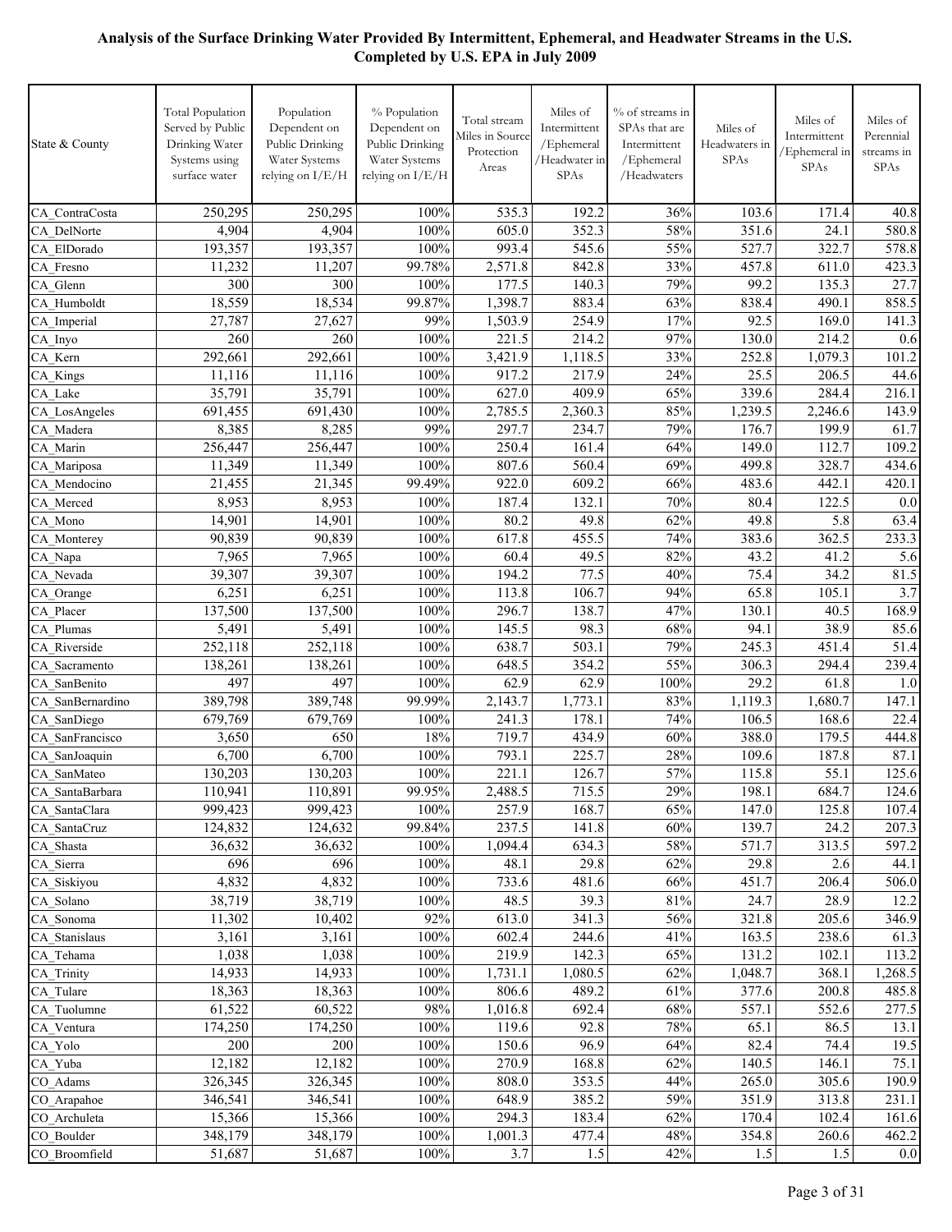# Analysis of the Surface Drinking Water Provided By Intermittent, Ephemeral, and Headwater Streams in the U.S. Completed by U.S. EPA in July 2009

| State & County | Total Population Served by Public Drinking Water Systems using surface water | Population Dependent on Public Drinking Water Systems relying on I/E/H | % Population Dependent on Public Drinking Water Systems relying on I/E/H | Total stream Miles in Source Protection Areas | Miles of Intermittent /Ephemeral /Headwater in SPAs | % of streams in SPAs that are Intermittent /Ephemeral /Headwaters | Miles of Headwaters in SPAs | Miles of Intermittent /Ephemeral in SPAs | Miles of Perennial streams in SPAs |
|---|---|---|---|---|---|---|---|---|---|
| CA_ContraCosta | 250,295 | 250,295 | 100% | 535.3 | 192.2 | 36% | 103.6 | 171.4 | 40.8 |
| CA_DelNorte | 4,904 | 4,904 | 100% | 605.0 | 352.3 | 58% | 351.6 | 24.1 | 580.8 |
| CA_ElDorado | 193,357 | 193,357 | 100% | 993.4 | 545.6 | 55% | 527.7 | 322.7 | 578.8 |
| CA_Fresno | 11,232 | 11,207 | 99.78% | 2,571.8 | 842.8 | 33% | 457.8 | 611.0 | 423.3 |
| CA_Glenn | 300 | 300 | 100% | 177.5 | 140.3 | 79% | 99.2 | 135.3 | 27.7 |
| CA_Humboldt | 18,559 | 18,534 | 99.87% | 1,398.7 | 883.4 | 63% | 838.4 | 490.1 | 858.5 |
| CA_Imperial | 27,787 | 27,627 | 99% | 1,503.9 | 254.9 | 17% | 92.5 | 169.0 | 141.3 |
| CA_Inyo | 260 | 260 | 100% | 221.5 | 214.2 | 97% | 130.0 | 214.2 | 0.6 |
| CA_Kern | 292,661 | 292,661 | 100% | 3,421.9 | 1,118.5 | 33% | 252.8 | 1,079.3 | 101.2 |
| CA_Kings | 11,116 | 11,116 | 100% | 917.2 | 217.9 | 24% | 25.5 | 206.5 | 44.6 |
| CA_Lake | 35,791 | 35,791 | 100% | 627.0 | 409.9 | 65% | 339.6 | 284.4 | 216.1 |
| CA_LosAngeles | 691,455 | 691,430 | 100% | 2,785.5 | 2,360.3 | 85% | 1,239.5 | 2,246.6 | 143.9 |
| CA_Madera | 8,385 | 8,285 | 99% | 297.7 | 234.7 | 79% | 176.7 | 199.9 | 61.7 |
| CA_Marin | 256,447 | 256,447 | 100% | 250.4 | 161.4 | 64% | 149.0 | 112.7 | 109.2 |
| CA_Mariposa | 11,349 | 11,349 | 100% | 807.6 | 560.4 | 69% | 499.8 | 328.7 | 434.6 |
| CA_Mendocino | 21,455 | 21,345 | 99.49% | 922.0 | 609.2 | 66% | 483.6 | 442.1 | 420.1 |
| CA_Merced | 8,953 | 8,953 | 100% | 187.4 | 132.1 | 70% | 80.4 | 122.5 | 0.0 |
| CA_Mono | 14,901 | 14,901 | 100% | 80.2 | 49.8 | 62% | 49.8 | 5.8 | 63.4 |
| CA_Monterey | 90,839 | 90,839 | 100% | 617.8 | 455.5 | 74% | 383.6 | 362.5 | 233.3 |
| CA_Napa | 7,965 | 7,965 | 100% | 60.4 | 49.5 | 82% | 43.2 | 41.2 | 5.6 |
| CA_Nevada | 39,307 | 39,307 | 100% | 194.2 | 77.5 | 40% | 75.4 | 34.2 | 81.5 |
| CA_Orange | 6,251 | 6,251 | 100% | 113.8 | 106.7 | 94% | 65.8 | 105.1 | 3.7 |
| CA_Placer | 137,500 | 137,500 | 100% | 296.7 | 138.7 | 47% | 130.1 | 40.5 | 168.9 |
| CA_Plumas | 5,491 | 5,491 | 100% | 145.5 | 98.3 | 68% | 94.1 | 38.9 | 85.6 |
| CA_Riverside | 252,118 | 252,118 | 100% | 638.7 | 503.1 | 79% | 245.3 | 451.4 | 51.4 |
| CA_Sacramento | 138,261 | 138,261 | 100% | 648.5 | 354.2 | 55% | 306.3 | 294.4 | 239.4 |
| CA_SanBenito | 497 | 497 | 100% | 62.9 | 62.9 | 100% | 29.2 | 61.8 | 1.0 |
| CA_SanBernardino | 389,798 | 389,748 | 99.99% | 2,143.7 | 1,773.1 | 83% | 1,119.3 | 1,680.7 | 147.1 |
| CA_SanDiego | 679,769 | 679,769 | 100% | 241.3 | 178.1 | 74% | 106.5 | 168.6 | 22.4 |
| CA_SanFrancisco | 3,650 | 650 | 18% | 719.7 | 434.9 | 60% | 388.0 | 179.5 | 444.8 |
| CA_SanJoaquin | 6,700 | 6,700 | 100% | 793.1 | 225.7 | 28% | 109.6 | 187.8 | 87.1 |
| CA_SanMateo | 130,203 | 130,203 | 100% | 221.1 | 126.7 | 57% | 115.8 | 55.1 | 125.6 |
| CA_SantaBarbara | 110,941 | 110,891 | 99.95% | 2,488.5 | 715.5 | 29% | 198.1 | 684.7 | 124.6 |
| CA_SantaClara | 999,423 | 999,423 | 100% | 257.9 | 168.7 | 65% | 147.0 | 125.8 | 107.4 |
| CA_SantaCruz | 124,832 | 124,632 | 99.84% | 237.5 | 141.8 | 60% | 139.7 | 24.2 | 207.3 |
| CA_Shasta | 36,632 | 36,632 | 100% | 1,094.4 | 634.3 | 58% | 571.7 | 313.5 | 597.2 |
| CA_Sierra | 696 | 696 | 100% | 48.1 | 29.8 | 62% | 29.8 | 2.6 | 44.1 |
| CA_Siskiyou | 4,832 | 4,832 | 100% | 733.6 | 481.6 | 66% | 451.7 | 206.4 | 506.0 |
| CA_Solano | 38,719 | 38,719 | 100% | 48.5 | 39.3 | 81% | 24.7 | 28.9 | 12.2 |
| CA_Sonoma | 11,302 | 10,402 | 92% | 613.0 | 341.3 | 56% | 321.8 | 205.6 | 346.9 |
| CA_Stanislaus | 3,161 | 3,161 | 100% | 602.4 | 244.6 | 41% | 163.5 | 238.6 | 61.3 |
| CA_Tehama | 1,038 | 1,038 | 100% | 219.9 | 142.3 | 65% | 131.2 | 102.1 | 113.2 |
| CA_Trinity | 14,933 | 14,933 | 100% | 1,731.1 | 1,080.5 | 62% | 1,048.7 | 368.1 | 1,268.5 |
| CA_Tulare | 18,363 | 18,363 | 100% | 806.6 | 489.2 | 61% | 377.6 | 200.8 | 485.8 |
| CA_Tuolumne | 61,522 | 60,522 | 98% | 1,016.8 | 692.4 | 68% | 557.1 | 552.6 | 277.5 |
| CA_Ventura | 174,250 | 174,250 | 100% | 119.6 | 92.8 | 78% | 65.1 | 86.5 | 13.1 |
| CA_Yolo | 200 | 200 | 100% | 150.6 | 96.9 | 64% | 82.4 | 74.4 | 19.5 |
| CA_Yuba | 12,182 | 12,182 | 100% | 270.9 | 168.8 | 62% | 140.5 | 146.1 | 75.1 |
| CO_Adams | 326,345 | 326,345 | 100% | 808.0 | 353.5 | 44% | 265.0 | 305.6 | 190.9 |
| CO_Arapahoe | 346,541 | 346,541 | 100% | 648.9 | 385.2 | 59% | 351.9 | 313.8 | 231.1 |
| CO_Archuleta | 15,366 | 15,366 | 100% | 294.3 | 183.4 | 62% | 170.4 | 102.4 | 161.6 |
| CO_Boulder | 348,179 | 348,179 | 100% | 1,001.3 | 477.4 | 48% | 354.8 | 260.6 | 462.2 |
| CO_Broomfield | 51,687 | 51,687 | 100% | 3.7 | 1.5 | 42% | 1.5 | 1.5 | 0.0 |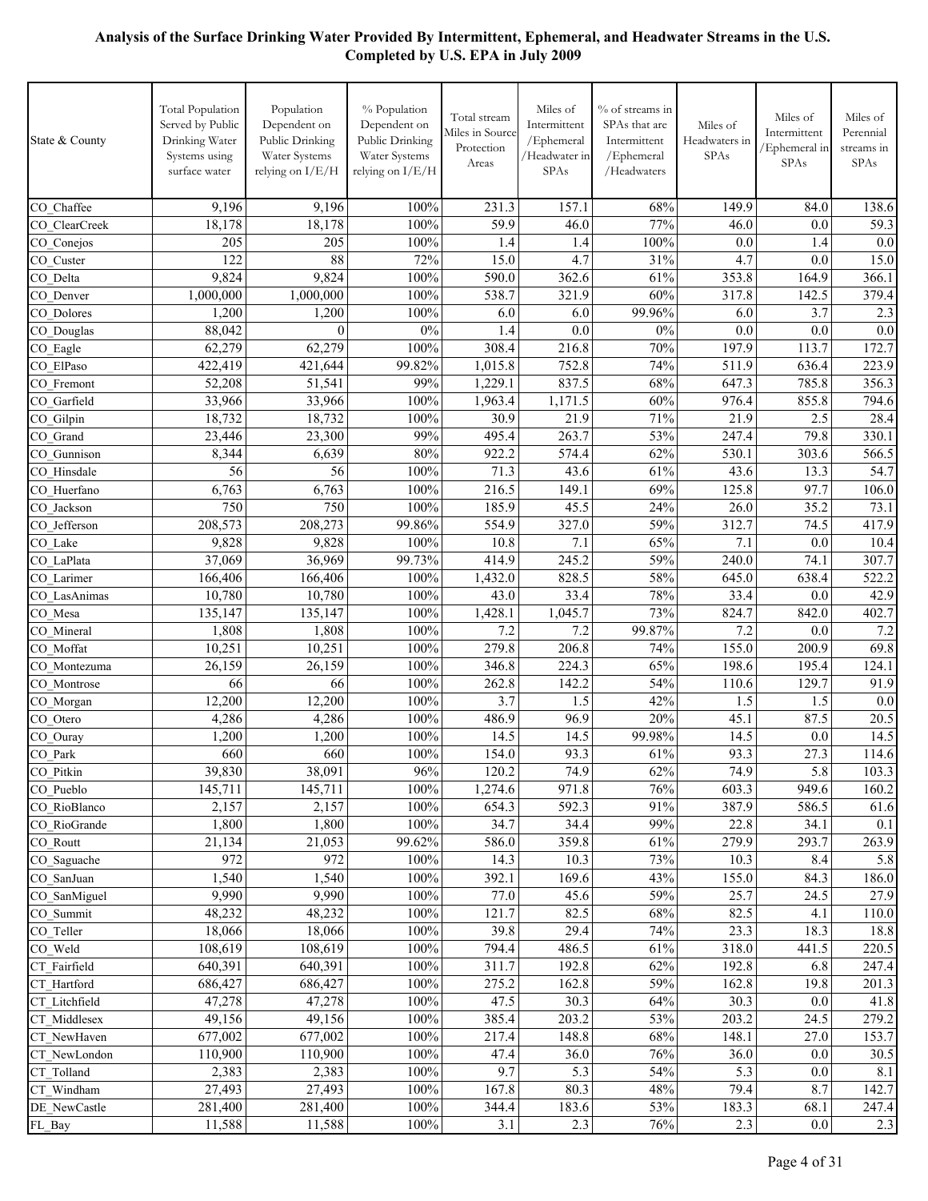**Analysis of the Surface Drinking Water Provided By Intermittent, Ephemeral, and Headwater Streams in the U.S.**
**Completed by U.S. EPA in July 2009**

| State & County | Total Population Served by Public Drinking Water Systems using surface water | Population Dependent on Public Drinking Water Systems relying on I/E/H | % Population Dependent on Public Drinking Water Systems relying on I/E/H | Total stream Miles in Source Protection Areas | Miles of Intermittent /Ephemeral /Headwater in SPAs | % of streams in SPAs that are Intermittent /Ephemeral /Headwaters | Miles of Headwaters in SPAs | Miles of Intermittent /Ephemeral in SPAs | Miles of Perennial streams in SPAs |
|---|---|---|---|---|---|---|---|---|---|
| CO_Chaffee | 9,196 | 9,196 | 100% | 231.3 | 157.1 | 68% | 149.9 | 84.0 | 138.6 |
| CO_ClearCreek | 18,178 | 18,178 | 100% | 59.9 | 46.0 | 77% | 46.0 | 0.0 | 59.3 |
| CO_Conejos | 205 | 205 | 100% | 1.4 | 1.4 | 100% | 0.0 | 1.4 | 0.0 |
| CO_Custer | 122 | 88 | 72% | 15.0 | 4.7 | 31% | 4.7 | 0.0 | 15.0 |
| CO_Delta | 9,824 | 9,824 | 100% | 590.0 | 362.6 | 61% | 353.8 | 164.9 | 366.1 |
| CO_Denver | 1,000,000 | 1,000,000 | 100% | 538.7 | 321.9 | 60% | 317.8 | 142.5 | 379.4 |
| CO_Dolores | 1,200 | 1,200 | 100% | 6.0 | 6.0 | 99.96% | 6.0 | 3.7 | 2.3 |
| CO_Douglas | 88,042 | 0 | 0% | 1.4 | 0.0 | 0% | 0.0 | 0.0 | 0.0 |
| CO_Eagle | 62,279 | 62,279 | 100% | 308.4 | 216.8 | 70% | 197.9 | 113.7 | 172.7 |
| CO_ElPaso | 422,419 | 421,644 | 99.82% | 1,015.8 | 752.8 | 74% | 511.9 | 636.4 | 223.9 |
| CO_Fremont | 52,208 | 51,541 | 99% | 1,229.1 | 837.5 | 68% | 647.3 | 785.8 | 356.3 |
| CO_Garfield | 33,966 | 33,966 | 100% | 1,963.4 | 1,171.5 | 60% | 976.4 | 855.8 | 794.6 |
| CO_Gilpin | 18,732 | 18,732 | 100% | 30.9 | 21.9 | 71% | 21.9 | 2.5 | 28.4 |
| CO_Grand | 23,446 | 23,300 | 99% | 495.4 | 263.7 | 53% | 247.4 | 79.8 | 330.1 |
| CO_Gunnison | 8,344 | 6,639 | 80% | 922.2 | 574.4 | 62% | 530.1 | 303.6 | 566.5 |
| CO_Hinsdale | 56 | 56 | 100% | 71.3 | 43.6 | 61% | 43.6 | 13.3 | 54.7 |
| CO_Huerfano | 6,763 | 6,763 | 100% | 216.5 | 149.1 | 69% | 125.8 | 97.7 | 106.0 |
| CO_Jackson | 750 | 750 | 100% | 185.9 | 45.5 | 24% | 26.0 | 35.2 | 73.1 |
| CO_Jefferson | 208,573 | 208,273 | 99.86% | 554.9 | 327.0 | 59% | 312.7 | 74.5 | 417.9 |
| CO_Lake | 9,828 | 9,828 | 100% | 10.8 | 7.1 | 65% | 7.1 | 0.0 | 10.4 |
| CO_LaPlata | 37,069 | 36,969 | 99.73% | 414.9 | 245.2 | 59% | 240.0 | 74.1 | 307.7 |
| CO_Larimer | 166,406 | 166,406 | 100% | 1,432.0 | 828.5 | 58% | 645.0 | 638.4 | 522.2 |
| CO_LasAnimas | 10,780 | 10,780 | 100% | 43.0 | 33.4 | 78% | 33.4 | 0.0 | 42.9 |
| CO_Mesa | 135,147 | 135,147 | 100% | 1,428.1 | 1,045.7 | 73% | 824.7 | 842.0 | 402.7 |
| CO_Mineral | 1,808 | 1,808 | 100% | 7.2 | 7.2 | 99.87% | 7.2 | 0.0 | 7.2 |
| CO_Moffat | 10,251 | 10,251 | 100% | 279.8 | 206.8 | 74% | 155.0 | 200.9 | 69.8 |
| CO_Montezuma | 26,159 | 26,159 | 100% | 346.8 | 224.3 | 65% | 198.6 | 195.4 | 124.1 |
| CO_Montrose | 66 | 66 | 100% | 262.8 | 142.2 | 54% | 110.6 | 129.7 | 91.9 |
| CO_Morgan | 12,200 | 12,200 | 100% | 3.7 | 1.5 | 42% | 1.5 | 1.5 | 0.0 |
| CO_Otero | 4,286 | 4,286 | 100% | 486.9 | 96.9 | 20% | 45.1 | 87.5 | 20.5 |
| CO_Ouray | 1,200 | 1,200 | 100% | 14.5 | 14.5 | 99.98% | 14.5 | 0.0 | 14.5 |
| CO_Park | 660 | 660 | 100% | 154.0 | 93.3 | 61% | 93.3 | 27.3 | 114.6 |
| CO_Pitkin | 39,830 | 38,091 | 96% | 120.2 | 74.9 | 62% | 74.9 | 5.8 | 103.3 |
| CO_Pueblo | 145,711 | 145,711 | 100% | 1,274.6 | 971.8 | 76% | 603.3 | 949.6 | 160.2 |
| CO_RioBlanco | 2,157 | 2,157 | 100% | 654.3 | 592.3 | 91% | 387.9 | 586.5 | 61.6 |
| CO_RioGrande | 1,800 | 1,800 | 100% | 34.7 | 34.4 | 99% | 22.8 | 34.1 | 0.1 |
| CO_Routt | 21,134 | 21,053 | 99.62% | 586.0 | 359.8 | 61% | 279.9 | 293.7 | 263.9 |
| CO_Saguache | 972 | 972 | 100% | 14.3 | 10.3 | 73% | 10.3 | 8.4 | 5.8 |
| CO_SanJuan | 1,540 | 1,540 | 100% | 392.1 | 169.6 | 43% | 155.0 | 84.3 | 186.0 |
| CO_SanMiguel | 9,990 | 9,990 | 100% | 77.0 | 45.6 | 59% | 25.7 | 24.5 | 27.9 |
| CO_Summit | 48,232 | 48,232 | 100% | 121.7 | 82.5 | 68% | 82.5 | 4.1 | 110.0 |
| CO_Teller | 18,066 | 18,066 | 100% | 39.8 | 29.4 | 74% | 23.3 | 18.3 | 18.8 |
| CO_Weld | 108,619 | 108,619 | 100% | 794.4 | 486.5 | 61% | 318.0 | 441.5 | 220.5 |
| CT_Fairfield | 640,391 | 640,391 | 100% | 311.7 | 192.8 | 62% | 192.8 | 6.8 | 247.4 |
| CT_Hartford | 686,427 | 686,427 | 100% | 275.2 | 162.8 | 59% | 162.8 | 19.8 | 201.3 |
| CT_Litchfield | 47,278 | 47,278 | 100% | 47.5 | 30.3 | 64% | 30.3 | 0.0 | 41.8 |
| CT_Middlesex | 49,156 | 49,156 | 100% | 385.4 | 203.2 | 53% | 203.2 | 24.5 | 279.2 |
| CT_NewHaven | 677,002 | 677,002 | 100% | 217.4 | 148.8 | 68% | 148.1 | 27.0 | 153.7 |
| CT_NewLondon | 110,900 | 110,900 | 100% | 47.4 | 36.0 | 76% | 36.0 | 0.0 | 30.5 |
| CT_Tolland | 2,383 | 2,383 | 100% | 9.7 | 5.3 | 54% | 5.3 | 0.0 | 8.1 |
| CT_Windham | 27,493 | 27,493 | 100% | 167.8 | 80.3 | 48% | 79.4 | 8.7 | 142.7 |
| DE_NewCastle | 281,400 | 281,400 | 100% | 344.4 | 183.6 | 53% | 183.3 | 68.1 | 247.4 |
| FL_Bay | 11,588 | 11,588 | 100% | 3.1 | 2.3 | 76% | 2.3 | 0.0 | 2.3 |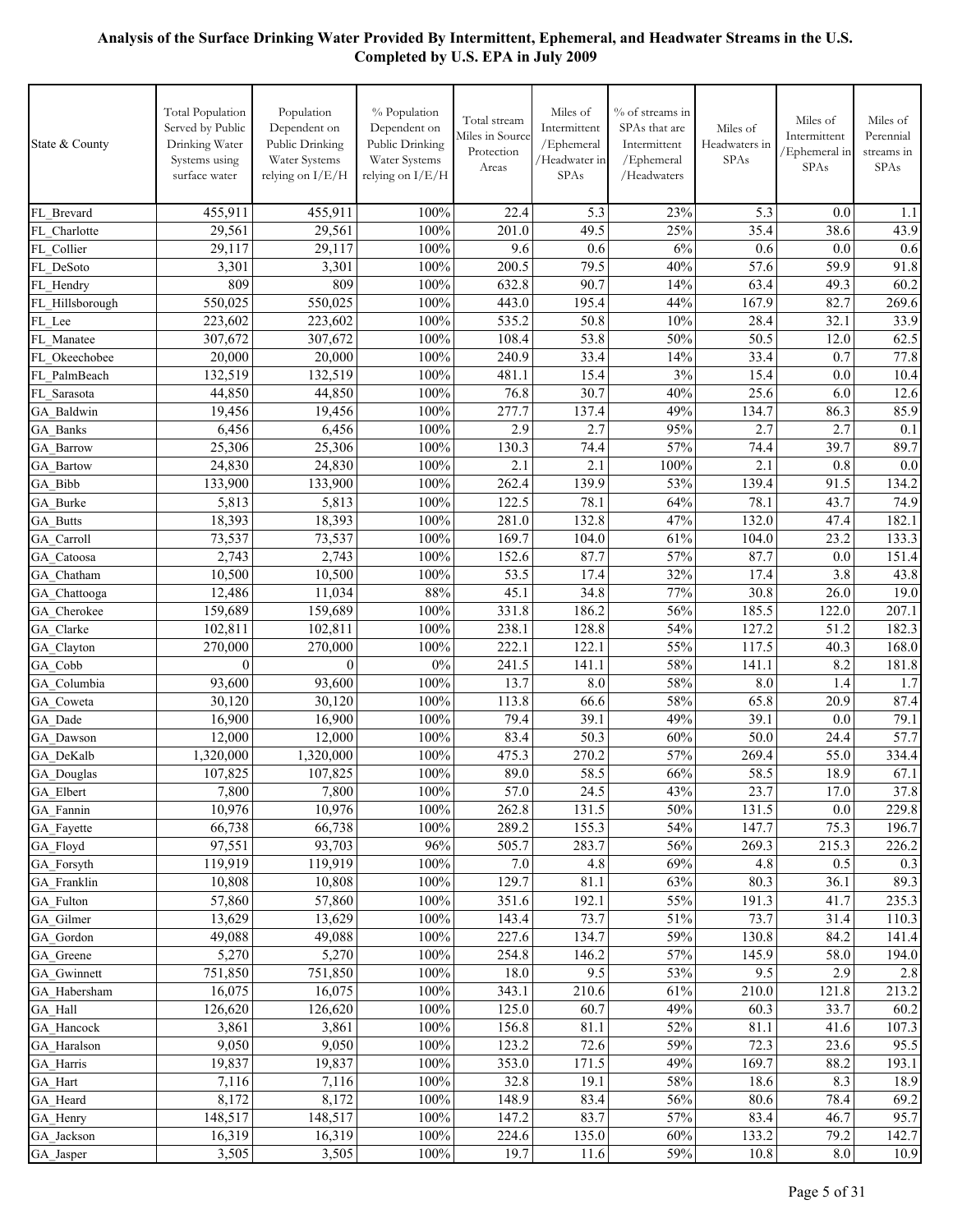**Analysis of the Surface Drinking Water Provided By Intermittent, Ephemeral, and Headwater Streams in the U.S.**
**Completed by U.S. EPA in July 2009**

| State & County | Total Population Served by Public Drinking Water Systems using surface water | Population Dependent on Public Drinking Water Systems relying on I/E/H | % Population Dependent on Public Drinking Water Systems relying on I/E/H | Total stream Miles in Source Protection Areas | Miles of Intermittent /Ephemeral /Headwater in SPAs | % of streams in SPAs that are Intermittent /Ephemeral /Headwaters | Miles of Headwaters in SPAs | Miles of Intermittent /Ephemeral in SPAs | Miles of Perennial streams in SPAs |
|---|---|---|---|---|---|---|---|---|---|
| FL_Brevard | 455,911 | 455,911 | 100% | 22.4 | 5.3 | 23% | 5.3 | 0.0 | 1.1 |
| FL_Charlotte | 29,561 | 29,561 | 100% | 201.0 | 49.5 | 25% | 35.4 | 38.6 | 43.9 |
| FL_Collier | 29,117 | 29,117 | 100% | 9.6 | 0.6 | 6% | 0.6 | 0.0 | 0.6 |
| FL_DeSoto | 3,301 | 3,301 | 100% | 200.5 | 79.5 | 40% | 57.6 | 59.9 | 91.8 |
| FL_Hendry | 809 | 809 | 100% | 632.8 | 90.7 | 14% | 63.4 | 49.3 | 60.2 |
| FL_Hillsborough | 550,025 | 550,025 | 100% | 443.0 | 195.4 | 44% | 167.9 | 82.7 | 269.6 |
| FL_Lee | 223,602 | 223,602 | 100% | 535.2 | 50.8 | 10% | 28.4 | 32.1 | 33.9 |
| FL_Manatee | 307,672 | 307,672 | 100% | 108.4 | 53.8 | 50% | 50.5 | 12.0 | 62.5 |
| FL_Okeechobee | 20,000 | 20,000 | 100% | 240.9 | 33.4 | 14% | 33.4 | 0.7 | 77.8 |
| FL_PalmBeach | 132,519 | 132,519 | 100% | 481.1 | 15.4 | 3% | 15.4 | 0.0 | 10.4 |
| FL_Sarasota | 44,850 | 44,850 | 100% | 76.8 | 30.7 | 40% | 25.6 | 6.0 | 12.6 |
| GA_Baldwin | 19,456 | 19,456 | 100% | 277.7 | 137.4 | 49% | 134.7 | 86.3 | 85.9 |
| GA_Banks | 6,456 | 6,456 | 100% | 2.9 | 2.7 | 95% | 2.7 | 2.7 | 0.1 |
| GA_Barrow | 25,306 | 25,306 | 100% | 130.3 | 74.4 | 57% | 74.4 | 39.7 | 89.7 |
| GA_Bartow | 24,830 | 24,830 | 100% | 2.1 | 2.1 | 100% | 2.1 | 0.8 | 0.0 |
| GA_Bibb | 133,900 | 133,900 | 100% | 262.4 | 139.9 | 53% | 139.4 | 91.5 | 134.2 |
| GA_Burke | 5,813 | 5,813 | 100% | 122.5 | 78.1 | 64% | 78.1 | 43.7 | 74.9 |
| GA_Butts | 18,393 | 18,393 | 100% | 281.0 | 132.8 | 47% | 132.0 | 47.4 | 182.1 |
| GA_Carroll | 73,537 | 73,537 | 100% | 169.7 | 104.0 | 61% | 104.0 | 23.2 | 133.3 |
| GA_Catoosa | 2,743 | 2,743 | 100% | 152.6 | 87.7 | 57% | 87.7 | 0.0 | 151.4 |
| GA_Chatham | 10,500 | 10,500 | 100% | 53.5 | 17.4 | 32% | 17.4 | 3.8 | 43.8 |
| GA_Chattooga | 12,486 | 11,034 | 88% | 45.1 | 34.8 | 77% | 30.8 | 26.0 | 19.0 |
| GA_Cherokee | 159,689 | 159,689 | 100% | 331.8 | 186.2 | 56% | 185.5 | 122.0 | 207.1 |
| GA_Clarke | 102,811 | 102,811 | 100% | 238.1 | 128.8 | 54% | 127.2 | 51.2 | 182.3 |
| GA_Clayton | 270,000 | 270,000 | 100% | 222.1 | 122.1 | 55% | 117.5 | 40.3 | 168.0 |
| GA_Cobb | 0 | 0 | 0% | 241.5 | 141.1 | 58% | 141.1 | 8.2 | 181.8 |
| GA_Columbia | 93,600 | 93,600 | 100% | 13.7 | 8.0 | 58% | 8.0 | 1.4 | 1.7 |
| GA_Coweta | 30,120 | 30,120 | 100% | 113.8 | 66.6 | 58% | 65.8 | 20.9 | 87.4 |
| GA_Dade | 16,900 | 16,900 | 100% | 79.4 | 39.1 | 49% | 39.1 | 0.0 | 79.1 |
| GA_Dawson | 12,000 | 12,000 | 100% | 83.4 | 50.3 | 60% | 50.0 | 24.4 | 57.7 |
| GA_DeKalb | 1,320,000 | 1,320,000 | 100% | 475.3 | 270.2 | 57% | 269.4 | 55.0 | 334.4 |
| GA_Douglas | 107,825 | 107,825 | 100% | 89.0 | 58.5 | 66% | 58.5 | 18.9 | 67.1 |
| GA_Elbert | 7,800 | 7,800 | 100% | 57.0 | 24.5 | 43% | 23.7 | 17.0 | 37.8 |
| GA_Fannin | 10,976 | 10,976 | 100% | 262.8 | 131.5 | 50% | 131.5 | 0.0 | 229.8 |
| GA_Fayette | 66,738 | 66,738 | 100% | 289.2 | 155.3 | 54% | 147.7 | 75.3 | 196.7 |
| GA_Floyd | 97,551 | 93,703 | 96% | 505.7 | 283.7 | 56% | 269.3 | 215.3 | 226.2 |
| GA_Forsyth | 119,919 | 119,919 | 100% | 7.0 | 4.8 | 69% | 4.8 | 0.5 | 0.3 |
| GA_Franklin | 10,808 | 10,808 | 100% | 129.7 | 81.1 | 63% | 80.3 | 36.1 | 89.3 |
| GA_Fulton | 57,860 | 57,860 | 100% | 351.6 | 192.1 | 55% | 191.3 | 41.7 | 235.3 |
| GA_Gilmer | 13,629 | 13,629 | 100% | 143.4 | 73.7 | 51% | 73.7 | 31.4 | 110.3 |
| GA_Gordon | 49,088 | 49,088 | 100% | 227.6 | 134.7 | 59% | 130.8 | 84.2 | 141.4 |
| GA_Greene | 5,270 | 5,270 | 100% | 254.8 | 146.2 | 57% | 145.9 | 58.0 | 194.0 |
| GA_Gwinnett | 751,850 | 751,850 | 100% | 18.0 | 9.5 | 53% | 9.5 | 2.9 | 2.8 |
| GA_Habersham | 16,075 | 16,075 | 100% | 343.1 | 210.6 | 61% | 210.0 | 121.8 | 213.2 |
| GA_Hall | 126,620 | 126,620 | 100% | 125.0 | 60.7 | 49% | 60.3 | 33.7 | 60.2 |
| GA_Hancock | 3,861 | 3,861 | 100% | 156.8 | 81.1 | 52% | 81.1 | 41.6 | 107.3 |
| GA_Haralson | 9,050 | 9,050 | 100% | 123.2 | 72.6 | 59% | 72.3 | 23.6 | 95.5 |
| GA_Harris | 19,837 | 19,837 | 100% | 353.0 | 171.5 | 49% | 169.7 | 88.2 | 193.1 |
| GA_Hart | 7,116 | 7,116 | 100% | 32.8 | 19.1 | 58% | 18.6 | 8.3 | 18.9 |
| GA_Heard | 8,172 | 8,172 | 100% | 148.9 | 83.4 | 56% | 80.6 | 78.4 | 69.2 |
| GA_Henry | 148,517 | 148,517 | 100% | 147.2 | 83.7 | 57% | 83.4 | 46.7 | 95.7 |
| GA_Jackson | 16,319 | 16,319 | 100% | 224.6 | 135.0 | 60% | 133.2 | 79.2 | 142.7 |
| GA_Jasper | 3,505 | 3,505 | 100% | 19.7 | 11.6 | 59% | 10.8 | 8.0 | 10.9 |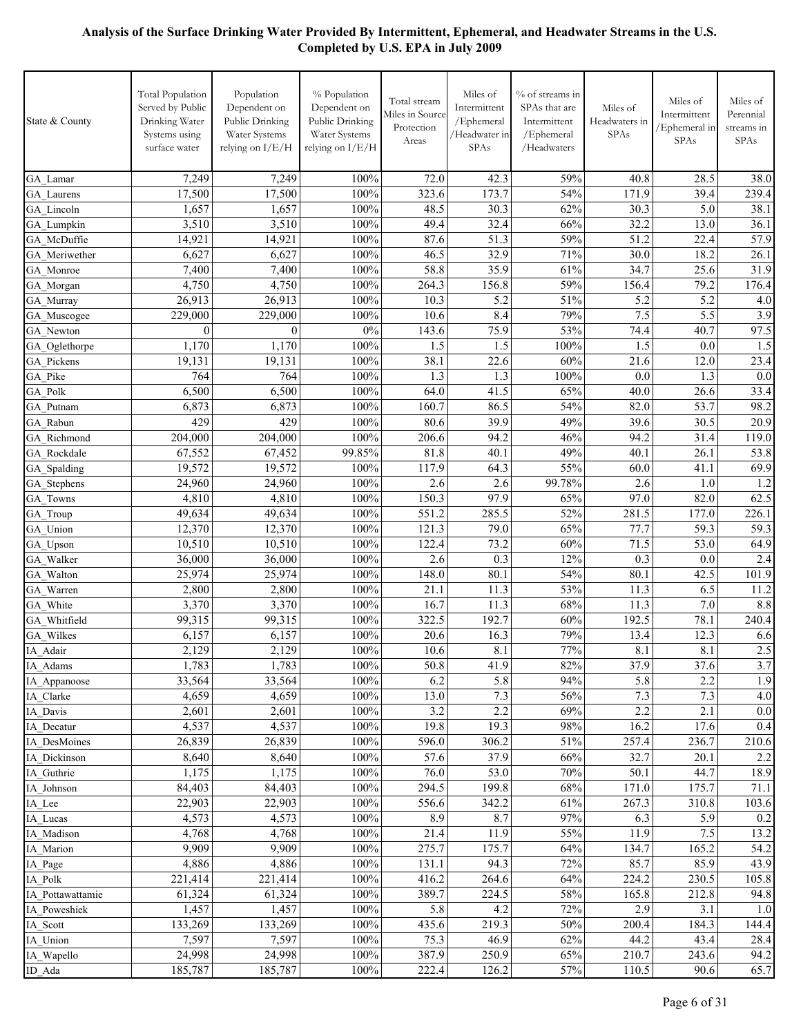**Analysis of the Surface Drinking Water Provided By Intermittent, Ephemeral, and Headwater Streams in the U.S.**
**Completed by U.S. EPA in July 2009**

| State & County | Total Population Served by Public Drinking Water Systems using surface water | Population Dependent on Public Drinking Water Systems relying on I/E/H | % Population Dependent on Public Drinking Water Systems relying on I/E/H | Total stream Miles in Source Protection Areas | Miles of Intermittent /Ephemeral /Headwater in SPAs | % of streams in SPAs that are Intermittent /Ephemeral /Headwaters | Miles of Headwaters in SPAs | Miles of Intermittent /Ephemeral in SPAs | Miles of Perennial streams in SPAs |
|---|---|---|---|---|---|---|---|---|---|
| GA_Lamar | 7,249 | 7,249 | 100% | 72.0 | 42.3 | 59% | 40.8 | 28.5 | 38.0 |
| GA_Laurens | 17,500 | 17,500 | 100% | 323.6 | 173.7 | 54% | 171.9 | 39.4 | 239.4 |
| GA_Lincoln | 1,657 | 1,657 | 100% | 48.5 | 30.3 | 62% | 30.3 | 5.0 | 38.1 |
| GA_Lumpkin | 3,510 | 3,510 | 100% | 49.4 | 32.4 | 66% | 32.2 | 13.0 | 36.1 |
| GA_McDuffie | 14,921 | 14,921 | 100% | 87.6 | 51.3 | 59% | 51.2 | 22.4 | 57.9 |
| GA_Meriwether | 6,627 | 6,627 | 100% | 46.5 | 32.9 | 71% | 30.0 | 18.2 | 26.1 |
| GA_Monroe | 7,400 | 7,400 | 100% | 58.8 | 35.9 | 61% | 34.7 | 25.6 | 31.9 |
| GA_Morgan | 4,750 | 4,750 | 100% | 264.3 | 156.8 | 59% | 156.4 | 79.2 | 176.4 |
| GA_Murray | 26,913 | 26,913 | 100% | 10.3 | 5.2 | 51% | 5.2 | 5.2 | 4.0 |
| GA_Muscogee | 229,000 | 229,000 | 100% | 10.6 | 8.4 | 79% | 7.5 | 5.5 | 3.9 |
| GA_Newton | 0 | 0 | 0% | 143.6 | 75.9 | 53% | 74.4 | 40.7 | 97.5 |
| GA_Oglethorpe | 1,170 | 1,170 | 100% | 1.5 | 1.5 | 100% | 1.5 | 0.0 | 1.5 |
| GA_Pickens | 19,131 | 19,131 | 100% | 38.1 | 22.6 | 60% | 21.6 | 12.0 | 23.4 |
| GA_Pike | 764 | 764 | 100% | 1.3 | 1.3 | 100% | 0.0 | 1.3 | 0.0 |
| GA_Polk | 6,500 | 6,500 | 100% | 64.0 | 41.5 | 65% | 40.0 | 26.6 | 33.4 |
| GA_Putnam | 6,873 | 6,873 | 100% | 160.7 | 86.5 | 54% | 82.0 | 53.7 | 98.2 |
| GA_Rabun | 429 | 429 | 100% | 80.6 | 39.9 | 49% | 39.6 | 30.5 | 20.9 |
| GA_Richmond | 204,000 | 204,000 | 100% | 206.6 | 94.2 | 46% | 94.2 | 31.4 | 119.0 |
| GA_Rockdale | 67,552 | 67,452 | 99.85% | 81.8 | 40.1 | 49% | 40.1 | 26.1 | 53.8 |
| GA_Spalding | 19,572 | 19,572 | 100% | 117.9 | 64.3 | 55% | 60.0 | 41.1 | 69.9 |
| GA_Stephens | 24,960 | 24,960 | 100% | 2.6 | 2.6 | 99.78% | 2.6 | 1.0 | 1.2 |
| GA_Towns | 4,810 | 4,810 | 100% | 150.3 | 97.9 | 65% | 97.0 | 82.0 | 62.5 |
| GA_Troup | 49,634 | 49,634 | 100% | 551.2 | 285.5 | 52% | 281.5 | 177.0 | 226.1 |
| GA_Union | 12,370 | 12,370 | 100% | 121.3 | 79.0 | 65% | 77.7 | 59.3 | 59.3 |
| GA_Upson | 10,510 | 10,510 | 100% | 122.4 | 73.2 | 60% | 71.5 | 53.0 | 64.9 |
| GA_Walker | 36,000 | 36,000 | 100% | 2.6 | 0.3 | 12% | 0.3 | 0.0 | 2.4 |
| GA_Walton | 25,974 | 25,974 | 100% | 148.0 | 80.1 | 54% | 80.1 | 42.5 | 101.9 |
| GA_Warren | 2,800 | 2,800 | 100% | 21.1 | 11.3 | 53% | 11.3 | 6.5 | 11.2 |
| GA_White | 3,370 | 3,370 | 100% | 16.7 | 11.3 | 68% | 11.3 | 7.0 | 8.8 |
| GA_Whitfield | 99,315 | 99,315 | 100% | 322.5 | 192.7 | 60% | 192.5 | 78.1 | 240.4 |
| GA_Wilkes | 6,157 | 6,157 | 100% | 20.6 | 16.3 | 79% | 13.4 | 12.3 | 6.6 |
| IA_Adair | 2,129 | 2,129 | 100% | 10.6 | 8.1 | 77% | 8.1 | 8.1 | 2.5 |
| IA_Adams | 1,783 | 1,783 | 100% | 50.8 | 41.9 | 82% | 37.9 | 37.6 | 3.7 |
| IA_Appanoose | 33,564 | 33,564 | 100% | 6.2 | 5.8 | 94% | 5.8 | 2.2 | 1.9 |
| IA_Clarke | 4,659 | 4,659 | 100% | 13.0 | 7.3 | 56% | 7.3 | 7.3 | 4.0 |
| IA_Davis | 2,601 | 2,601 | 100% | 3.2 | 2.2 | 69% | 2.2 | 2.1 | 0.0 |
| IA_Decatur | 4,537 | 4,537 | 100% | 19.8 | 19.3 | 98% | 16.2 | 17.6 | 0.4 |
| IA_DesMoines | 26,839 | 26,839 | 100% | 596.0 | 306.2 | 51% | 257.4 | 236.7 | 210.6 |
| IA_Dickinson | 8,640 | 8,640 | 100% | 57.6 | 37.9 | 66% | 32.7 | 20.1 | 2.2 |
| IA_Guthrie | 1,175 | 1,175 | 100% | 76.0 | 53.0 | 70% | 50.1 | 44.7 | 18.9 |
| IA_Johnson | 84,403 | 84,403 | 100% | 294.5 | 199.8 | 68% | 171.0 | 175.7 | 71.1 |
| IA_Lee | 22,903 | 22,903 | 100% | 556.6 | 342.2 | 61% | 267.3 | 310.8 | 103.6 |
| IA_Lucas | 4,573 | 4,573 | 100% | 8.9 | 8.7 | 97% | 6.3 | 5.9 | 0.2 |
| IA_Madison | 4,768 | 4,768 | 100% | 21.4 | 11.9 | 55% | 11.9 | 7.5 | 13.2 |
| IA_Marion | 9,909 | 9,909 | 100% | 275.7 | 175.7 | 64% | 134.7 | 165.2 | 54.2 |
| IA_Page | 4,886 | 4,886 | 100% | 131.1 | 94.3 | 72% | 85.7 | 85.9 | 43.9 |
| IA_Polk | 221,414 | 221,414 | 100% | 416.2 | 264.6 | 64% | 224.2 | 230.5 | 105.8 |
| IA_Pottawattamie | 61,324 | 61,324 | 100% | 389.7 | 224.5 | 58% | 165.8 | 212.8 | 94.8 |
| IA_Poweshiek | 1,457 | 1,457 | 100% | 5.8 | 4.2 | 72% | 2.9 | 3.1 | 1.0 |
| IA_Scott | 133,269 | 133,269 | 100% | 435.6 | 219.3 | 50% | 200.4 | 184.3 | 144.4 |
| IA_Union | 7,597 | 7,597 | 100% | 75.3 | 46.9 | 62% | 44.2 | 43.4 | 28.4 |
| IA_Wapello | 24,998 | 24,998 | 100% | 387.9 | 250.9 | 65% | 210.7 | 243.6 | 94.2 |
| ID_Ada | 185,787 | 185,787 | 100% | 222.4 | 126.2 | 57% | 110.5 | 90.6 | 65.7 |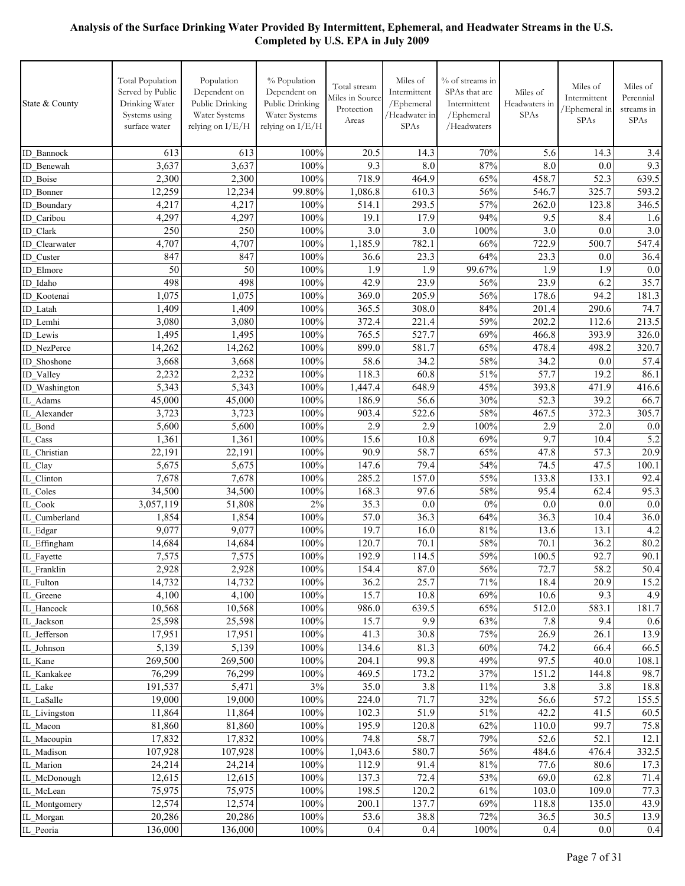**Analysis of the Surface Drinking Water Provided By Intermittent, Ephemeral, and Headwater Streams in the U.S. Completed by U.S. EPA in July 2009**

| State & County | Total Population Served by Public Drinking Water Systems using surface water | Population Dependent on Public Drinking Water Systems relying on I/E/H | % Population Dependent on Public Drinking Water Systems relying on I/E/H | Total stream Miles in Source Protection Areas | Miles of Intermittent /Ephemeral /Headwater in SPAs | % of streams in SPAs that are Intermittent /Ephemeral /Headwaters | Miles of Headwaters in SPAs | Miles of Intermittent /Ephemeral in SPAs | Miles of Perennial streams in SPAs |
|---|---|---|---|---|---|---|---|---|---|
| ID_Bannock | 613 | 613 | 100% | 20.5 | 14.3 | 70% | 5.6 | 14.3 | 3.4 |
| ID_Benewah | 3,637 | 3,637 | 100% | 9.3 | 8.0 | 87% | 8.0 | 0.0 | 9.3 |
| ID_Boise | 2,300 | 2,300 | 100% | 718.9 | 464.9 | 65% | 458.7 | 52.3 | 639.5 |
| ID_Bonner | 12,259 | 12,234 | 99.80% | 1,086.8 | 610.3 | 56% | 546.7 | 325.7 | 593.2 |
| ID_Boundary | 4,217 | 4,217 | 100% | 514.1 | 293.5 | 57% | 262.0 | 123.8 | 346.5 |
| ID_Caribou | 4,297 | 4,297 | 100% | 19.1 | 17.9 | 94% | 9.5 | 8.4 | 1.6 |
| ID_Clark | 250 | 250 | 100% | 3.0 | 3.0 | 100% | 3.0 | 0.0 | 3.0 |
| ID_Clearwater | 4,707 | 4,707 | 100% | 1,185.9 | 782.1 | 66% | 722.9 | 500.7 | 547.4 |
| ID_Custer | 847 | 847 | 100% | 36.6 | 23.3 | 64% | 23.3 | 0.0 | 36.4 |
| ID_Elmore | 50 | 50 | 100% | 1.9 | 1.9 | 99.67% | 1.9 | 1.9 | 0.0 |
| ID_Idaho | 498 | 498 | 100% | 42.9 | 23.9 | 56% | 23.9 | 6.2 | 35.7 |
| ID_Kootenai | 1,075 | 1,075 | 100% | 369.0 | 205.9 | 56% | 178.6 | 94.2 | 181.3 |
| ID_Latah | 1,409 | 1,409 | 100% | 365.5 | 308.0 | 84% | 201.4 | 290.6 | 74.7 |
| ID_Lemhi | 3,080 | 3,080 | 100% | 372.4 | 221.4 | 59% | 202.2 | 112.6 | 213.5 |
| ID_Lewis | 1,495 | 1,495 | 100% | 765.5 | 527.7 | 69% | 466.8 | 393.9 | 326.0 |
| ID_NezPerce | 14,262 | 14,262 | 100% | 899.0 | 581.7 | 65% | 478.4 | 498.2 | 320.7 |
| ID_Shoshone | 3,668 | 3,668 | 100% | 58.6 | 34.2 | 58% | 34.2 | 0.0 | 57.4 |
| ID_Valley | 2,232 | 2,232 | 100% | 118.3 | 60.8 | 51% | 57.7 | 19.2 | 86.1 |
| ID_Washington | 5,343 | 5,343 | 100% | 1,447.4 | 648.9 | 45% | 393.8 | 471.9 | 416.6 |
| IL_Adams | 45,000 | 45,000 | 100% | 186.9 | 56.6 | 30% | 52.3 | 39.2 | 66.7 |
| IL_Alexander | 3,723 | 3,723 | 100% | 903.4 | 522.6 | 58% | 467.5 | 372.3 | 305.7 |
| IL_Bond | 5,600 | 5,600 | 100% | 2.9 | 2.9 | 100% | 2.9 | 2.0 | 0.0 |
| IL_Cass | 1,361 | 1,361 | 100% | 15.6 | 10.8 | 69% | 9.7 | 10.4 | 5.2 |
| IL_Christian | 22,191 | 22,191 | 100% | 90.9 | 58.7 | 65% | 47.8 | 57.3 | 20.9 |
| IL_Clay | 5,675 | 5,675 | 100% | 147.6 | 79.4 | 54% | 74.5 | 47.5 | 100.1 |
| IL_Clinton | 7,678 | 7,678 | 100% | 285.2 | 157.0 | 55% | 133.8 | 133.1 | 92.4 |
| IL_Coles | 34,500 | 34,500 | 100% | 168.3 | 97.6 | 58% | 95.4 | 62.4 | 95.3 |
| IL_Cook | 3,057,119 | 51,808 | 2% | 35.3 | 0.0 | 0% | 0.0 | 0.0 | 0.0 |
| IL_Cumberland | 1,854 | 1,854 | 100% | 57.0 | 36.3 | 64% | 36.3 | 10.4 | 36.0 |
| IL_Edgar | 9,077 | 9,077 | 100% | 19.7 | 16.0 | 81% | 13.6 | 13.1 | 4.2 |
| IL_Effingham | 14,684 | 14,684 | 100% | 120.7 | 70.1 | 58% | 70.1 | 36.2 | 80.2 |
| IL_Fayette | 7,575 | 7,575 | 100% | 192.9 | 114.5 | 59% | 100.5 | 92.7 | 90.1 |
| IL_Franklin | 2,928 | 2,928 | 100% | 154.4 | 87.0 | 56% | 72.7 | 58.2 | 50.4 |
| IL_Fulton | 14,732 | 14,732 | 100% | 36.2 | 25.7 | 71% | 18.4 | 20.9 | 15.2 |
| IL_Greene | 4,100 | 4,100 | 100% | 15.7 | 10.8 | 69% | 10.6 | 9.3 | 4.9 |
| IL_Hancock | 10,568 | 10,568 | 100% | 986.0 | 639.5 | 65% | 512.0 | 583.1 | 181.7 |
| IL_Jackson | 25,598 | 25,598 | 100% | 15.7 | 9.9 | 63% | 7.8 | 9.4 | 0.6 |
| IL_Jefferson | 17,951 | 17,951 | 100% | 41.3 | 30.8 | 75% | 26.9 | 26.1 | 13.9 |
| IL_Johnson | 5,139 | 5,139 | 100% | 134.6 | 81.3 | 60% | 74.2 | 66.4 | 66.5 |
| IL_Kane | 269,500 | 269,500 | 100% | 204.1 | 99.8 | 49% | 97.5 | 40.0 | 108.1 |
| IL_Kankakee | 76,299 | 76,299 | 100% | 469.5 | 173.2 | 37% | 151.2 | 144.8 | 98.7 |
| IL_Lake | 191,537 | 5,471 | 3% | 35.0 | 3.8 | 11% | 3.8 | 3.8 | 18.8 |
| IL_LaSalle | 19,000 | 19,000 | 100% | 224.0 | 71.7 | 32% | 56.6 | 57.2 | 155.5 |
| IL_Livingston | 11,864 | 11,864 | 100% | 102.3 | 51.9 | 51% | 42.2 | 41.5 | 60.5 |
| IL_Macon | 81,860 | 81,860 | 100% | 195.9 | 120.8 | 62% | 110.0 | 99.7 | 75.8 |
| IL_Macoupin | 17,832 | 17,832 | 100% | 74.8 | 58.7 | 79% | 52.6 | 52.1 | 12.1 |
| IL_Madison | 107,928 | 107,928 | 100% | 1,043.6 | 580.7 | 56% | 484.6 | 476.4 | 332.5 |
| IL_Marion | 24,214 | 24,214 | 100% | 112.9 | 91.4 | 81% | 77.6 | 80.6 | 17.3 |
| IL_McDonough | 12,615 | 12,615 | 100% | 137.3 | 72.4 | 53% | 69.0 | 62.8 | 71.4 |
| IL_McLean | 75,975 | 75,975 | 100% | 198.5 | 120.2 | 61% | 103.0 | 109.0 | 77.3 |
| IL_Montgomery | 12,574 | 12,574 | 100% | 200.1 | 137.7 | 69% | 118.8 | 135.0 | 43.9 |
| IL_Morgan | 20,286 | 20,286 | 100% | 53.6 | 38.8 | 72% | 36.5 | 30.5 | 13.9 |
| IL_Peoria | 136,000 | 136,000 | 100% | 0.4 | 0.4 | 100% | 0.4 | 0.0 | 0.4 |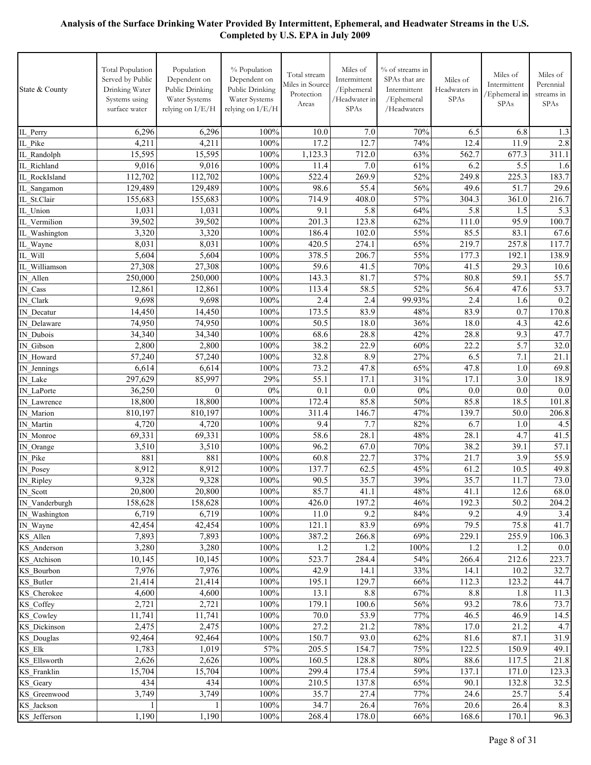**Analysis of the Surface Drinking Water Provided By Intermittent, Ephemeral, and Headwater Streams in the U.S.**
**Completed by U.S. EPA in July 2009**

| State & County | Total Population Served by Public Drinking Water Systems using surface water | Population Dependent on Public Drinking Water Systems relying on I/E/H | % Population Dependent on Public Drinking Water Systems relying on I/E/H | Total stream Miles in Source Protection Areas | Miles of Intermittent /Ephemeral /Headwater in SPAs | % of streams in SPAs that are Intermittent /Ephemeral /Headwaters | Miles of Headwaters in SPAs | Miles of Intermittent /Ephemeral in SPAs | Miles of Perennial streams in SPAs |
|---|---|---|---|---|---|---|---|---|---|
| IL_Perry | 6,296 | 6,296 | 100% | 10.0 | 7.0 | 70% | 6.5 | 6.8 | 1.3 |
| IL_Pike | 4,211 | 4,211 | 100% | 17.2 | 12.7 | 74% | 12.4 | 11.9 | 2.8 |
| IL_Randolph | 15,595 | 15,595 | 100% | 1,123.3 | 712.0 | 63% | 562.7 | 677.3 | 311.1 |
| IL_Richland | 9,016 | 9,016 | 100% | 11.4 | 7.0 | 61% | 6.2 | 5.5 | 1.6 |
| IL_RockIsland | 112,702 | 112,702 | 100% | 522.4 | 269.9 | 52% | 249.8 | 225.3 | 183.7 |
| IL_Sangamon | 129,489 | 129,489 | 100% | 98.6 | 55.4 | 56% | 49.6 | 51.7 | 29.6 |
| IL_St.Clair | 155,683 | 155,683 | 100% | 714.9 | 408.0 | 57% | 304.3 | 361.0 | 216.7 |
| IL_Union | 1,031 | 1,031 | 100% | 9.1 | 5.8 | 64% | 5.8 | 1.5 | 5.3 |
| IL_Vermilion | 39,502 | 39,502 | 100% | 201.3 | 123.8 | 62% | 111.0 | 95.9 | 100.7 |
| IL_Washington | 3,320 | 3,320 | 100% | 186.4 | 102.0 | 55% | 85.5 | 83.1 | 67.6 |
| IL_Wayne | 8,031 | 8,031 | 100% | 420.5 | 274.1 | 65% | 219.7 | 257.8 | 117.7 |
| IL_Will | 5,604 | 5,604 | 100% | 378.5 | 206.7 | 55% | 177.3 | 192.1 | 138.9 |
| IL_Williamson | 27,308 | 27,308 | 100% | 59.6 | 41.5 | 70% | 41.5 | 29.3 | 10.6 |
| IN_Allen | 250,000 | 250,000 | 100% | 143.3 | 81.7 | 57% | 80.8 | 59.1 | 55.7 |
| IN_Cass | 12,861 | 12,861 | 100% | 113.4 | 58.5 | 52% | 56.4 | 47.6 | 53.7 |
| IN_Clark | 9,698 | 9,698 | 100% | 2.4 | 2.4 | 99.93% | 2.4 | 1.6 | 0.2 |
| IN_Decatur | 14,450 | 14,450 | 100% | 173.5 | 83.9 | 48% | 83.9 | 0.7 | 170.8 |
| IN_Delaware | 74,950 | 74,950 | 100% | 50.5 | 18.0 | 36% | 18.0 | 4.3 | 42.6 |
| IN_Dubois | 34,340 | 34,340 | 100% | 68.6 | 28.8 | 42% | 28.8 | 9.3 | 47.7 |
| IN_Gibson | 2,800 | 2,800 | 100% | 38.2 | 22.9 | 60% | 22.2 | 5.7 | 32.0 |
| IN_Howard | 57,240 | 57,240 | 100% | 32.8 | 8.9 | 27% | 6.5 | 7.1 | 21.1 |
| IN_Jennings | 6,614 | 6,614 | 100% | 73.2 | 47.8 | 65% | 47.8 | 1.0 | 69.8 |
| IN_Lake | 297,629 | 85,997 | 29% | 55.1 | 17.1 | 31% | 17.1 | 3.0 | 18.9 |
| IN_LaPorte | 36,250 | 0 | 0% | 0.1 | 0.0 | 0% | 0.0 | 0.0 | 0.0 |
| IN_Lawrence | 18,800 | 18,800 | 100% | 172.4 | 85.8 | 50% | 85.8 | 18.5 | 101.8 |
| IN_Marion | 810,197 | 810,197 | 100% | 311.4 | 146.7 | 47% | 139.7 | 50.0 | 206.8 |
| IN_Martin | 4,720 | 4,720 | 100% | 9.4 | 7.7 | 82% | 6.7 | 1.0 | 4.5 |
| IN_Monroe | 69,331 | 69,331 | 100% | 58.6 | 28.1 | 48% | 28.1 | 4.7 | 41.5 |
| IN_Orange | 3,510 | 3,510 | 100% | 96.2 | 67.0 | 70% | 38.2 | 39.1 | 57.1 |
| IN_Pike | 881 | 881 | 100% | 60.8 | 22.7 | 37% | 21.7 | 3.9 | 55.9 |
| IN_Posey | 8,912 | 8,912 | 100% | 137.7 | 62.5 | 45% | 61.2 | 10.5 | 49.8 |
| IN_Ripley | 9,328 | 9,328 | 100% | 90.5 | 35.7 | 39% | 35.7 | 11.7 | 73.0 |
| IN_Scott | 20,800 | 20,800 | 100% | 85.7 | 41.1 | 48% | 41.1 | 12.6 | 68.0 |
| IN_Vanderburgh | 158,628 | 158,628 | 100% | 426.0 | 197.2 | 46% | 192.3 | 50.2 | 204.2 |
| IN_Washington | 6,719 | 6,719 | 100% | 11.0 | 9.2 | 84% | 9.2 | 4.9 | 3.4 |
| IN_Wayne | 42,454 | 42,454 | 100% | 121.1 | 83.9 | 69% | 79.5 | 75.8 | 41.7 |
| KS_Allen | 7,893 | 7,893 | 100% | 387.2 | 266.8 | 69% | 229.1 | 255.9 | 106.3 |
| KS_Anderson | 3,280 | 3,280 | 100% | 1.2 | 1.2 | 100% | 1.2 | 1.2 | 0.0 |
| KS_Atchison | 10,145 | 10,145 | 100% | 523.7 | 284.4 | 54% | 266.4 | 212.6 | 223.7 |
| KS_Bourbon | 7,976 | 7,976 | 100% | 42.9 | 14.1 | 33% | 14.1 | 10.2 | 32.7 |
| KS_Butler | 21,414 | 21,414 | 100% | 195.1 | 129.7 | 66% | 112.3 | 123.2 | 44.7 |
| KS_Cherokee | 4,600 | 4,600 | 100% | 13.1 | 8.8 | 67% | 8.8 | 1.8 | 11.3 |
| KS_Coffey | 2,721 | 2,721 | 100% | 179.1 | 100.6 | 56% | 93.2 | 78.6 | 73.7 |
| KS_Cowley | 11,741 | 11,741 | 100% | 70.0 | 53.9 | 77% | 46.5 | 46.9 | 14.5 |
| KS_Dickinson | 2,475 | 2,475 | 100% | 27.2 | 21.2 | 78% | 17.0 | 21.2 | 4.7 |
| KS_Douglas | 92,464 | 92,464 | 100% | 150.7 | 93.0 | 62% | 81.6 | 87.1 | 31.9 |
| KS_Elk | 1,783 | 1,019 | 57% | 205.5 | 154.7 | 75% | 122.5 | 150.9 | 49.1 |
| KS_Ellsworth | 2,626 | 2,626 | 100% | 160.5 | 128.8 | 80% | 88.6 | 117.5 | 21.8 |
| KS_Franklin | 15,704 | 15,704 | 100% | 299.4 | 175.4 | 59% | 137.1 | 171.0 | 123.3 |
| KS_Geary | 434 | 434 | 100% | 210.5 | 137.8 | 65% | 90.1 | 132.8 | 32.5 |
| KS_Greenwood | 3,749 | 3,749 | 100% | 35.7 | 27.4 | 77% | 24.6 | 25.7 | 5.4 |
| KS_Jackson | 1 | 1 | 100% | 34.7 | 26.4 | 76% | 20.6 | 26.4 | 8.3 |
| KS_Jefferson | 1,190 | 1,190 | 100% | 268.4 | 178.0 | 66% | 168.6 | 170.1 | 96.3 |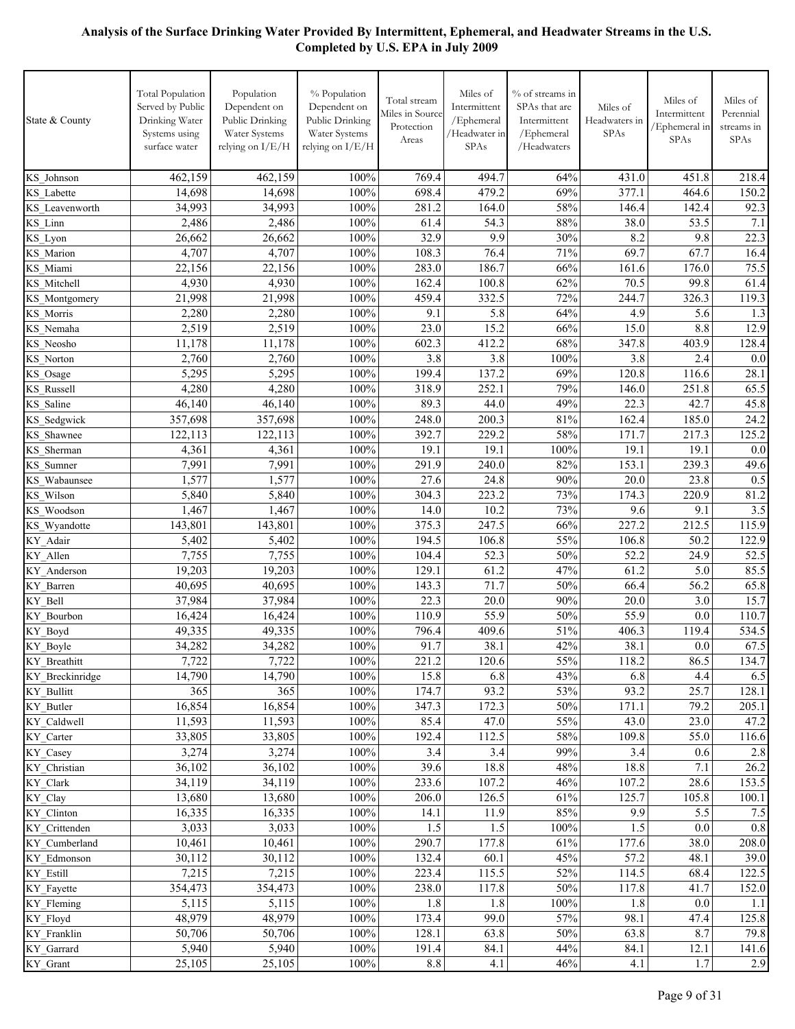# Analysis of the Surface Drinking Water Provided By Intermittent, Ephemeral, and Headwater Streams in the U.S. Completed by U.S. EPA in July 2009

| State & County | Total Population Served by Public Drinking Water Systems using surface water | Population Dependent on Public Drinking Water Systems relying on I/E/H | % Population Dependent on Public Drinking Water Systems relying on I/E/H | Total stream Miles in Source Protection Areas | Miles of Intermittent /Ephemeral /Headwater in SPAs | % of streams in SPAs that are Intermittent /Ephemeral /Headwaters | Miles of Headwaters in SPAs | Miles of Intermittent /Ephemeral in SPAs | Miles of Perennial streams in SPAs |
|---|---|---|---|---|---|---|---|---|---|
| KS_Johnson | 462,159 | 462,159 | 100% | 769.4 | 494.7 | 64% | 431.0 | 451.8 | 218.4 |
| KS_Labette | 14,698 | 14,698 | 100% | 698.4 | 479.2 | 69% | 377.1 | 464.6 | 150.2 |
| KS_Leavenworth | 34,993 | 34,993 | 100% | 281.2 | 164.0 | 58% | 146.4 | 142.4 | 92.3 |
| KS_Linn | 2,486 | 2,486 | 100% | 61.4 | 54.3 | 88% | 38.0 | 53.5 | 7.1 |
| KS_Lyon | 26,662 | 26,662 | 100% | 32.9 | 9.9 | 30% | 8.2 | 9.8 | 22.3 |
| KS_Marion | 4,707 | 4,707 | 100% | 108.3 | 76.4 | 71% | 69.7 | 67.7 | 16.4 |
| KS_Miami | 22,156 | 22,156 | 100% | 283.0 | 186.7 | 66% | 161.6 | 176.0 | 75.5 |
| KS_Mitchell | 4,930 | 4,930 | 100% | 162.4 | 100.8 | 62% | 70.5 | 99.8 | 61.4 |
| KS_Montgomery | 21,998 | 21,998 | 100% | 459.4 | 332.5 | 72% | 244.7 | 326.3 | 119.3 |
| KS_Morris | 2,280 | 2,280 | 100% | 9.1 | 5.8 | 64% | 4.9 | 5.6 | 1.3 |
| KS_Nemaha | 2,519 | 2,519 | 100% | 23.0 | 15.2 | 66% | 15.0 | 8.8 | 12.9 |
| KS_Neosho | 11,178 | 11,178 | 100% | 602.3 | 412.2 | 68% | 347.8 | 403.9 | 128.4 |
| KS_Norton | 2,760 | 2,760 | 100% | 3.8 | 3.8 | 100% | 3.8 | 2.4 | 0.0 |
| KS_Osage | 5,295 | 5,295 | 100% | 199.4 | 137.2 | 69% | 120.8 | 116.6 | 28.1 |
| KS_Russell | 4,280 | 4,280 | 100% | 318.9 | 252.1 | 79% | 146.0 | 251.8 | 65.5 |
| KS_Saline | 46,140 | 46,140 | 100% | 89.3 | 44.0 | 49% | 22.3 | 42.7 | 45.8 |
| KS_Sedgwick | 357,698 | 357,698 | 100% | 248.0 | 200.3 | 81% | 162.4 | 185.0 | 24.2 |
| KS_Shawnee | 122,113 | 122,113 | 100% | 392.7 | 229.2 | 58% | 171.7 | 217.3 | 125.2 |
| KS_Sherman | 4,361 | 4,361 | 100% | 19.1 | 19.1 | 100% | 19.1 | 19.1 | 0.0 |
| KS_Sumner | 7,991 | 7,991 | 100% | 291.9 | 240.0 | 82% | 153.1 | 239.3 | 49.6 |
| KS_Wabaunsee | 1,577 | 1,577 | 100% | 27.6 | 24.8 | 90% | 20.0 | 23.8 | 0.5 |
| KS_Wilson | 5,840 | 5,840 | 100% | 304.3 | 223.2 | 73% | 174.3 | 220.9 | 81.2 |
| KS_Woodson | 1,467 | 1,467 | 100% | 14.0 | 10.2 | 73% | 9.6 | 9.1 | 3.5 |
| KS_Wyandotte | 143,801 | 143,801 | 100% | 375.3 | 247.5 | 66% | 227.2 | 212.5 | 115.9 |
| KY_Adair | 5,402 | 5,402 | 100% | 194.5 | 106.8 | 55% | 106.8 | 50.2 | 122.9 |
| KY_Allen | 7,755 | 7,755 | 100% | 104.4 | 52.3 | 50% | 52.2 | 24.9 | 52.5 |
| KY_Anderson | 19,203 | 19,203 | 100% | 129.1 | 61.2 | 47% | 61.2 | 5.0 | 85.5 |
| KY_Barren | 40,695 | 40,695 | 100% | 143.3 | 71.7 | 50% | 66.4 | 56.2 | 65.8 |
| KY_Bell | 37,984 | 37,984 | 100% | 22.3 | 20.0 | 90% | 20.0 | 3.0 | 15.7 |
| KY_Bourbon | 16,424 | 16,424 | 100% | 110.9 | 55.9 | 50% | 55.9 | 0.0 | 110.7 |
| KY_Boyd | 49,335 | 49,335 | 100% | 796.4 | 409.6 | 51% | 406.3 | 119.4 | 534.5 |
| KY_Boyle | 34,282 | 34,282 | 100% | 91.7 | 38.1 | 42% | 38.1 | 0.0 | 67.5 |
| KY_Breathitt | 7,722 | 7,722 | 100% | 221.2 | 120.6 | 55% | 118.2 | 86.5 | 134.7 |
| KY_Breckinridge | 14,790 | 14,790 | 100% | 15.8 | 6.8 | 43% | 6.8 | 4.4 | 6.5 |
| KY_Bullitt | 365 | 365 | 100% | 174.7 | 93.2 | 53% | 93.2 | 25.7 | 128.1 |
| KY_Butler | 16,854 | 16,854 | 100% | 347.3 | 172.3 | 50% | 171.1 | 79.2 | 205.1 |
| KY_Caldwell | 11,593 | 11,593 | 100% | 85.4 | 47.0 | 55% | 43.0 | 23.0 | 47.2 |
| KY_Carter | 33,805 | 33,805 | 100% | 192.4 | 112.5 | 58% | 109.8 | 55.0 | 116.6 |
| KY_Casey | 3,274 | 3,274 | 100% | 3.4 | 3.4 | 99% | 3.4 | 0.6 | 2.8 |
| KY_Christian | 36,102 | 36,102 | 100% | 39.6 | 18.8 | 48% | 18.8 | 7.1 | 26.2 |
| KY_Clark | 34,119 | 34,119 | 100% | 233.6 | 107.2 | 46% | 107.2 | 28.6 | 153.5 |
| KY_Clay | 13,680 | 13,680 | 100% | 206.0 | 126.5 | 61% | 125.7 | 105.8 | 100.1 |
| KY_Clinton | 16,335 | 16,335 | 100% | 14.1 | 11.9 | 85% | 9.9 | 5.5 | 7.5 |
| KY_Crittenden | 3,033 | 3,033 | 100% | 1.5 | 1.5 | 100% | 1.5 | 0.0 | 0.8 |
| KY_Cumberland | 10,461 | 10,461 | 100% | 290.7 | 177.8 | 61% | 177.6 | 38.0 | 208.0 |
| KY_Edmonson | 30,112 | 30,112 | 100% | 132.4 | 60.1 | 45% | 57.2 | 48.1 | 39.0 |
| KY_Estill | 7,215 | 7,215 | 100% | 223.4 | 115.5 | 52% | 114.5 | 68.4 | 122.5 |
| KY_Fayette | 354,473 | 354,473 | 100% | 238.0 | 117.8 | 50% | 117.8 | 41.7 | 152.0 |
| KY_Fleming | 5,115 | 5,115 | 100% | 1.8 | 1.8 | 100% | 1.8 | 0.0 | 1.1 |
| KY_Floyd | 48,979 | 48,979 | 100% | 173.4 | 99.0 | 57% | 98.1 | 47.4 | 125.8 |
| KY_Franklin | 50,706 | 50,706 | 100% | 128.1 | 63.8 | 50% | 63.8 | 8.7 | 79.8 |
| KY_Garrard | 5,940 | 5,940 | 100% | 191.4 | 84.1 | 44% | 84.1 | 12.1 | 141.6 |
| KY_Grant | 25,105 | 25,105 | 100% | 8.8 | 4.1 | 46% | 4.1 | 1.7 | 2.9 |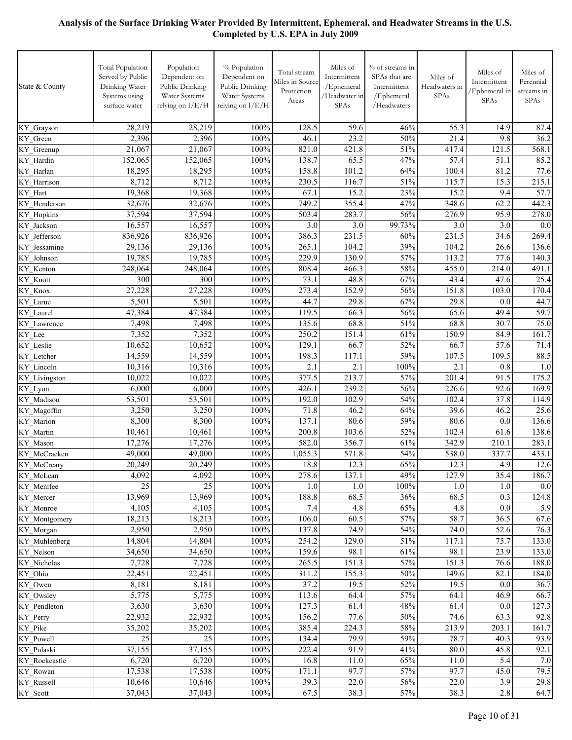**Analysis of the Surface Drinking Water Provided By Intermittent, Ephemeral, and Headwater Streams in the U.S.**
**Completed by U.S. EPA in July 2009**

| State & County | Total Population Served by Public Drinking Water Systems using surface water | Population Dependent on Public Drinking Water Systems relying on I/E/H | % Population Dependent on Public Drinking Water Systems relying on I/E/H | Total stream Miles in Source Protection Areas | Miles of Intermittent /Ephemeral /Headwater in SPAs | % of streams in SPAs that are Intermittent /Ephemeral /Headwaters | Miles of Headwaters in SPAs | Miles of Intermittent /Ephemeral in SPAs | Miles of Perennial streams in SPAs |
|---|---|---|---|---|---|---|---|---|---|
| KY_Grayson | 28,219 | 28,219 | 100% | 128.5 | 59.6 | 46% | 55.3 | 14.9 | 87.4 |
| KY_Green | 2,396 | 2,396 | 100% | 46.1 | 23.2 | 50% | 21.4 | 9.8 | 36.2 |
| KY_Greenup | 21,067 | 21,067 | 100% | 821.0 | 421.8 | 51% | 417.4 | 121.5 | 568.1 |
| KY_Hardin | 152,065 | 152,065 | 100% | 138.7 | 65.5 | 47% | 57.4 | 51.1 | 85.2 |
| KY_Harlan | 18,295 | 18,295 | 100% | 158.8 | 101.2 | 64% | 100.4 | 81.2 | 77.6 |
| KY_Harrison | 8,712 | 8,712 | 100% | 230.5 | 116.7 | 51% | 115.7 | 15.3 | 215.1 |
| KY_Hart | 19,368 | 19,368 | 100% | 67.1 | 15.2 | 23% | 15.2 | 9.4 | 57.7 |
| KY_Henderson | 32,676 | 32,676 | 100% | 749.2 | 355.4 | 47% | 348.6 | 62.2 | 442.3 |
| KY_Hopkins | 37,594 | 37,594 | 100% | 503.4 | 283.7 | 56% | 276.9 | 95.9 | 278.0 |
| KY_Jackson | 16,557 | 16,557 | 100% | 3.0 | 3.0 | 99.73% | 3.0 | 3.0 | 0.0 |
| KY_Jefferson | 836,926 | 836,926 | 100% | 386.3 | 231.5 | 60% | 231.5 | 34.6 | 269.4 |
| KY_Jessamine | 29,136 | 29,136 | 100% | 265.1 | 104.2 | 39% | 104.2 | 26.6 | 136.6 |
| KY_Johnson | 19,785 | 19,785 | 100% | 229.9 | 130.9 | 57% | 113.2 | 77.6 | 140.3 |
| KY_Kenton | 248,064 | 248,064 | 100% | 808.4 | 466.3 | 58% | 455.0 | 214.0 | 491.1 |
| KY_Knott | 300 | 300 | 100% | 73.1 | 48.8 | 67% | 43.4 | 47.6 | 25.4 |
| KY_Knox | 27,228 | 27,228 | 100% | 273.4 | 152.9 | 56% | 151.8 | 103.0 | 170.4 |
| KY_Larue | 5,501 | 5,501 | 100% | 44.7 | 29.8 | 67% | 29.8 | 0.0 | 44.7 |
| KY_Laurel | 47,384 | 47,384 | 100% | 119.5 | 66.3 | 56% | 65.6 | 49.4 | 59.7 |
| KY_Lawrence | 7,498 | 7,498 | 100% | 135.6 | 68.8 | 51% | 68.8 | 30.7 | 75.0 |
| KY_Lee | 7,352 | 7,352 | 100% | 250.2 | 151.4 | 61% | 150.9 | 84.9 | 161.7 |
| KY_Leslie | 10,652 | 10,652 | 100% | 129.1 | 66.7 | 52% | 66.7 | 57.6 | 71.4 |
| KY_Letcher | 14,559 | 14,559 | 100% | 198.3 | 117.1 | 59% | 107.5 | 109.5 | 88.5 |
| KY_Lincoln | 10,316 | 10,316 | 100% | 2.1 | 2.1 | 100% | 2.1 | 0.8 | 1.0 |
| KY_Livingston | 10,022 | 10,022 | 100% | 377.5 | 213.7 | 57% | 201.4 | 91.5 | 175.2 |
| KY_Lyon | 6,000 | 6,000 | 100% | 426.1 | 239.2 | 56% | 226.6 | 92.6 | 169.9 |
| KY_Madison | 53,501 | 53,501 | 100% | 192.0 | 102.9 | 54% | 102.4 | 37.8 | 114.9 |
| KY_Magoffin | 3,250 | 3,250 | 100% | 71.8 | 46.2 | 64% | 39.6 | 46.2 | 25.6 |
| KY_Marion | 8,300 | 8,300 | 100% | 137.1 | 80.6 | 59% | 80.6 | 0.0 | 136.6 |
| KY_Martin | 10,461 | 10,461 | 100% | 200.8 | 103.6 | 52% | 102.4 | 61.6 | 138.6 |
| KY_Mason | 17,276 | 17,276 | 100% | 582.0 | 356.7 | 61% | 342.9 | 210.1 | 283.1 |
| KY_McCracken | 49,000 | 49,000 | 100% | 1,055.3 | 571.8 | 54% | 538.0 | 337.7 | 433.1 |
| KY_McCreary | 20,249 | 20,249 | 100% | 18.8 | 12.3 | 65% | 12.3 | 4.9 | 12.6 |
| KY_McLean | 4,092 | 4,092 | 100% | 278.6 | 137.1 | 49% | 127.9 | 35.4 | 186.7 |
| KY_Menifee | 25 | 25 | 100% | 1.0 | 1.0 | 100% | 1.0 | 1.0 | 0.0 |
| KY_Mercer | 13,969 | 13,969 | 100% | 188.8 | 68.5 | 36% | 68.5 | 0.3 | 124.8 |
| KY_Monroe | 4,105 | 4,105 | 100% | 7.4 | 4.8 | 65% | 4.8 | 0.0 | 5.9 |
| KY_Montgomery | 18,213 | 18,213 | 100% | 106.0 | 60.5 | 57% | 58.7 | 36.5 | 67.6 |
| KY_Morgan | 2,950 | 2,950 | 100% | 137.8 | 74.9 | 54% | 74.0 | 52.6 | 76.3 |
| KY_Muhlenberg | 14,804 | 14,804 | 100% | 254.2 | 129.0 | 51% | 117.1 | 75.7 | 133.0 |
| KY_Nelson | 34,650 | 34,650 | 100% | 159.6 | 98.1 | 61% | 98.1 | 23.9 | 133.0 |
| KY_Nicholas | 7,728 | 7,728 | 100% | 265.5 | 151.3 | 57% | 151.3 | 76.6 | 188.0 |
| KY_Ohio | 22,451 | 22,451 | 100% | 311.2 | 155.3 | 50% | 149.6 | 82.1 | 184.0 |
| KY_Owen | 8,181 | 8,181 | 100% | 37.2 | 19.5 | 52% | 19.5 | 0.0 | 36.7 |
| KY_Owsley | 5,775 | 5,775 | 100% | 113.6 | 64.4 | 57% | 64.1 | 46.9 | 66.7 |
| KY_Pendleton | 3,630 | 3,630 | 100% | 127.3 | 61.4 | 48% | 61.4 | 0.0 | 127.3 |
| KY_Perry | 22,932 | 22,932 | 100% | 156.2 | 77.6 | 50% | 74.6 | 63.3 | 92.8 |
| KY_Pike | 35,202 | 35,202 | 100% | 385.4 | 224.3 | 58% | 213.9 | 203.1 | 161.7 |
| KY_Powell | 25 | 25 | 100% | 134.4 | 79.9 | 59% | 78.7 | 40.3 | 93.9 |
| KY_Pulaski | 37,155 | 37,155 | 100% | 222.4 | 91.9 | 41% | 80.0 | 45.8 | 92.1 |
| KY_Rockcastle | 6,720 | 6,720 | 100% | 16.8 | 11.0 | 65% | 11.0 | 5.4 | 7.0 |
| KY_Rowan | 17,538 | 17,538 | 100% | 171.1 | 97.7 | 57% | 97.7 | 45.0 | 79.5 |
| KY_Russell | 10,646 | 10,646 | 100% | 39.3 | 22.0 | 56% | 22.0 | 3.9 | 29.8 |
| KY_Scott | 37,043 | 37,043 | 100% | 67.5 | 38.3 | 57% | 38.3 | 2.8 | 64.7 |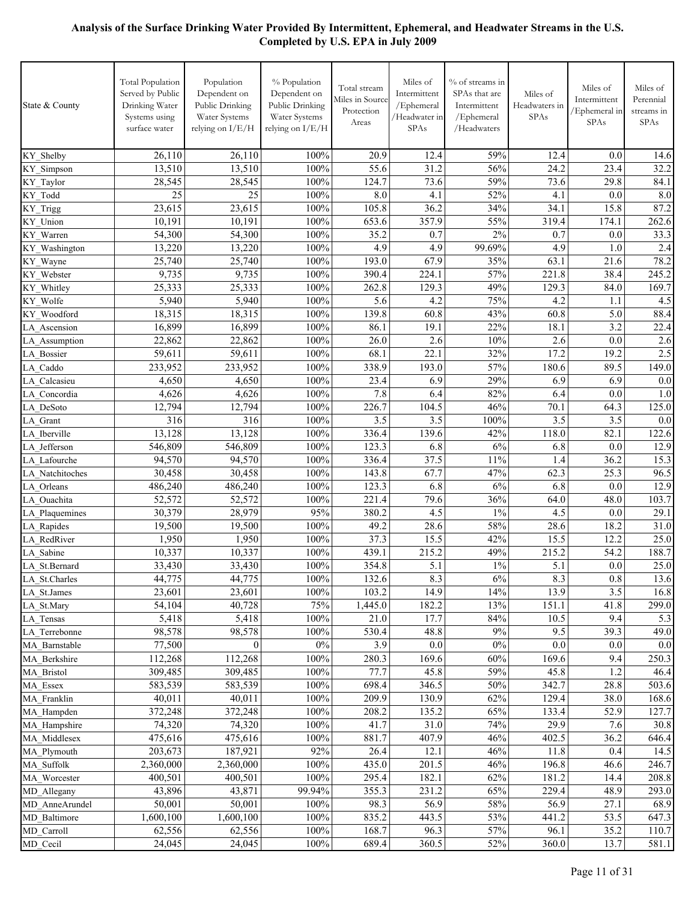**Analysis of the Surface Drinking Water Provided By Intermittent, Ephemeral, and Headwater Streams in the U.S.**
**Completed by U.S. EPA in July 2009**

| State & County | Total Population Served by Public Drinking Water Systems using surface water | Population Dependent on Public Drinking Water Systems relying on I/E/H | % Population Dependent on Public Drinking Water Systems relying on I/E/H | Total stream Miles in Source Protection Areas | Miles of Intermittent /Ephemeral /Headwater in SPAs | % of streams in SPAs that are Intermittent /Ephemeral /Headwaters | Miles of Headwaters in SPAs | Miles of Intermittent /Ephemeral in SPAs | Miles of Perennial streams in SPAs |
|---|---|---|---|---|---|---|---|---|---|
| KY_Shelby | 26,110 | 26,110 | 100% | 20.9 | 12.4 | 59% | 12.4 | 0.0 | 14.6 |
| KY_Simpson | 13,510 | 13,510 | 100% | 55.6 | 31.2 | 56% | 24.2 | 23.4 | 32.2 |
| KY_Taylor | 28,545 | 28,545 | 100% | 124.7 | 73.6 | 59% | 73.6 | 29.8 | 84.1 |
| KY_Todd | 25 | 25 | 100% | 8.0 | 4.1 | 52% | 4.1 | 0.0 | 8.0 |
| KY_Trigg | 23,615 | 23,615 | 100% | 105.8 | 36.2 | 34% | 34.1 | 15.8 | 87.2 |
| KY_Union | 10,191 | 10,191 | 100% | 653.6 | 357.9 | 55% | 319.4 | 174.1 | 262.6 |
| KY_Warren | 54,300 | 54,300 | 100% | 35.2 | 0.7 | 2% | 0.7 | 0.0 | 33.3 |
| KY_Washington | 13,220 | 13,220 | 100% | 4.9 | 4.9 | 99.69% | 4.9 | 1.0 | 2.4 |
| KY_Wayne | 25,740 | 25,740 | 100% | 193.0 | 67.9 | 35% | 63.1 | 21.6 | 78.2 |
| KY_Webster | 9,735 | 9,735 | 100% | 390.4 | 224.1 | 57% | 221.8 | 38.4 | 245.2 |
| KY_Whitley | 25,333 | 25,333 | 100% | 262.8 | 129.3 | 49% | 129.3 | 84.0 | 169.7 |
| KY_Wolfe | 5,940 | 5,940 | 100% | 5.6 | 4.2 | 75% | 4.2 | 1.1 | 4.5 |
| KY_Woodford | 18,315 | 18,315 | 100% | 139.8 | 60.8 | 43% | 60.8 | 5.0 | 88.4 |
| LA_Ascension | 16,899 | 16,899 | 100% | 86.1 | 19.1 | 22% | 18.1 | 3.2 | 22.4 |
| LA_Assumption | 22,862 | 22,862 | 100% | 26.0 | 2.6 | 10% | 2.6 | 0.0 | 2.6 |
| LA_Bossier | 59,611 | 59,611 | 100% | 68.1 | 22.1 | 32% | 17.2 | 19.2 | 2.5 |
| LA_Caddo | 233,952 | 233,952 | 100% | 338.9 | 193.0 | 57% | 180.6 | 89.5 | 149.0 |
| LA_Calcasieu | 4,650 | 4,650 | 100% | 23.4 | 6.9 | 29% | 6.9 | 6.9 | 0.0 |
| LA_Concordia | 4,626 | 4,626 | 100% | 7.8 | 6.4 | 82% | 6.4 | 0.0 | 1.0 |
| LA_DeSoto | 12,794 | 12,794 | 100% | 226.7 | 104.5 | 46% | 70.1 | 64.3 | 125.0 |
| LA_Grant | 316 | 316 | 100% | 3.5 | 3.5 | 100% | 3.5 | 3.5 | 0.0 |
| LA_Iberville | 13,128 | 13,128 | 100% | 336.4 | 139.6 | 42% | 118.0 | 82.1 | 122.6 |
| LA_Jefferson | 546,809 | 546,809 | 100% | 123.3 | 6.8 | 6% | 6.8 | 0.0 | 12.9 |
| LA_Lafourche | 94,570 | 94,570 | 100% | 336.4 | 37.5 | 11% | 1.4 | 36.2 | 15.3 |
| LA_Natchitoches | 30,458 | 30,458 | 100% | 143.8 | 67.7 | 47% | 62.3 | 25.3 | 96.5 |
| LA_Orleans | 486,240 | 486,240 | 100% | 123.3 | 6.8 | 6% | 6.8 | 0.0 | 12.9 |
| LA_Ouachita | 52,572 | 52,572 | 100% | 221.4 | 79.6 | 36% | 64.0 | 48.0 | 103.7 |
| LA_Plaquemines | 30,379 | 28,979 | 95% | 380.2 | 4.5 | 1% | 4.5 | 0.0 | 29.1 |
| LA_Rapides | 19,500 | 19,500 | 100% | 49.2 | 28.6 | 58% | 28.6 | 18.2 | 31.0 |
| LA_RedRiver | 1,950 | 1,950 | 100% | 37.3 | 15.5 | 42% | 15.5 | 12.2 | 25.0 |
| LA_Sabine | 10,337 | 10,337 | 100% | 439.1 | 215.2 | 49% | 215.2 | 54.2 | 188.7 |
| LA_St.Bernard | 33,430 | 33,430 | 100% | 354.8 | 5.1 | 1% | 5.1 | 0.0 | 25.0 |
| LA_St.Charles | 44,775 | 44,775 | 100% | 132.6 | 8.3 | 6% | 8.3 | 0.8 | 13.6 |
| LA_St.James | 23,601 | 23,601 | 100% | 103.2 | 14.9 | 14% | 13.9 | 3.5 | 16.8 |
| LA_St.Mary | 54,104 | 40,728 | 75% | 1,445.0 | 182.2 | 13% | 151.1 | 41.8 | 299.0 |
| LA_Tensas | 5,418 | 5,418 | 100% | 21.0 | 17.7 | 84% | 10.5 | 9.4 | 5.3 |
| LA_Terrebonne | 98,578 | 98,578 | 100% | 530.4 | 48.8 | 9% | 9.5 | 39.3 | 49.0 |
| MA_Barnstable | 77,500 | 0 | 0% | 3.9 | 0.0 | 0% | 0.0 | 0.0 | 0.0 |
| MA_Berkshire | 112,268 | 112,268 | 100% | 280.3 | 169.6 | 60% | 169.6 | 9.4 | 250.3 |
| MA_Bristol | 309,485 | 309,485 | 100% | 77.7 | 45.8 | 59% | 45.8 | 1.2 | 46.4 |
| MA_Essex | 583,539 | 583,539 | 100% | 698.4 | 346.5 | 50% | 342.7 | 28.8 | 503.6 |
| MA_Franklin | 40,011 | 40,011 | 100% | 209.9 | 130.9 | 62% | 129.4 | 38.0 | 168.6 |
| MA_Hampden | 372,248 | 372,248 | 100% | 208.2 | 135.2 | 65% | 133.4 | 52.9 | 127.7 |
| MA_Hampshire | 74,320 | 74,320 | 100% | 41.7 | 31.0 | 74% | 29.9 | 7.6 | 30.8 |
| MA_Middlesex | 475,616 | 475,616 | 100% | 881.7 | 407.9 | 46% | 402.5 | 36.2 | 646.4 |
| MA_Plymouth | 203,673 | 187,921 | 92% | 26.4 | 12.1 | 46% | 11.8 | 0.4 | 14.5 |
| MA_Suffolk | 2,360,000 | 2,360,000 | 100% | 435.0 | 201.5 | 46% | 196.8 | 46.6 | 246.7 |
| MA_Worcester | 400,501 | 400,501 | 100% | 295.4 | 182.1 | 62% | 181.2 | 14.4 | 208.8 |
| MD_Allegany | 43,896 | 43,871 | 99.94% | 355.3 | 231.2 | 65% | 229.4 | 48.9 | 293.0 |
| MD_AnneArundel | 50,001 | 50,001 | 100% | 98.3 | 56.9 | 58% | 56.9 | 27.1 | 68.9 |
| MD_Baltimore | 1,600,100 | 1,600,100 | 100% | 835.2 | 443.5 | 53% | 441.2 | 53.5 | 647.3 |
| MD_Carroll | 62,556 | 62,556 | 100% | 168.7 | 96.3 | 57% | 96.1 | 35.2 | 110.7 |
| MD_Cecil | 24,045 | 24,045 | 100% | 689.4 | 360.5 | 52% | 360.0 | 13.7 | 581.1 |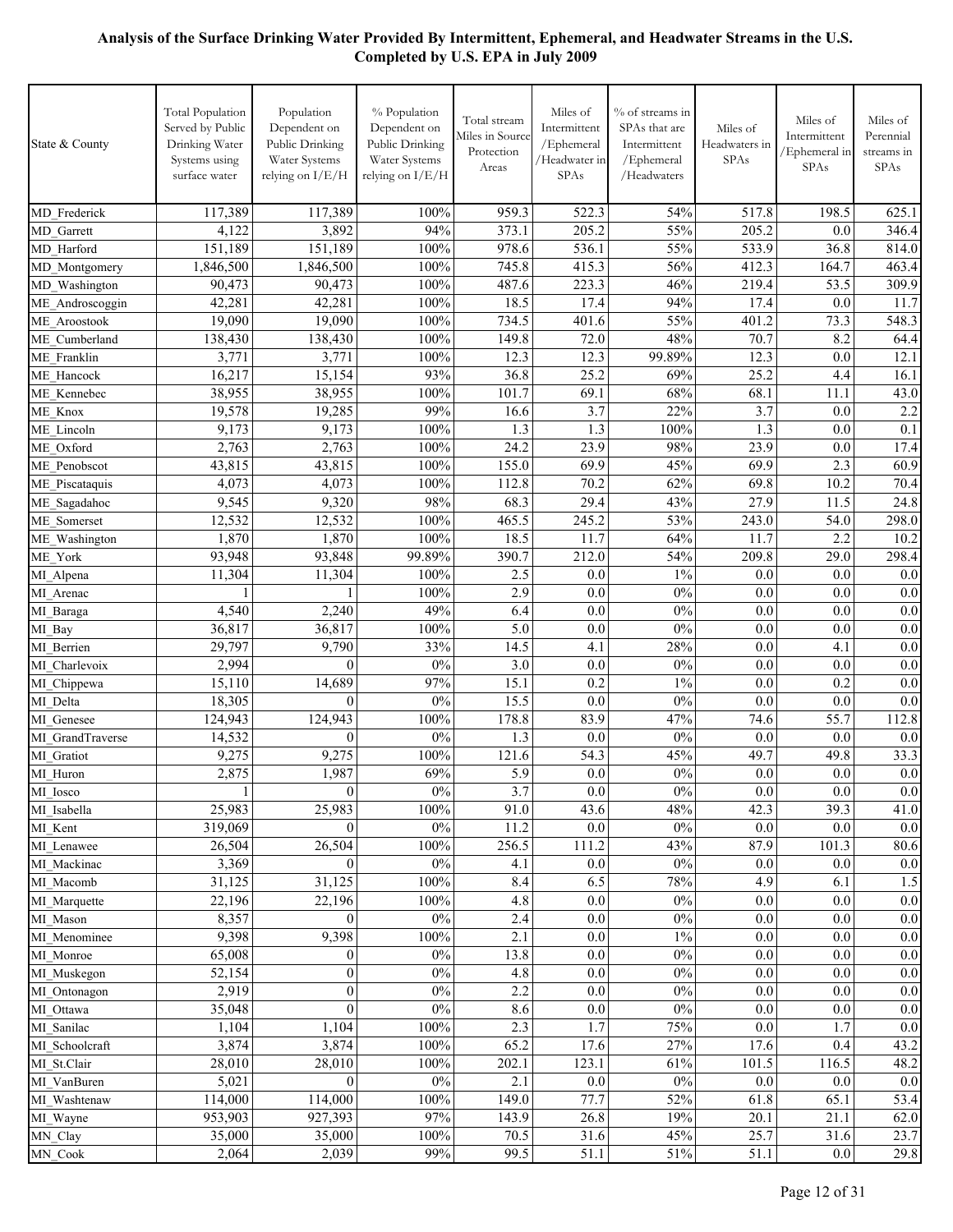**Analysis of the Surface Drinking Water Provided By Intermittent, Ephemeral, and Headwater Streams in the U.S. Completed by U.S. EPA in July 2009**

| State & County | Total Population Served by Public Drinking Water Systems using surface water | Population Dependent on Public Drinking Water Systems relying on I/E/H | % Population Dependent on Public Drinking Water Systems relying on I/E/H | Total stream Miles in Source Protection Areas | Miles of Intermittent /Ephemeral /Headwater in SPAs | % of streams in SPAs that are Intermittent /Ephemeral /Headwaters | Miles of Headwaters in SPAs | Miles of Intermittent /Ephemeral in SPAs | Miles of Perennial streams in SPAs |
|---|---|---|---|---|---|---|---|---|---|
| MD_Frederick | 117,389 | 117,389 | 100% | 959.3 | 522.3 | 54% | 517.8 | 198.5 | 625.1 |
| MD_Garrett | 4,122 | 3,892 | 94% | 373.1 | 205.2 | 55% | 205.2 | 0.0 | 346.4 |
| MD_Harford | 151,189 | 151,189 | 100% | 978.6 | 536.1 | 55% | 533.9 | 36.8 | 814.0 |
| MD_Montgomery | 1,846,500 | 1,846,500 | 100% | 745.8 | 415.3 | 56% | 412.3 | 164.7 | 463.4 |
| MD_Washington | 90,473 | 90,473 | 100% | 487.6 | 223.3 | 46% | 219.4 | 53.5 | 309.9 |
| ME_Androscoggin | 42,281 | 42,281 | 100% | 18.5 | 17.4 | 94% | 17.4 | 0.0 | 11.7 |
| ME_Aroostook | 19,090 | 19,090 | 100% | 734.5 | 401.6 | 55% | 401.2 | 73.3 | 548.3 |
| ME_Cumberland | 138,430 | 138,430 | 100% | 149.8 | 72.0 | 48% | 70.7 | 8.2 | 64.4 |
| ME_Franklin | 3,771 | 3,771 | 100% | 12.3 | 12.3 | 99.89% | 12.3 | 0.0 | 12.1 |
| ME_Hancock | 16,217 | 15,154 | 93% | 36.8 | 25.2 | 69% | 25.2 | 4.4 | 16.1 |
| ME_Kennebec | 38,955 | 38,955 | 100% | 101.7 | 69.1 | 68% | 68.1 | 11.1 | 43.0 |
| ME_Knox | 19,578 | 19,285 | 99% | 16.6 | 3.7 | 22% | 3.7 | 0.0 | 2.2 |
| ME_Lincoln | 9,173 | 9,173 | 100% | 1.3 | 1.3 | 100% | 1.3 | 0.0 | 0.1 |
| ME_Oxford | 2,763 | 2,763 | 100% | 24.2 | 23.9 | 98% | 23.9 | 0.0 | 17.4 |
| ME_Penobscot | 43,815 | 43,815 | 100% | 155.0 | 69.9 | 45% | 69.9 | 2.3 | 60.9 |
| ME_Piscataquis | 4,073 | 4,073 | 100% | 112.8 | 70.2 | 62% | 69.8 | 10.2 | 70.4 |
| ME_Sagadahoc | 9,545 | 9,320 | 98% | 68.3 | 29.4 | 43% | 27.9 | 11.5 | 24.8 |
| ME_Somerset | 12,532 | 12,532 | 100% | 465.5 | 245.2 | 53% | 243.0 | 54.0 | 298.0 |
| ME_Washington | 1,870 | 1,870 | 100% | 18.5 | 11.7 | 64% | 11.7 | 2.2 | 10.2 |
| ME_York | 93,948 | 93,848 | 99.89% | 390.7 | 212.0 | 54% | 209.8 | 29.0 | 298.4 |
| MI_Alpena | 11,304 | 11,304 | 100% | 2.5 | 0.0 | 1% | 0.0 | 0.0 | 0.0 |
| MI_Arenac | 1 | 1 | 100% | 2.9 | 0.0 | 0% | 0.0 | 0.0 | 0.0 |
| MI_Baraga | 4,540 | 2,240 | 49% | 6.4 | 0.0 | 0% | 0.0 | 0.0 | 0.0 |
| MI_Bay | 36,817 | 36,817 | 100% | 5.0 | 0.0 | 0% | 0.0 | 0.0 | 0.0 |
| MI_Berrien | 29,797 | 9,790 | 33% | 14.5 | 4.1 | 28% | 0.0 | 4.1 | 0.0 |
| MI_Charlevoix | 2,994 | 0 | 0% | 3.0 | 0.0 | 0% | 0.0 | 0.0 | 0.0 |
| MI_Chippewa | 15,110 | 14,689 | 97% | 15.1 | 0.2 | 1% | 0.0 | 0.2 | 0.0 |
| MI_Delta | 18,305 | 0 | 0% | 15.5 | 0.0 | 0% | 0.0 | 0.0 | 0.0 |
| MI_Genesee | 124,943 | 124,943 | 100% | 178.8 | 83.9 | 47% | 74.6 | 55.7 | 112.8 |
| MI_GrandTraverse | 14,532 | 0 | 0% | 1.3 | 0.0 | 0% | 0.0 | 0.0 | 0.0 |
| MI_Gratiot | 9,275 | 9,275 | 100% | 121.6 | 54.3 | 45% | 49.7 | 49.8 | 33.3 |
| MI_Huron | 2,875 | 1,987 | 69% | 5.9 | 0.0 | 0% | 0.0 | 0.0 | 0.0 |
| MI_Iosco | 1 | 0 | 0% | 3.7 | 0.0 | 0% | 0.0 | 0.0 | 0.0 |
| MI_Isabella | 25,983 | 25,983 | 100% | 91.0 | 43.6 | 48% | 42.3 | 39.3 | 41.0 |
| MI_Kent | 319,069 | 0 | 0% | 11.2 | 0.0 | 0% | 0.0 | 0.0 | 0.0 |
| MI_Lenawee | 26,504 | 26,504 | 100% | 256.5 | 111.2 | 43% | 87.9 | 101.3 | 80.6 |
| MI_Mackinac | 3,369 | 0 | 0% | 4.1 | 0.0 | 0% | 0.0 | 0.0 | 0.0 |
| MI_Macomb | 31,125 | 31,125 | 100% | 8.4 | 6.5 | 78% | 4.9 | 6.1 | 1.5 |
| MI_Marquette | 22,196 | 22,196 | 100% | 4.8 | 0.0 | 0% | 0.0 | 0.0 | 0.0 |
| MI_Mason | 8,357 | 0 | 0% | 2.4 | 0.0 | 0% | 0.0 | 0.0 | 0.0 |
| MI_Menominee | 9,398 | 9,398 | 100% | 2.1 | 0.0 | 1% | 0.0 | 0.0 | 0.0 |
| MI_Monroe | 65,008 | 0 | 0% | 13.8 | 0.0 | 0% | 0.0 | 0.0 | 0.0 |
| MI_Muskegon | 52,154 | 0 | 0% | 4.8 | 0.0 | 0% | 0.0 | 0.0 | 0.0 |
| MI_Ontonagon | 2,919 | 0 | 0% | 2.2 | 0.0 | 0% | 0.0 | 0.0 | 0.0 |
| MI_Ottawa | 35,048 | 0 | 0% | 8.6 | 0.0 | 0% | 0.0 | 0.0 | 0.0 |
| MI_Sanilac | 1,104 | 1,104 | 100% | 2.3 | 1.7 | 75% | 0.0 | 1.7 | 0.0 |
| MI_Schoolcraft | 3,874 | 3,874 | 100% | 65.2 | 17.6 | 27% | 17.6 | 0.4 | 43.2 |
| MI_St.Clair | 28,010 | 28,010 | 100% | 202.1 | 123.1 | 61% | 101.5 | 116.5 | 48.2 |
| MI_VanBuren | 5,021 | 0 | 0% | 2.1 | 0.0 | 0% | 0.0 | 0.0 | 0.0 |
| MI_Washtenaw | 114,000 | 114,000 | 100% | 149.0 | 77.7 | 52% | 61.8 | 65.1 | 53.4 |
| MI_Wayne | 953,903 | 927,393 | 97% | 143.9 | 26.8 | 19% | 20.1 | 21.1 | 62.0 |
| MN_Clay | 35,000 | 35,000 | 100% | 70.5 | 31.6 | 45% | 25.7 | 31.6 | 23.7 |
| MN_Cook | 2,064 | 2,039 | 99% | 99.5 | 51.1 | 51% | 51.1 | 0.0 | 29.8 |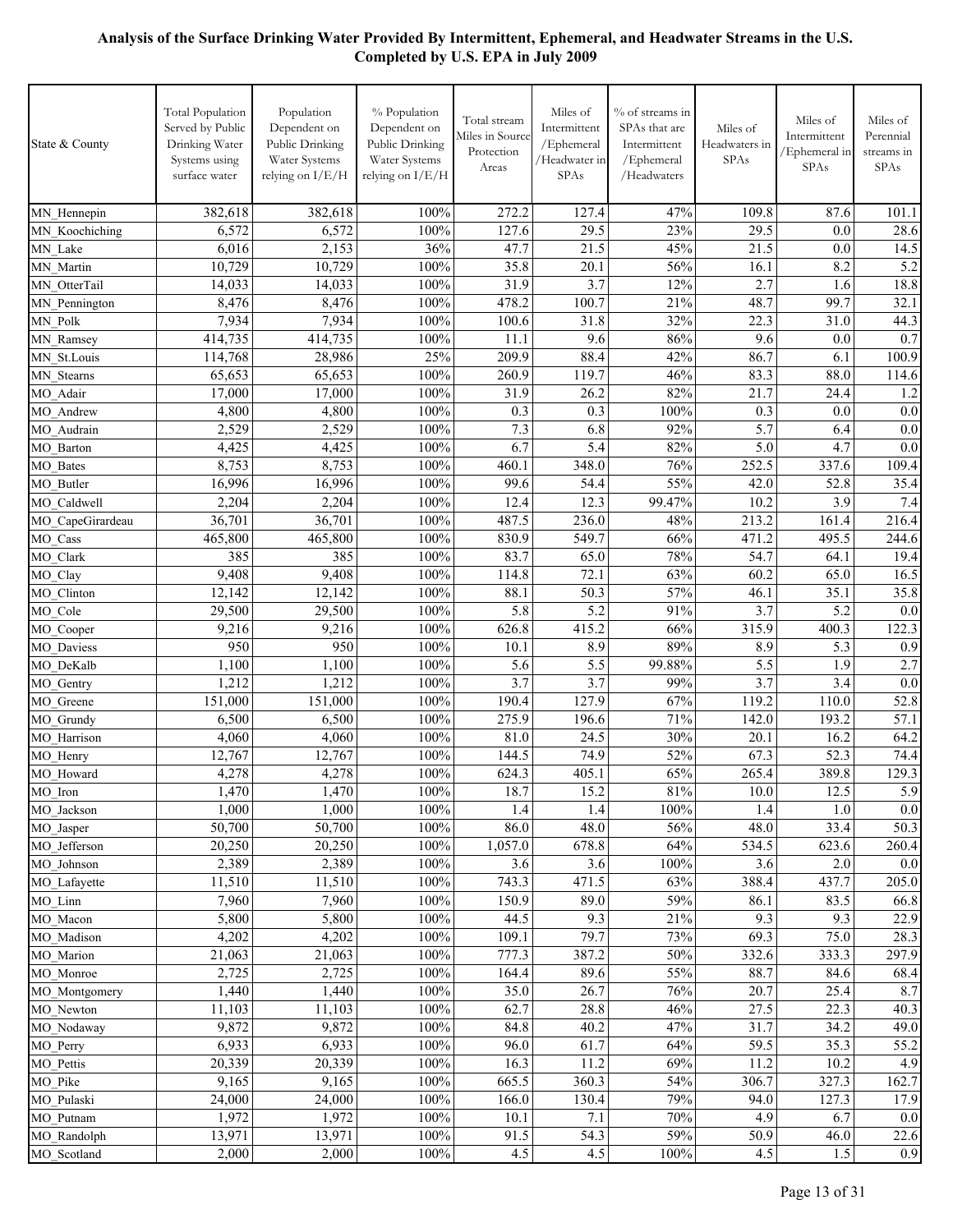# Analysis of the Surface Drinking Water Provided By Intermittent, Ephemeral, and Headwater Streams in the U.S.
## Completed by U.S. EPA in July 2009

| State & County | Total Population Served by Public Drinking Water Systems using surface water | Population Dependent on Public Drinking Water Systems relying on I/E/H | % Population Dependent on Public Drinking Water Systems relying on I/E/H | Total stream Miles in Source Protection Areas | Miles of Intermittent /Ephemeral /Headwater in SPAs | % of streams in SPAs that are Intermittent /Ephemeral /Headwaters | Miles of Headwaters in SPAs | Miles of Intermittent /Ephemeral in SPAs | Miles of Perennial streams in SPAs |
|---|---|---|---|---|---|---|---|---|---|
| MN_Hennepin | 382,618 | 382,618 | 100% | 272.2 | 127.4 | 47% | 109.8 | 87.6 | 101.1 |
| MN_Koochiching | 6,572 | 6,572 | 100% | 127.6 | 29.5 | 23% | 29.5 | 0.0 | 28.6 |
| MN_Lake | 6,016 | 2,153 | 36% | 47.7 | 21.5 | 45% | 21.5 | 0.0 | 14.5 |
| MN_Martin | 10,729 | 10,729 | 100% | 35.8 | 20.1 | 56% | 16.1 | 8.2 | 5.2 |
| MN_OtterTail | 14,033 | 14,033 | 100% | 31.9 | 3.7 | 12% | 2.7 | 1.6 | 18.8 |
| MN_Pennington | 8,476 | 8,476 | 100% | 478.2 | 100.7 | 21% | 48.7 | 99.7 | 32.1 |
| MN_Polk | 7,934 | 7,934 | 100% | 100.6 | 31.8 | 32% | 22.3 | 31.0 | 44.3 |
| MN_Ramsey | 414,735 | 414,735 | 100% | 11.1 | 9.6 | 86% | 9.6 | 0.0 | 0.7 |
| MN_St.Louis | 114,768 | 28,986 | 25% | 209.9 | 88.4 | 42% | 86.7 | 6.1 | 100.9 |
| MN_Stearns | 65,653 | 65,653 | 100% | 260.9 | 119.7 | 46% | 83.3 | 88.0 | 114.6 |
| MO_Adair | 17,000 | 17,000 | 100% | 31.9 | 26.2 | 82% | 21.7 | 24.4 | 1.2 |
| MO_Andrew | 4,800 | 4,800 | 100% | 0.3 | 0.3 | 100% | 0.3 | 0.0 | 0.0 |
| MO_Audrain | 2,529 | 2,529 | 100% | 7.3 | 6.8 | 92% | 5.7 | 6.4 | 0.0 |
| MO_Barton | 4,425 | 4,425 | 100% | 6.7 | 5.4 | 82% | 5.0 | 4.7 | 0.0 |
| MO_Bates | 8,753 | 8,753 | 100% | 460.1 | 348.0 | 76% | 252.5 | 337.6 | 109.4 |
| MO_Butler | 16,996 | 16,996 | 100% | 99.6 | 54.4 | 55% | 42.0 | 52.8 | 35.4 |
| MO_Caldwell | 2,204 | 2,204 | 100% | 12.4 | 12.3 | 99.47% | 10.2 | 3.9 | 7.4 |
| MO_CapeGirardeau | 36,701 | 36,701 | 100% | 487.5 | 236.0 | 48% | 213.2 | 161.4 | 216.4 |
| MO_Cass | 465,800 | 465,800 | 100% | 830.9 | 549.7 | 66% | 471.2 | 495.5 | 244.6 |
| MO_Clark | 385 | 385 | 100% | 83.7 | 65.0 | 78% | 54.7 | 64.1 | 19.4 |
| MO_Clay | 9,408 | 9,408 | 100% | 114.8 | 72.1 | 63% | 60.2 | 65.0 | 16.5 |
| MO_Clinton | 12,142 | 12,142 | 100% | 88.1 | 50.3 | 57% | 46.1 | 35.1 | 35.8 |
| MO_Cole | 29,500 | 29,500 | 100% | 5.8 | 5.2 | 91% | 3.7 | 5.2 | 0.0 |
| MO_Cooper | 9,216 | 9,216 | 100% | 626.8 | 415.2 | 66% | 315.9 | 400.3 | 122.3 |
| MO_Daviess | 950 | 950 | 100% | 10.1 | 8.9 | 89% | 8.9 | 5.3 | 0.9 |
| MO_DeKalb | 1,100 | 1,100 | 100% | 5.6 | 5.5 | 99.88% | 5.5 | 1.9 | 2.7 |
| MO_Gentry | 1,212 | 1,212 | 100% | 3.7 | 3.7 | 99% | 3.7 | 3.4 | 0.0 |
| MO_Greene | 151,000 | 151,000 | 100% | 190.4 | 127.9 | 67% | 119.2 | 110.0 | 52.8 |
| MO_Grundy | 6,500 | 6,500 | 100% | 275.9 | 196.6 | 71% | 142.0 | 193.2 | 57.1 |
| MO_Harrison | 4,060 | 4,060 | 100% | 81.0 | 24.5 | 30% | 20.1 | 16.2 | 64.2 |
| MO_Henry | 12,767 | 12,767 | 100% | 144.5 | 74.9 | 52% | 67.3 | 52.3 | 74.4 |
| MO_Howard | 4,278 | 4,278 | 100% | 624.3 | 405.1 | 65% | 265.4 | 389.8 | 129.3 |
| MO_Iron | 1,470 | 1,470 | 100% | 18.7 | 15.2 | 81% | 10.0 | 12.5 | 5.9 |
| MO_Jackson | 1,000 | 1,000 | 100% | 1.4 | 1.4 | 100% | 1.4 | 1.0 | 0.0 |
| MO_Jasper | 50,700 | 50,700 | 100% | 86.0 | 48.0 | 56% | 48.0 | 33.4 | 50.3 |
| MO_Jefferson | 20,250 | 20,250 | 100% | 1,057.0 | 678.8 | 64% | 534.5 | 623.6 | 260.4 |
| MO_Johnson | 2,389 | 2,389 | 100% | 3.6 | 3.6 | 100% | 3.6 | 2.0 | 0.0 |
| MO_Lafayette | 11,510 | 11,510 | 100% | 743.3 | 471.5 | 63% | 388.4 | 437.7 | 205.0 |
| MO_Linn | 7,960 | 7,960 | 100% | 150.9 | 89.0 | 59% | 86.1 | 83.5 | 66.8 |
| MO_Macon | 5,800 | 5,800 | 100% | 44.5 | 9.3 | 21% | 9.3 | 9.3 | 22.9 |
| MO_Madison | 4,202 | 4,202 | 100% | 109.1 | 79.7 | 73% | 69.3 | 75.0 | 28.3 |
| MO_Marion | 21,063 | 21,063 | 100% | 777.3 | 387.2 | 50% | 332.6 | 333.3 | 297.9 |
| MO_Monroe | 2,725 | 2,725 | 100% | 164.4 | 89.6 | 55% | 88.7 | 84.6 | 68.4 |
| MO_Montgomery | 1,440 | 1,440 | 100% | 35.0 | 26.7 | 76% | 20.7 | 25.4 | 8.7 |
| MO_Newton | 11,103 | 11,103 | 100% | 62.7 | 28.8 | 46% | 27.5 | 22.3 | 40.3 |
| MO_Nodaway | 9,872 | 9,872 | 100% | 84.8 | 40.2 | 47% | 31.7 | 34.2 | 49.0 |
| MO_Perry | 6,933 | 6,933 | 100% | 96.0 | 61.7 | 64% | 59.5 | 35.3 | 55.2 |
| MO_Pettis | 20,339 | 20,339 | 100% | 16.3 | 11.2 | 69% | 11.2 | 10.2 | 4.9 |
| MO_Pike | 9,165 | 9,165 | 100% | 665.5 | 360.3 | 54% | 306.7 | 327.3 | 162.7 |
| MO_Pulaski | 24,000 | 24,000 | 100% | 166.0 | 130.4 | 79% | 94.0 | 127.3 | 17.9 |
| MO_Putnam | 1,972 | 1,972 | 100% | 10.1 | 7.1 | 70% | 4.9 | 6.7 | 0.0 |
| MO_Randolph | 13,971 | 13,971 | 100% | 91.5 | 54.3 | 59% | 50.9 | 46.0 | 22.6 |
| MO_Scotland | 2,000 | 2,000 | 100% | 4.5 | 4.5 | 100% | 4.5 | 1.5 | 0.9 |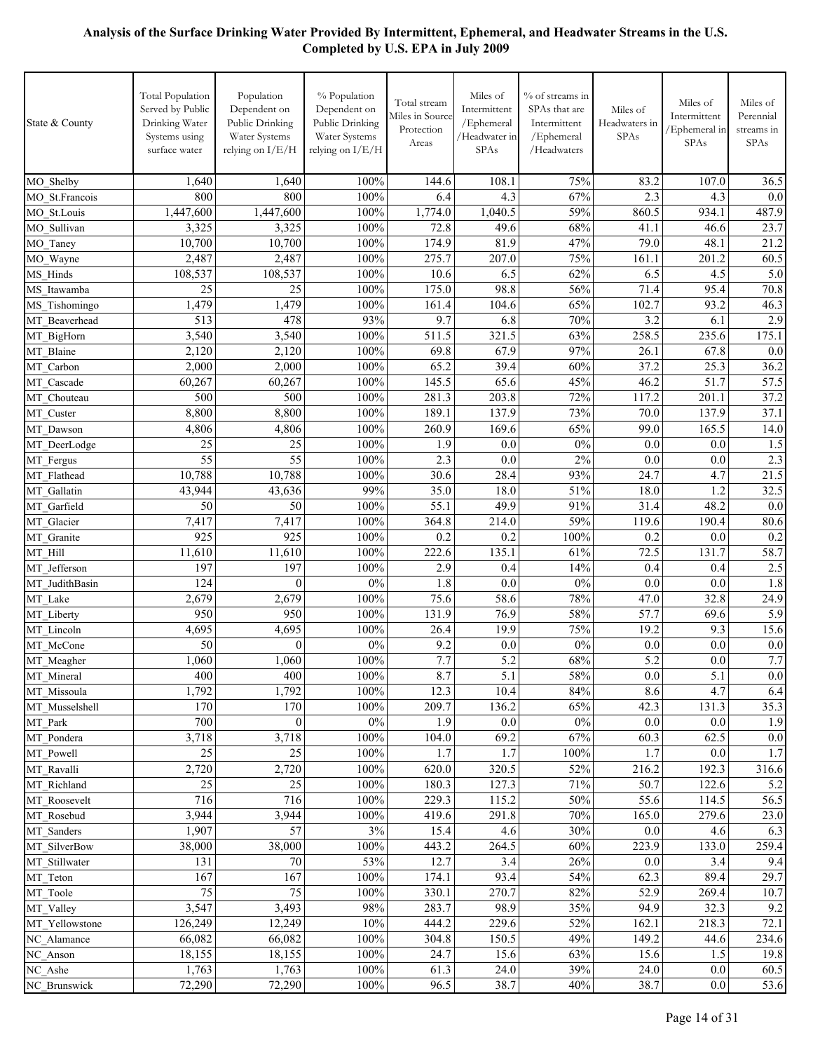**Analysis of the Surface Drinking Water Provided By Intermittent, Ephemeral, and Headwater Streams in the U.S.**
**Completed by U.S. EPA in July 2009**

| State & County | Total Population Served by Public Drinking Water Systems using surface water | Population Dependent on Public Drinking Water Systems relying on I/E/H | % Population Dependent on Public Drinking Water Systems relying on I/E/H | Total stream Miles in Source Protection Areas | Miles of Intermittent /Ephemeral /Headwater in SPAs | % of streams in SPAs that are Intermittent /Ephemeral /Headwaters | Miles of Headwaters in SPAs | Miles of Intermittent /Ephemeral in SPAs | Miles of Perennial streams in SPAs |
|---|---|---|---|---|---|---|---|---|---|
| MO_Shelby | 1,640 | 1,640 | 100% | 144.6 | 108.1 | 75% | 83.2 | 107.0 | 36.5 |
| MO_St.Francois | 800 | 800 | 100% | 6.4 | 4.3 | 67% | 2.3 | 4.3 | 0.0 |
| MO_St.Louis | 1,447,600 | 1,447,600 | 100% | 1,774.0 | 1,040.5 | 59% | 860.5 | 934.1 | 487.9 |
| MO_Sullivan | 3,325 | 3,325 | 100% | 72.8 | 49.6 | 68% | 41.1 | 46.6 | 23.7 |
| MO_Taney | 10,700 | 10,700 | 100% | 174.9 | 81.9 | 47% | 79.0 | 48.1 | 21.2 |
| MO_Wayne | 2,487 | 2,487 | 100% | 275.7 | 207.0 | 75% | 161.1 | 201.2 | 60.5 |
| MS_Hinds | 108,537 | 108,537 | 100% | 10.6 | 6.5 | 62% | 6.5 | 4.5 | 5.0 |
| MS_Itawamba | 25 | 25 | 100% | 175.0 | 98.8 | 56% | 71.4 | 95.4 | 70.8 |
| MS_Tishomingo | 1,479 | 1,479 | 100% | 161.4 | 104.6 | 65% | 102.7 | 93.2 | 46.3 |
| MT_Beaverhead | 513 | 478 | 93% | 9.7 | 6.8 | 70% | 3.2 | 6.1 | 2.9 |
| MT_BigHorn | 3,540 | 3,540 | 100% | 511.5 | 321.5 | 63% | 258.5 | 235.6 | 175.1 |
| MT_Blaine | 2,120 | 2,120 | 100% | 69.8 | 67.9 | 97% | 26.1 | 67.8 | 0.0 |
| MT_Carbon | 2,000 | 2,000 | 100% | 65.2 | 39.4 | 60% | 37.2 | 25.3 | 36.2 |
| MT_Cascade | 60,267 | 60,267 | 100% | 145.5 | 65.6 | 45% | 46.2 | 51.7 | 57.5 |
| MT_Chouteau | 500 | 500 | 100% | 281.3 | 203.8 | 72% | 117.2 | 201.1 | 37.2 |
| MT_Custer | 8,800 | 8,800 | 100% | 189.1 | 137.9 | 73% | 70.0 | 137.9 | 37.1 |
| MT_Dawson | 4,806 | 4,806 | 100% | 260.9 | 169.6 | 65% | 99.0 | 165.5 | 14.0 |
| MT_DeerLodge | 25 | 25 | 100% | 1.9 | 0.0 | 0% | 0.0 | 0.0 | 1.5 |
| MT_Fergus | 55 | 55 | 100% | 2.3 | 0.0 | 2% | 0.0 | 0.0 | 2.3 |
| MT_Flathead | 10,788 | 10,788 | 100% | 30.6 | 28.4 | 93% | 24.7 | 4.7 | 21.5 |
| MT_Gallatin | 43,944 | 43,636 | 99% | 35.0 | 18.0 | 51% | 18.0 | 1.2 | 32.5 |
| MT_Garfield | 50 | 50 | 100% | 55.1 | 49.9 | 91% | 31.4 | 48.2 | 0.0 |
| MT_Glacier | 7,417 | 7,417 | 100% | 364.8 | 214.0 | 59% | 119.6 | 190.4 | 80.6 |
| MT_Granite | 925 | 925 | 100% | 0.2 | 0.2 | 100% | 0.2 | 0.0 | 0.2 |
| MT_Hill | 11,610 | 11,610 | 100% | 222.6 | 135.1 | 61% | 72.5 | 131.7 | 58.7 |
| MT_Jefferson | 197 | 197 | 100% | 2.9 | 0.4 | 14% | 0.4 | 0.4 | 2.5 |
| MT_JudithBasin | 124 | 0 | 0% | 1.8 | 0.0 | 0% | 0.0 | 0.0 | 1.8 |
| MT_Lake | 2,679 | 2,679 | 100% | 75.6 | 58.6 | 78% | 47.0 | 32.8 | 24.9 |
| MT_Liberty | 950 | 950 | 100% | 131.9 | 76.9 | 58% | 57.7 | 69.6 | 5.9 |
| MT_Lincoln | 4,695 | 4,695 | 100% | 26.4 | 19.9 | 75% | 19.2 | 9.3 | 15.6 |
| MT_McCone | 50 | 0 | 0% | 9.2 | 0.0 | 0% | 0.0 | 0.0 | 0.0 |
| MT_Meagher | 1,060 | 1,060 | 100% | 7.7 | 5.2 | 68% | 5.2 | 0.0 | 7.7 |
| MT_Mineral | 400 | 400 | 100% | 8.7 | 5.1 | 58% | 0.0 | 5.1 | 0.0 |
| MT_Missoula | 1,792 | 1,792 | 100% | 12.3 | 10.4 | 84% | 8.6 | 4.7 | 6.4 |
| MT_Musselshell | 170 | 170 | 100% | 209.7 | 136.2 | 65% | 42.3 | 131.3 | 35.3 |
| MT_Park | 700 | 0 | 0% | 1.9 | 0.0 | 0% | 0.0 | 0.0 | 1.9 |
| MT_Pondera | 3,718 | 3,718 | 100% | 104.0 | 69.2 | 67% | 60.3 | 62.5 | 0.0 |
| MT_Powell | 25 | 25 | 100% | 1.7 | 1.7 | 100% | 1.7 | 0.0 | 1.7 |
| MT_Ravalli | 2,720 | 2,720 | 100% | 620.0 | 320.5 | 52% | 216.2 | 192.3 | 316.6 |
| MT_Richland | 25 | 25 | 100% | 180.3 | 127.3 | 71% | 50.7 | 122.6 | 5.2 |
| MT_Roosevelt | 716 | 716 | 100% | 229.3 | 115.2 | 50% | 55.6 | 114.5 | 56.5 |
| MT_Rosebud | 3,944 | 3,944 | 100% | 419.6 | 291.8 | 70% | 165.0 | 279.6 | 23.0 |
| MT_Sanders | 1,907 | 57 | 3% | 15.4 | 4.6 | 30% | 0.0 | 4.6 | 6.3 |
| MT_SilverBow | 38,000 | 38,000 | 100% | 443.2 | 264.5 | 60% | 223.9 | 133.0 | 259.4 |
| MT_Stillwater | 131 | 70 | 53% | 12.7 | 3.4 | 26% | 0.0 | 3.4 | 9.4 |
| MT_Teton | 167 | 167 | 100% | 174.1 | 93.4 | 54% | 62.3 | 89.4 | 29.7 |
| MT_Toole | 75 | 75 | 100% | 330.1 | 270.7 | 82% | 52.9 | 269.4 | 10.7 |
| MT_Valley | 3,547 | 3,493 | 98% | 283.7 | 98.9 | 35% | 94.9 | 32.3 | 9.2 |
| MT_Yellowstone | 126,249 | 12,249 | 10% | 444.2 | 229.6 | 52% | 162.1 | 218.3 | 72.1 |
| NC_Alamance | 66,082 | 66,082 | 100% | 304.8 | 150.5 | 49% | 149.2 | 44.6 | 234.6 |
| NC_Anson | 18,155 | 18,155 | 100% | 24.7 | 15.6 | 63% | 15.6 | 1.5 | 19.8 |
| NC_Ashe | 1,763 | 1,763 | 100% | 61.3 | 24.0 | 39% | 24.0 | 0.0 | 60.5 |
| NC_Brunswick | 72,290 | 72,290 | 100% | 96.5 | 38.7 | 40% | 38.7 | 0.0 | 53.6 |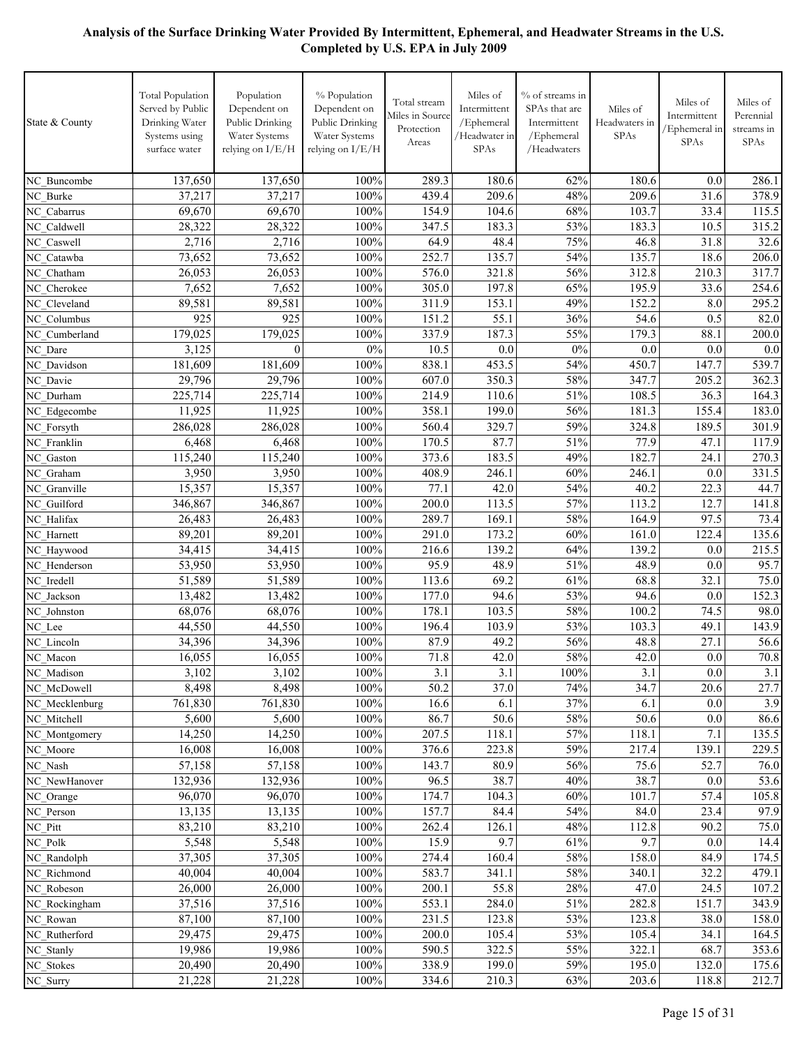**Analysis of the Surface Drinking Water Provided By Intermittent, Ephemeral, and Headwater Streams in the U.S.**
**Completed by U.S. EPA in July 2009**

| State & County | Total Population Served by Public Drinking Water Systems using surface water | Population Dependent on Public Drinking Water Systems relying on I/E/H | % Population Dependent on Public Drinking Water Systems relying on I/E/H | Total stream Miles in Source Protection Areas | Miles of Intermittent /Ephemeral /Headwater in SPAs | % of streams in SPAs that are Intermittent /Ephemeral /Headwaters | Miles of Headwaters in SPAs | Miles of Intermittent /Ephemeral in SPAs | Miles of Perennial streams in SPAs |
|---|---|---|---|---|---|---|---|---|---|
| NC_Buncombe | 137,650 | 137,650 | 100% | 289.3 | 180.6 | 62% | 180.6 | 0.0 | 286.1 |
| NC_Burke | 37,217 | 37,217 | 100% | 439.4 | 209.6 | 48% | 209.6 | 31.6 | 378.9 |
| NC_Cabarrus | 69,670 | 69,670 | 100% | 154.9 | 104.6 | 68% | 103.7 | 33.4 | 115.5 |
| NC_Caldwell | 28,322 | 28,322 | 100% | 347.5 | 183.3 | 53% | 183.3 | 10.5 | 315.2 |
| NC_Caswell | 2,716 | 2,716 | 100% | 64.9 | 48.4 | 75% | 46.8 | 31.8 | 32.6 |
| NC_Catawba | 73,652 | 73,652 | 100% | 252.7 | 135.7 | 54% | 135.7 | 18.6 | 206.0 |
| NC_Chatham | 26,053 | 26,053 | 100% | 576.0 | 321.8 | 56% | 312.8 | 210.3 | 317.7 |
| NC_Cherokee | 7,652 | 7,652 | 100% | 305.0 | 197.8 | 65% | 195.9 | 33.6 | 254.6 |
| NC_Cleveland | 89,581 | 89,581 | 100% | 311.9 | 153.1 | 49% | 152.2 | 8.0 | 295.2 |
| NC_Columbus | 925 | 925 | 100% | 151.2 | 55.1 | 36% | 54.6 | 0.5 | 82.0 |
| NC_Cumberland | 179,025 | 179,025 | 100% | 337.9 | 187.3 | 55% | 179.3 | 88.1 | 200.0 |
| NC_Dare | 3,125 | 0 | 0% | 10.5 | 0.0 | 0% | 0.0 | 0.0 | 0.0 |
| NC_Davidson | 181,609 | 181,609 | 100% | 838.1 | 453.5 | 54% | 450.7 | 147.7 | 539.7 |
| NC_Davie | 29,796 | 29,796 | 100% | 607.0 | 350.3 | 58% | 347.7 | 205.2 | 362.3 |
| NC_Durham | 225,714 | 225,714 | 100% | 214.9 | 110.6 | 51% | 108.5 | 36.3 | 164.3 |
| NC_Edgecombe | 11,925 | 11,925 | 100% | 358.1 | 199.0 | 56% | 181.3 | 155.4 | 183.0 |
| NC_Forsyth | 286,028 | 286,028 | 100% | 560.4 | 329.7 | 59% | 324.8 | 189.5 | 301.9 |
| NC_Franklin | 6,468 | 6,468 | 100% | 170.5 | 87.7 | 51% | 77.9 | 47.1 | 117.9 |
| NC_Gaston | 115,240 | 115,240 | 100% | 373.6 | 183.5 | 49% | 182.7 | 24.1 | 270.3 |
| NC_Graham | 3,950 | 3,950 | 100% | 408.9 | 246.1 | 60% | 246.1 | 0.0 | 331.5 |
| NC_Granville | 15,357 | 15,357 | 100% | 77.1 | 42.0 | 54% | 40.2 | 22.3 | 44.7 |
| NC_Guilford | 346,867 | 346,867 | 100% | 200.0 | 113.5 | 57% | 113.2 | 12.7 | 141.8 |
| NC_Halifax | 26,483 | 26,483 | 100% | 289.7 | 169.1 | 58% | 164.9 | 97.5 | 73.4 |
| NC_Harnett | 89,201 | 89,201 | 100% | 291.0 | 173.2 | 60% | 161.0 | 122.4 | 135.6 |
| NC_Haywood | 34,415 | 34,415 | 100% | 216.6 | 139.2 | 64% | 139.2 | 0.0 | 215.5 |
| NC_Henderson | 53,950 | 53,950 | 100% | 95.9 | 48.9 | 51% | 48.9 | 0.0 | 95.7 |
| NC_Iredell | 51,589 | 51,589 | 100% | 113.6 | 69.2 | 61% | 68.8 | 32.1 | 75.0 |
| NC_Jackson | 13,482 | 13,482 | 100% | 177.0 | 94.6 | 53% | 94.6 | 0.0 | 152.3 |
| NC_Johnston | 68,076 | 68,076 | 100% | 178.1 | 103.5 | 58% | 100.2 | 74.5 | 98.0 |
| NC_Lee | 44,550 | 44,550 | 100% | 196.4 | 103.9 | 53% | 103.3 | 49.1 | 143.9 |
| NC_Lincoln | 34,396 | 34,396 | 100% | 87.9 | 49.2 | 56% | 48.8 | 27.1 | 56.6 |
| NC_Macon | 16,055 | 16,055 | 100% | 71.8 | 42.0 | 58% | 42.0 | 0.0 | 70.8 |
| NC_Madison | 3,102 | 3,102 | 100% | 3.1 | 3.1 | 100% | 3.1 | 0.0 | 3.1 |
| NC_McDowell | 8,498 | 8,498 | 100% | 50.2 | 37.0 | 74% | 34.7 | 20.6 | 27.7 |
| NC_Mecklenburg | 761,830 | 761,830 | 100% | 16.6 | 6.1 | 37% | 6.1 | 0.0 | 3.9 |
| NC_Mitchell | 5,600 | 5,600 | 100% | 86.7 | 50.6 | 58% | 50.6 | 0.0 | 86.6 |
| NC_Montgomery | 14,250 | 14,250 | 100% | 207.5 | 118.1 | 57% | 118.1 | 7.1 | 135.5 |
| NC_Moore | 16,008 | 16,008 | 100% | 376.6 | 223.8 | 59% | 217.4 | 139.1 | 229.5 |
| NC_Nash | 57,158 | 57,158 | 100% | 143.7 | 80.9 | 56% | 75.6 | 52.7 | 76.0 |
| NC_NewHanover | 132,936 | 132,936 | 100% | 96.5 | 38.7 | 40% | 38.7 | 0.0 | 53.6 |
| NC_Orange | 96,070 | 96,070 | 100% | 174.7 | 104.3 | 60% | 101.7 | 57.4 | 105.8 |
| NC_Person | 13,135 | 13,135 | 100% | 157.7 | 84.4 | 54% | 84.0 | 23.4 | 97.9 |
| NC_Pitt | 83,210 | 83,210 | 100% | 262.4 | 126.1 | 48% | 112.8 | 90.2 | 75.0 |
| NC_Polk | 5,548 | 5,548 | 100% | 15.9 | 9.7 | 61% | 9.7 | 0.0 | 14.4 |
| NC_Randolph | 37,305 | 37,305 | 100% | 274.4 | 160.4 | 58% | 158.0 | 84.9 | 174.5 |
| NC_Richmond | 40,004 | 40,004 | 100% | 583.7 | 341.1 | 58% | 340.1 | 32.2 | 479.1 |
| NC_Robeson | 26,000 | 26,000 | 100% | 200.1 | 55.8 | 28% | 47.0 | 24.5 | 107.2 |
| NC_Rockingham | 37,516 | 37,516 | 100% | 553.1 | 284.0 | 51% | 282.8 | 151.7 | 343.9 |
| NC_Rowan | 87,100 | 87,100 | 100% | 231.5 | 123.8 | 53% | 123.8 | 38.0 | 158.0 |
| NC_Rutherford | 29,475 | 29,475 | 100% | 200.0 | 105.4 | 53% | 105.4 | 34.1 | 164.5 |
| NC_Stanly | 19,986 | 19,986 | 100% | 590.5 | 322.5 | 55% | 322.1 | 68.7 | 353.6 |
| NC_Stokes | 20,490 | 20,490 | 100% | 338.9 | 199.0 | 59% | 195.0 | 132.0 | 175.6 |
| NC_Surry | 21,228 | 21,228 | 100% | 334.6 | 210.3 | 63% | 203.6 | 118.8 | 212.7 |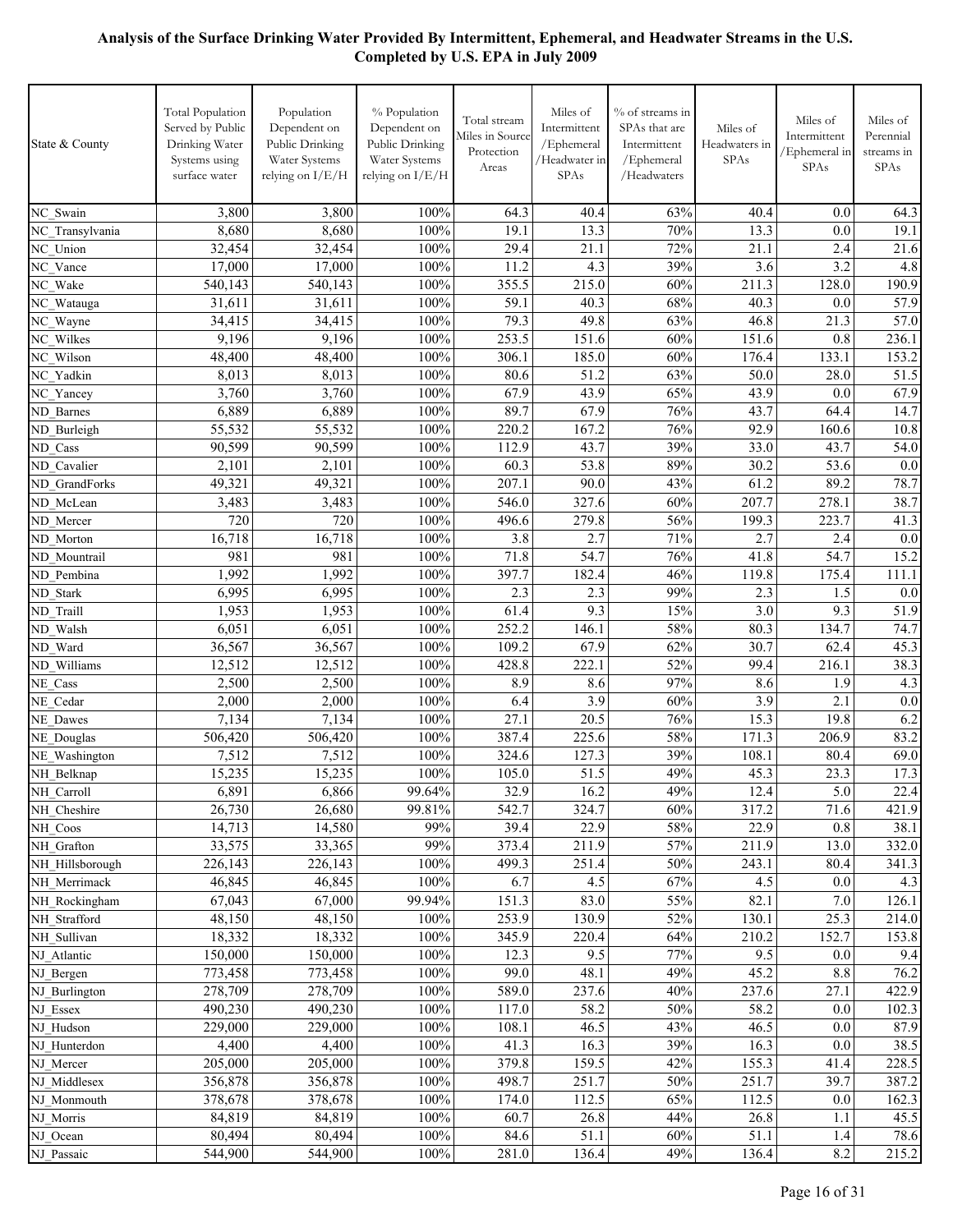# Analysis of the Surface Drinking Water Provided By Intermittent, Ephemeral, and Headwater Streams in the U.S.
## Completed by U.S. EPA in July 2009

| State & County | Total Population Served by Public Drinking Water Systems using surface water | Population Dependent on Public Drinking Water Systems relying on I/E/H | % Population Dependent on Public Drinking Water Systems relying on I/E/H | Total stream Miles in Source Protection Areas | Miles of Intermittent /Ephemeral /Headwater in SPAs | % of streams in SPAs that are Intermittent /Ephemeral /Headwaters | Miles of Headwaters in SPAs | Miles of Intermittent /Ephemeral in SPAs | Miles of Perennial streams in SPAs |
|---|---|---|---|---|---|---|---|---|---|
| NC_Swain | 3,800 | 3,800 | 100% | 64.3 | 40.4 | 63% | 40.4 | 0.0 | 64.3 |
| NC_Transylvania | 8,680 | 8,680 | 100% | 19.1 | 13.3 | 70% | 13.3 | 0.0 | 19.1 |
| NC_Union | 32,454 | 32,454 | 100% | 29.4 | 21.1 | 72% | 21.1 | 2.4 | 21.6 |
| NC_Vance | 17,000 | 17,000 | 100% | 11.2 | 4.3 | 39% | 3.6 | 3.2 | 4.8 |
| NC_Wake | 540,143 | 540,143 | 100% | 355.5 | 215.0 | 60% | 211.3 | 128.0 | 190.9 |
| NC_Watauga | 31,611 | 31,611 | 100% | 59.1 | 40.3 | 68% | 40.3 | 0.0 | 57.9 |
| NC_Wayne | 34,415 | 34,415 | 100% | 79.3 | 49.8 | 63% | 46.8 | 21.3 | 57.0 |
| NC_Wilkes | 9,196 | 9,196 | 100% | 253.5 | 151.6 | 60% | 151.6 | 0.8 | 236.1 |
| NC_Wilson | 48,400 | 48,400 | 100% | 306.1 | 185.0 | 60% | 176.4 | 133.1 | 153.2 |
| NC_Yadkin | 8,013 | 8,013 | 100% | 80.6 | 51.2 | 63% | 50.0 | 28.0 | 51.5 |
| NC_Yancey | 3,760 | 3,760 | 100% | 67.9 | 43.9 | 65% | 43.9 | 0.0 | 67.9 |
| ND_Barnes | 6,889 | 6,889 | 100% | 89.7 | 67.9 | 76% | 43.7 | 64.4 | 14.7 |
| ND_Burleigh | 55,532 | 55,532 | 100% | 220.2 | 167.2 | 76% | 92.9 | 160.6 | 10.8 |
| ND_Cass | 90,599 | 90,599 | 100% | 112.9 | 43.7 | 39% | 33.0 | 43.7 | 54.0 |
| ND_Cavalier | 2,101 | 2,101 | 100% | 60.3 | 53.8 | 89% | 30.2 | 53.6 | 0.0 |
| ND_GrandForks | 49,321 | 49,321 | 100% | 207.1 | 90.0 | 43% | 61.2 | 89.2 | 78.7 |
| ND_McLean | 3,483 | 3,483 | 100% | 546.0 | 327.6 | 60% | 207.7 | 278.1 | 38.7 |
| ND_Mercer | 720 | 720 | 100% | 496.6 | 279.8 | 56% | 199.3 | 223.7 | 41.3 |
| ND_Morton | 16,718 | 16,718 | 100% | 3.8 | 2.7 | 71% | 2.7 | 2.4 | 0.0 |
| ND_Mountrail | 981 | 981 | 100% | 71.8 | 54.7 | 76% | 41.8 | 54.7 | 15.2 |
| ND_Pembina | 1,992 | 1,992 | 100% | 397.7 | 182.4 | 46% | 119.8 | 175.4 | 111.1 |
| ND_Stark | 6,995 | 6,995 | 100% | 2.3 | 2.3 | 99% | 2.3 | 1.5 | 0.0 |
| ND_Traill | 1,953 | 1,953 | 100% | 61.4 | 9.3 | 15% | 3.0 | 9.3 | 51.9 |
| ND_Walsh | 6,051 | 6,051 | 100% | 252.2 | 146.1 | 58% | 80.3 | 134.7 | 74.7 |
| ND_Ward | 36,567 | 36,567 | 100% | 109.2 | 67.9 | 62% | 30.7 | 62.4 | 45.3 |
| ND_Williams | 12,512 | 12,512 | 100% | 428.8 | 222.1 | 52% | 99.4 | 216.1 | 38.3 |
| NE_Cass | 2,500 | 2,500 | 100% | 8.9 | 8.6 | 97% | 8.6 | 1.9 | 4.3 |
| NE_Cedar | 2,000 | 2,000 | 100% | 6.4 | 3.9 | 60% | 3.9 | 2.1 | 0.0 |
| NE_Dawes | 7,134 | 7,134 | 100% | 27.1 | 20.5 | 76% | 15.3 | 19.8 | 6.2 |
| NE_Douglas | 506,420 | 506,420 | 100% | 387.4 | 225.6 | 58% | 171.3 | 206.9 | 83.2 |
| NE_Washington | 7,512 | 7,512 | 100% | 324.6 | 127.3 | 39% | 108.1 | 80.4 | 69.0 |
| NH_Belknap | 15,235 | 15,235 | 100% | 105.0 | 51.5 | 49% | 45.3 | 23.3 | 17.3 |
| NH_Carroll | 6,891 | 6,866 | 99.64% | 32.9 | 16.2 | 49% | 12.4 | 5.0 | 22.4 |
| NH_Cheshire | 26,730 | 26,680 | 99.81% | 542.7 | 324.7 | 60% | 317.2 | 71.6 | 421.9 |
| NH_Coos | 14,713 | 14,580 | 99% | 39.4 | 22.9 | 58% | 22.9 | 0.8 | 38.1 |
| NH_Grafton | 33,575 | 33,365 | 99% | 373.4 | 211.9 | 57% | 211.9 | 13.0 | 332.0 |
| NH_Hillsborough | 226,143 | 226,143 | 100% | 499.3 | 251.4 | 50% | 243.1 | 80.4 | 341.3 |
| NH_Merrimack | 46,845 | 46,845 | 100% | 6.7 | 4.5 | 67% | 4.5 | 0.0 | 4.3 |
| NH_Rockingham | 67,043 | 67,000 | 99.94% | 151.3 | 83.0 | 55% | 82.1 | 7.0 | 126.1 |
| NH_Strafford | 48,150 | 48,150 | 100% | 253.9 | 130.9 | 52% | 130.1 | 25.3 | 214.0 |
| NH_Sullivan | 18,332 | 18,332 | 100% | 345.9 | 220.4 | 64% | 210.2 | 152.7 | 153.8 |
| NJ_Atlantic | 150,000 | 150,000 | 100% | 12.3 | 9.5 | 77% | 9.5 | 0.0 | 9.4 |
| NJ_Bergen | 773,458 | 773,458 | 100% | 99.0 | 48.1 | 49% | 45.2 | 8.8 | 76.2 |
| NJ_Burlington | 278,709 | 278,709 | 100% | 589.0 | 237.6 | 40% | 237.6 | 27.1 | 422.9 |
| NJ_Essex | 490,230 | 490,230 | 100% | 117.0 | 58.2 | 50% | 58.2 | 0.0 | 102.3 |
| NJ_Hudson | 229,000 | 229,000 | 100% | 108.1 | 46.5 | 43% | 46.5 | 0.0 | 87.9 |
| NJ_Hunterdon | 4,400 | 4,400 | 100% | 41.3 | 16.3 | 39% | 16.3 | 0.0 | 38.5 |
| NJ_Mercer | 205,000 | 205,000 | 100% | 379.8 | 159.5 | 42% | 155.3 | 41.4 | 228.5 |
| NJ_Middlesex | 356,878 | 356,878 | 100% | 498.7 | 251.7 | 50% | 251.7 | 39.7 | 387.2 |
| NJ_Monmouth | 378,678 | 378,678 | 100% | 174.0 | 112.5 | 65% | 112.5 | 0.0 | 162.3 |
| NJ_Morris | 84,819 | 84,819 | 100% | 60.7 | 26.8 | 44% | 26.8 | 1.1 | 45.5 |
| NJ_Ocean | 80,494 | 80,494 | 100% | 84.6 | 51.1 | 60% | 51.1 | 1.4 | 78.6 |
| NJ_Passaic | 544,900 | 544,900 | 100% | 281.0 | 136.4 | 49% | 136.4 | 8.2 | 215.2 |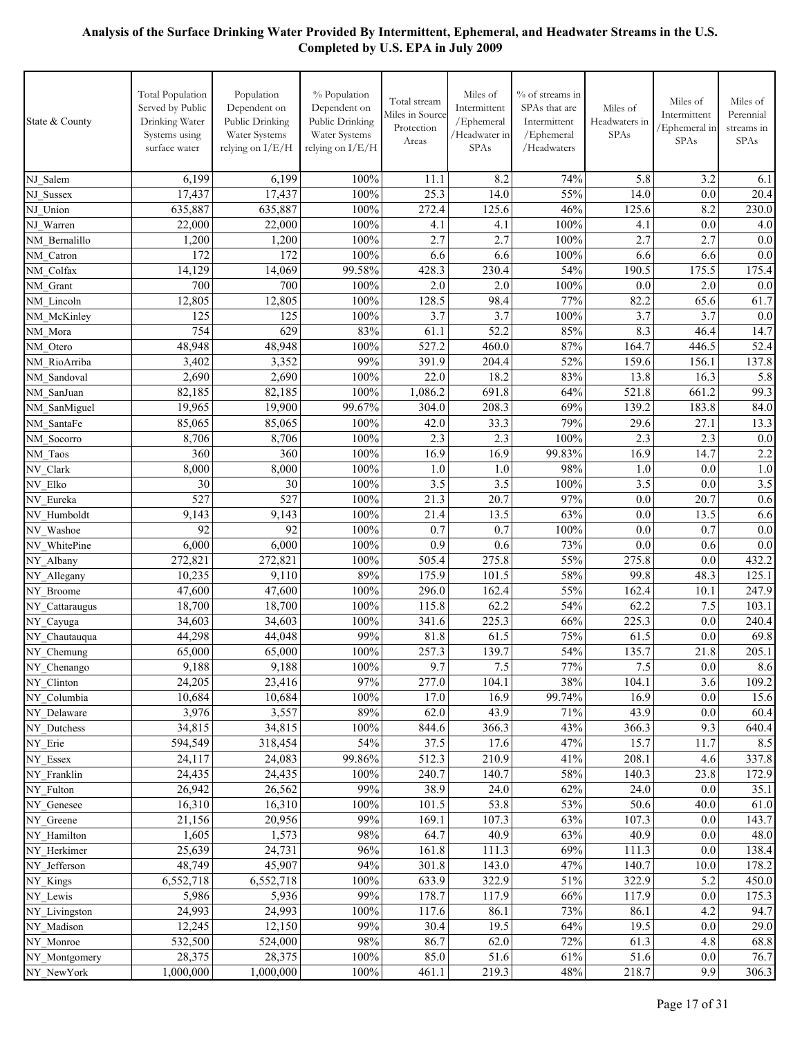**Analysis of the Surface Drinking Water Provided By Intermittent, Ephemeral, and Headwater Streams in the U.S. Completed by U.S. EPA in July 2009**

| State & County | Total Population Served by Public Drinking Water Systems using surface water | Population Dependent on Public Drinking Water Systems relying on I/E/H | % Population Dependent on Public Drinking Water Systems relying on I/E/H | Total stream Miles in Source Protection Areas | Miles of Intermittent /Ephemeral /Headwater in SPAs | % of streams in SPAs that are Intermittent /Ephemeral /Headwaters | Miles of Headwaters in SPAs | Miles of Intermittent /Ephemeral in SPAs | Miles of Perennial streams in SPAs |
|---|---|---|---|---|---|---|---|---|---|
| NJ_Salem | 6,199 | 6,199 | 100% | 11.1 | 8.2 | 74% | 5.8 | 3.2 | 6.1 |
| NJ_Sussex | 17,437 | 17,437 | 100% | 25.3 | 14.0 | 55% | 14.0 | 0.0 | 20.4 |
| NJ_Union | 635,887 | 635,887 | 100% | 272.4 | 125.6 | 46% | 125.6 | 8.2 | 230.0 |
| NJ_Warren | 22,000 | 22,000 | 100% | 4.1 | 4.1 | 100% | 4.1 | 0.0 | 4.0 |
| NM_Bernalillo | 1,200 | 1,200 | 100% | 2.7 | 2.7 | 100% | 2.7 | 2.7 | 0.0 |
| NM_Catron | 172 | 172 | 100% | 6.6 | 6.6 | 100% | 6.6 | 6.6 | 0.0 |
| NM_Colfax | 14,129 | 14,069 | 99.58% | 428.3 | 230.4 | 54% | 190.5 | 175.5 | 175.4 |
| NM_Grant | 700 | 700 | 100% | 2.0 | 2.0 | 100% | 0.0 | 2.0 | 0.0 |
| NM_Lincoln | 12,805 | 12,805 | 100% | 128.5 | 98.4 | 77% | 82.2 | 65.6 | 61.7 |
| NM_McKinley | 125 | 125 | 100% | 3.7 | 3.7 | 100% | 3.7 | 3.7 | 0.0 |
| NM_Mora | 754 | 629 | 83% | 61.1 | 52.2 | 85% | 8.3 | 46.4 | 14.7 |
| NM_Otero | 48,948 | 48,948 | 100% | 527.2 | 460.0 | 87% | 164.7 | 446.5 | 52.4 |
| NM_RioArriba | 3,402 | 3,352 | 99% | 391.9 | 204.4 | 52% | 159.6 | 156.1 | 137.8 |
| NM_Sandoval | 2,690 | 2,690 | 100% | 22.0 | 18.2 | 83% | 13.8 | 16.3 | 5.8 |
| NM_SanJuan | 82,185 | 82,185 | 100% | 1,086.2 | 691.8 | 64% | 521.8 | 661.2 | 99.3 |
| NM_SanMiguel | 19,965 | 19,900 | 99.67% | 304.0 | 208.3 | 69% | 139.2 | 183.8 | 84.0 |
| NM_SantaFe | 85,065 | 85,065 | 100% | 42.0 | 33.3 | 79% | 29.6 | 27.1 | 13.3 |
| NM_Socorro | 8,706 | 8,706 | 100% | 2.3 | 2.3 | 100% | 2.3 | 2.3 | 0.0 |
| NM_Taos | 360 | 360 | 100% | 16.9 | 16.9 | 99.83% | 16.9 | 14.7 | 2.2 |
| NV_Clark | 8,000 | 8,000 | 100% | 1.0 | 1.0 | 98% | 1.0 | 0.0 | 1.0 |
| NV_Elko | 30 | 30 | 100% | 3.5 | 3.5 | 100% | 3.5 | 0.0 | 3.5 |
| NV_Eureka | 527 | 527 | 100% | 21.3 | 20.7 | 97% | 0.0 | 20.7 | 0.6 |
| NV_Humboldt | 9,143 | 9,143 | 100% | 21.4 | 13.5 | 63% | 0.0 | 13.5 | 6.6 |
| NV_Washoe | 92 | 92 | 100% | 0.7 | 0.7 | 100% | 0.0 | 0.7 | 0.0 |
| NV_WhitePine | 6,000 | 6,000 | 100% | 0.9 | 0.6 | 73% | 0.0 | 0.6 | 0.0 |
| NY_Albany | 272,821 | 272,821 | 100% | 505.4 | 275.8 | 55% | 275.8 | 0.0 | 432.2 |
| NY_Allegany | 10,235 | 9,110 | 89% | 175.9 | 101.5 | 58% | 99.8 | 48.3 | 125.1 |
| NY_Broome | 47,600 | 47,600 | 100% | 296.0 | 162.4 | 55% | 162.4 | 10.1 | 247.9 |
| NY_Cattaraugus | 18,700 | 18,700 | 100% | 115.8 | 62.2 | 54% | 62.2 | 7.5 | 103.1 |
| NY_Cayuga | 34,603 | 34,603 | 100% | 341.6 | 225.3 | 66% | 225.3 | 0.0 | 240.4 |
| NY_Chautauqua | 44,298 | 44,048 | 99% | 81.8 | 61.5 | 75% | 61.5 | 0.0 | 69.8 |
| NY_Chemung | 65,000 | 65,000 | 100% | 257.3 | 139.7 | 54% | 135.7 | 21.8 | 205.1 |
| NY_Chenango | 9,188 | 9,188 | 100% | 9.7 | 7.5 | 77% | 7.5 | 0.0 | 8.6 |
| NY_Clinton | 24,205 | 23,416 | 97% | 277.0 | 104.1 | 38% | 104.1 | 3.6 | 109.2 |
| NY_Columbia | 10,684 | 10,684 | 100% | 17.0 | 16.9 | 99.74% | 16.9 | 0.0 | 15.6 |
| NY_Delaware | 3,976 | 3,557 | 89% | 62.0 | 43.9 | 71% | 43.9 | 0.0 | 60.4 |
| NY_Dutchess | 34,815 | 34,815 | 100% | 844.6 | 366.3 | 43% | 366.3 | 9.3 | 640.4 |
| NY_Erie | 594,549 | 318,454 | 54% | 37.5 | 17.6 | 47% | 15.7 | 11.7 | 8.5 |
| NY_Essex | 24,117 | 24,083 | 99.86% | 512.3 | 210.9 | 41% | 208.1 | 4.6 | 337.8 |
| NY_Franklin | 24,435 | 24,435 | 100% | 240.7 | 140.7 | 58% | 140.3 | 23.8 | 172.9 |
| NY_Fulton | 26,942 | 26,562 | 99% | 38.9 | 24.0 | 62% | 24.0 | 0.0 | 35.1 |
| NY_Genesee | 16,310 | 16,310 | 100% | 101.5 | 53.8 | 53% | 50.6 | 40.0 | 61.0 |
| NY_Greene | 21,156 | 20,956 | 99% | 169.1 | 107.3 | 63% | 107.3 | 0.0 | 143.7 |
| NY_Hamilton | 1,605 | 1,573 | 98% | 64.7 | 40.9 | 63% | 40.9 | 0.0 | 48.0 |
| NY_Herkimer | 25,639 | 24,731 | 96% | 161.8 | 111.3 | 69% | 111.3 | 0.0 | 138.4 |
| NY_Jefferson | 48,749 | 45,907 | 94% | 301.8 | 143.0 | 47% | 140.7 | 10.0 | 178.2 |
| NY_Kings | 6,552,718 | 6,552,718 | 100% | 633.9 | 322.9 | 51% | 322.9 | 5.2 | 450.0 |
| NY_Lewis | 5,986 | 5,936 | 99% | 178.7 | 117.9 | 66% | 117.9 | 0.0 | 175.3 |
| NY_Livingston | 24,993 | 24,993 | 100% | 117.6 | 86.1 | 73% | 86.1 | 4.2 | 94.7 |
| NY_Madison | 12,245 | 12,150 | 99% | 30.4 | 19.5 | 64% | 19.5 | 0.0 | 29.0 |
| NY_Monroe | 532,500 | 524,000 | 98% | 86.7 | 62.0 | 72% | 61.3 | 4.8 | 68.8 |
| NY_Montgomery | 28,375 | 28,375 | 100% | 85.0 | 51.6 | 61% | 51.6 | 0.0 | 76.7 |
| NY_NewYork | 1,000,000 | 1,000,000 | 100% | 461.1 | 219.3 | 48% | 218.7 | 9.9 | 306.3 |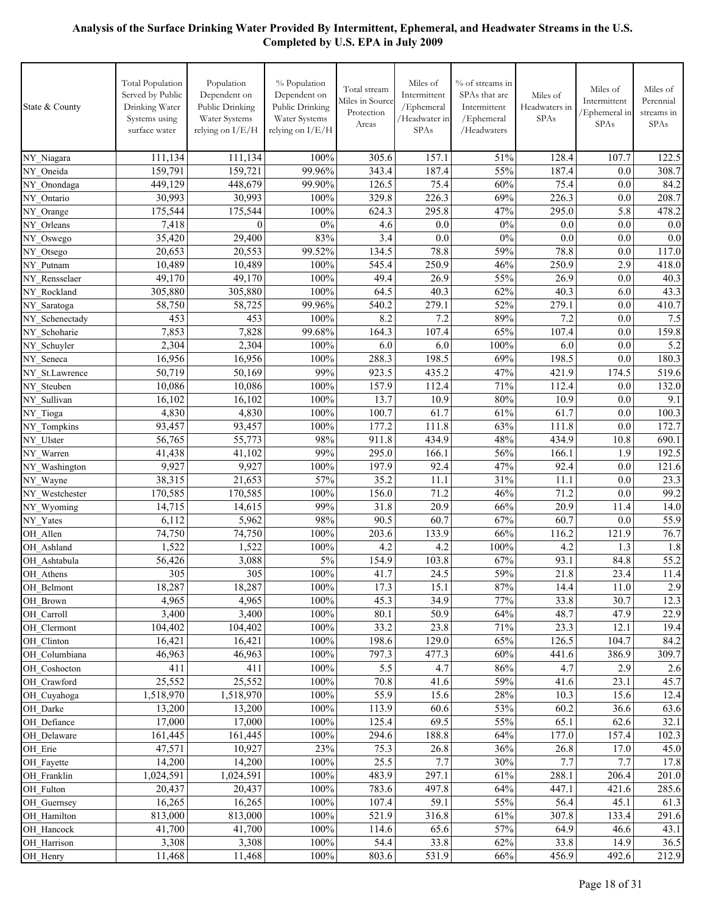**Analysis of the Surface Drinking Water Provided By Intermittent, Ephemeral, and Headwater Streams in the U.S. Completed by U.S. EPA in July 2009**

| State & County | Total Population Served by Public Drinking Water Systems using surface water | Population Dependent on Public Drinking Water Systems relying on I/E/H | % Population Dependent on Public Drinking Water Systems relying on I/E/H | Total stream Miles in Source Protection Areas | Miles of Intermittent /Ephemeral /Headwater in SPAs | % of streams in SPAs that are Intermittent /Ephemeral /Headwaters | Miles of Headwaters in SPAs | Miles of Intermittent /Ephemeral in SPAs | Miles of Perennial streams in SPAs |
|---|---|---|---|---|---|---|---|---|---|
| NY_Niagara | 111,134 | 111,134 | 100% | 305.6 | 157.1 | 51% | 128.4 | 107.7 | 122.5 |
| NY_Oneida | 159,791 | 159,721 | 99.96% | 343.4 | 187.4 | 55% | 187.4 | 0.0 | 308.7 |
| NY_Onondaga | 449,129 | 448,679 | 99.90% | 126.5 | 75.4 | 60% | 75.4 | 0.0 | 84.2 |
| NY_Ontario | 30,993 | 30,993 | 100% | 329.8 | 226.3 | 69% | 226.3 | 0.0 | 208.7 |
| NY_Orange | 175,544 | 175,544 | 100% | 624.3 | 295.8 | 47% | 295.0 | 5.8 | 478.2 |
| NY_Orleans | 7,418 | 0 | 0% | 4.6 | 0.0 | 0% | 0.0 | 0.0 | 0.0 |
| NY_Oswego | 35,420 | 29,400 | 83% | 3.4 | 0.0 | 0% | 0.0 | 0.0 | 0.0 |
| NY_Otsego | 20,653 | 20,553 | 99.52% | 134.5 | 78.8 | 59% | 78.8 | 0.0 | 117.0 |
| NY_Putnam | 10,489 | 10,489 | 100% | 545.4 | 250.9 | 46% | 250.9 | 2.9 | 418.0 |
| NY_Rensselaer | 49,170 | 49,170 | 100% | 49.4 | 26.9 | 55% | 26.9 | 0.0 | 40.3 |
| NY_Rockland | 305,880 | 305,880 | 100% | 64.5 | 40.3 | 62% | 40.3 | 6.0 | 43.3 |
| NY_Saratoga | 58,750 | 58,725 | 99.96% | 540.2 | 279.1 | 52% | 279.1 | 0.0 | 410.7 |
| NY_Schenectady | 453 | 453 | 100% | 8.2 | 7.2 | 89% | 7.2 | 0.0 | 7.5 |
| NY_Schoharie | 7,853 | 7,828 | 99.68% | 164.3 | 107.4 | 65% | 107.4 | 0.0 | 159.8 |
| NY_Schuyler | 2,304 | 2,304 | 100% | 6.0 | 6.0 | 100% | 6.0 | 0.0 | 5.2 |
| NY_Seneca | 16,956 | 16,956 | 100% | 288.3 | 198.5 | 69% | 198.5 | 0.0 | 180.3 |
| NY_St.Lawrence | 50,719 | 50,169 | 99% | 923.5 | 435.2 | 47% | 421.9 | 174.5 | 519.6 |
| NY_Steuben | 10,086 | 10,086 | 100% | 157.9 | 112.4 | 71% | 112.4 | 0.0 | 132.0 |
| NY_Sullivan | 16,102 | 16,102 | 100% | 13.7 | 10.9 | 80% | 10.9 | 0.0 | 9.1 |
| NY_Tioga | 4,830 | 4,830 | 100% | 100.7 | 61.7 | 61% | 61.7 | 0.0 | 100.3 |
| NY_Tompkins | 93,457 | 93,457 | 100% | 177.2 | 111.8 | 63% | 111.8 | 0.0 | 172.7 |
| NY_Ulster | 56,765 | 55,773 | 98% | 911.8 | 434.9 | 48% | 434.9 | 10.8 | 690.1 |
| NY_Warren | 41,438 | 41,102 | 99% | 295.0 | 166.1 | 56% | 166.1 | 1.9 | 192.5 |
| NY_Washington | 9,927 | 9,927 | 100% | 197.9 | 92.4 | 47% | 92.4 | 0.0 | 121.6 |
| NY_Wayne | 38,315 | 21,653 | 57% | 35.2 | 11.1 | 31% | 11.1 | 0.0 | 23.3 |
| NY_Westchester | 170,585 | 170,585 | 100% | 156.0 | 71.2 | 46% | 71.2 | 0.0 | 99.2 |
| NY_Wyoming | 14,715 | 14,615 | 99% | 31.8 | 20.9 | 66% | 20.9 | 11.4 | 14.0 |
| NY_Yates | 6,112 | 5,962 | 98% | 90.5 | 60.7 | 67% | 60.7 | 0.0 | 55.9 |
| OH_Allen | 74,750 | 74,750 | 100% | 203.6 | 133.9 | 66% | 116.2 | 121.9 | 76.7 |
| OH_Ashland | 1,522 | 1,522 | 100% | 4.2 | 4.2 | 100% | 4.2 | 1.3 | 1.8 |
| OH_Ashtabula | 56,426 | 3,088 | 5% | 154.9 | 103.8 | 67% | 93.1 | 84.8 | 55.2 |
| OH_Athens | 305 | 305 | 100% | 41.7 | 24.5 | 59% | 21.8 | 23.4 | 11.4 |
| OH_Belmont | 18,287 | 18,287 | 100% | 17.3 | 15.1 | 87% | 14.4 | 11.0 | 2.9 |
| OH_Brown | 4,965 | 4,965 | 100% | 45.3 | 34.9 | 77% | 33.8 | 30.7 | 12.3 |
| OH_Carroll | 3,400 | 3,400 | 100% | 80.1 | 50.9 | 64% | 48.7 | 47.9 | 22.9 |
| OH_Clermont | 104,402 | 104,402 | 100% | 33.2 | 23.8 | 71% | 23.3 | 12.1 | 19.4 |
| OH_Clinton | 16,421 | 16,421 | 100% | 198.6 | 129.0 | 65% | 126.5 | 104.7 | 84.2 |
| OH_Columbiana | 46,963 | 46,963 | 100% | 797.3 | 477.3 | 60% | 441.6 | 386.9 | 309.7 |
| OH_Coshocton | 411 | 411 | 100% | 5.5 | 4.7 | 86% | 4.7 | 2.9 | 2.6 |
| OH_Crawford | 25,552 | 25,552 | 100% | 70.8 | 41.6 | 59% | 41.6 | 23.1 | 45.7 |
| OH_Cuyahoga | 1,518,970 | 1,518,970 | 100% | 55.9 | 15.6 | 28% | 10.3 | 15.6 | 12.4 |
| OH_Darke | 13,200 | 13,200 | 100% | 113.9 | 60.6 | 53% | 60.2 | 36.6 | 63.6 |
| OH_Defiance | 17,000 | 17,000 | 100% | 125.4 | 69.5 | 55% | 65.1 | 62.6 | 32.1 |
| OH_Delaware | 161,445 | 161,445 | 100% | 294.6 | 188.8 | 64% | 177.0 | 157.4 | 102.3 |
| OH_Erie | 47,571 | 10,927 | 23% | 75.3 | 26.8 | 36% | 26.8 | 17.0 | 45.0 |
| OH_Fayette | 14,200 | 14,200 | 100% | 25.5 | 7.7 | 30% | 7.7 | 7.7 | 17.8 |
| OH_Franklin | 1,024,591 | 1,024,591 | 100% | 483.9 | 297.1 | 61% | 288.1 | 206.4 | 201.0 |
| OH_Fulton | 20,437 | 20,437 | 100% | 783.6 | 497.8 | 64% | 447.1 | 421.6 | 285.6 |
| OH_Guernsey | 16,265 | 16,265 | 100% | 107.4 | 59.1 | 55% | 56.4 | 45.1 | 61.3 |
| OH_Hamilton | 813,000 | 813,000 | 100% | 521.9 | 316.8 | 61% | 307.8 | 133.4 | 291.6 |
| OH_Hancock | 41,700 | 41,700 | 100% | 114.6 | 65.6 | 57% | 64.9 | 46.6 | 43.1 |
| OH_Harrison | 3,308 | 3,308 | 100% | 54.4 | 33.8 | 62% | 33.8 | 14.9 | 36.5 |
| OH_Henry | 11,468 | 11,468 | 100% | 803.6 | 531.9 | 66% | 456.9 | 492.6 | 212.9 |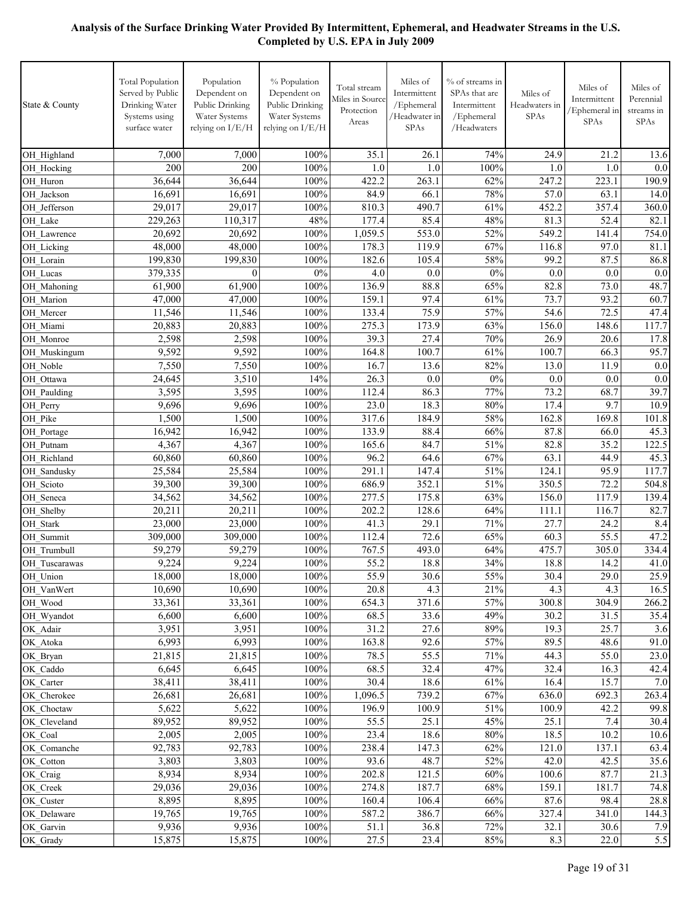**Analysis of the Surface Drinking Water Provided By Intermittent, Ephemeral, and Headwater Streams in the U.S. Completed by U.S. EPA in July 2009**

| State & County | Total Population Served by Public Drinking Water Systems using surface water | Population Dependent on Public Drinking Water Systems relying on I/E/H | % Population Dependent on Public Drinking Water Systems relying on I/E/H | Total stream Miles in Source Protection Areas | Miles of Intermittent /Ephemeral /Headwater in SPAs | % of streams in SPAs that are Intermittent /Ephemeral /Headwaters | Miles of Headwaters in SPAs | Miles of Intermittent /Ephemeral in SPAs | Miles of Perennial streams in SPAs |
|---|---|---|---|---|---|---|---|---|---|
| OH_Highland | 7,000 | 7,000 | 100% | 35.1 | 26.1 | 74% | 24.9 | 21.2 | 13.6 |
| OH_Hocking | 200 | 200 | 100% | 1.0 | 1.0 | 100% | 1.0 | 1.0 | 0.0 |
| OH_Huron | 36,644 | 36,644 | 100% | 422.2 | 263.1 | 62% | 247.2 | 223.1 | 190.9 |
| OH_Jackson | 16,691 | 16,691 | 100% | 84.9 | 66.1 | 78% | 57.0 | 63.1 | 14.0 |
| OH_Jefferson | 29,017 | 29,017 | 100% | 810.3 | 490.7 | 61% | 452.2 | 357.4 | 360.0 |
| OH_Lake | 229,263 | 110,317 | 48% | 177.4 | 85.4 | 48% | 81.3 | 52.4 | 82.1 |
| OH_Lawrence | 20,692 | 20,692 | 100% | 1,059.5 | 553.0 | 52% | 549.2 | 141.4 | 754.0 |
| OH_Licking | 48,000 | 48,000 | 100% | 178.3 | 119.9 | 67% | 116.8 | 97.0 | 81.1 |
| OH_Lorain | 199,830 | 199,830 | 100% | 182.6 | 105.4 | 58% | 99.2 | 87.5 | 86.8 |
| OH_Lucas | 379,335 | 0 | 0% | 4.0 | 0.0 | 0% | 0.0 | 0.0 | 0.0 |
| OH_Mahoning | 61,900 | 61,900 | 100% | 136.9 | 88.8 | 65% | 82.8 | 73.0 | 48.7 |
| OH_Marion | 47,000 | 47,000 | 100% | 159.1 | 97.4 | 61% | 73.7 | 93.2 | 60.7 |
| OH_Mercer | 11,546 | 11,546 | 100% | 133.4 | 75.9 | 57% | 54.6 | 72.5 | 47.4 |
| OH_Miami | 20,883 | 20,883 | 100% | 275.3 | 173.9 | 63% | 156.0 | 148.6 | 117.7 |
| OH_Monroe | 2,598 | 2,598 | 100% | 39.3 | 27.4 | 70% | 26.9 | 20.6 | 17.8 |
| OH_Muskingum | 9,592 | 9,592 | 100% | 164.8 | 100.7 | 61% | 100.7 | 66.3 | 95.7 |
| OH_Noble | 7,550 | 7,550 | 100% | 16.7 | 13.6 | 82% | 13.0 | 11.9 | 0.0 |
| OH_Ottawa | 24,645 | 3,510 | 14% | 26.3 | 0.0 | 0% | 0.0 | 0.0 | 0.0 |
| OH_Paulding | 3,595 | 3,595 | 100% | 112.4 | 86.3 | 77% | 73.2 | 68.7 | 39.7 |
| OH_Perry | 9,696 | 9,696 | 100% | 23.0 | 18.3 | 80% | 17.4 | 9.7 | 10.9 |
| OH_Pike | 1,500 | 1,500 | 100% | 317.6 | 184.9 | 58% | 162.8 | 169.8 | 101.8 |
| OH_Portage | 16,942 | 16,942 | 100% | 133.9 | 88.4 | 66% | 87.8 | 66.0 | 45.3 |
| OH_Putnam | 4,367 | 4,367 | 100% | 165.6 | 84.7 | 51% | 82.8 | 35.2 | 122.5 |
| OH_Richland | 60,860 | 60,860 | 100% | 96.2 | 64.6 | 67% | 63.1 | 44.9 | 45.3 |
| OH_Sandusky | 25,584 | 25,584 | 100% | 291.1 | 147.4 | 51% | 124.1 | 95.9 | 117.7 |
| OH_Scioto | 39,300 | 39,300 | 100% | 686.9 | 352.1 | 51% | 350.5 | 72.2 | 504.8 |
| OH_Seneca | 34,562 | 34,562 | 100% | 277.5 | 175.8 | 63% | 156.0 | 117.9 | 139.4 |
| OH_Shelby | 20,211 | 20,211 | 100% | 202.2 | 128.6 | 64% | 111.1 | 116.7 | 82.7 |
| OH_Stark | 23,000 | 23,000 | 100% | 41.3 | 29.1 | 71% | 27.7 | 24.2 | 8.4 |
| OH_Summit | 309,000 | 309,000 | 100% | 112.4 | 72.6 | 65% | 60.3 | 55.5 | 47.2 |
| OH_Trumbull | 59,279 | 59,279 | 100% | 767.5 | 493.0 | 64% | 475.7 | 305.0 | 334.4 |
| OH_Tuscarawas | 9,224 | 9,224 | 100% | 55.2 | 18.8 | 34% | 18.8 | 14.2 | 41.0 |
| OH_Union | 18,000 | 18,000 | 100% | 55.9 | 30.6 | 55% | 30.4 | 29.0 | 25.9 |
| OH_VanWert | 10,690 | 10,690 | 100% | 20.8 | 4.3 | 21% | 4.3 | 4.3 | 16.5 |
| OH_Wood | 33,361 | 33,361 | 100% | 654.3 | 371.6 | 57% | 300.8 | 304.9 | 266.2 |
| OH_Wyandot | 6,600 | 6,600 | 100% | 68.5 | 33.6 | 49% | 30.2 | 31.5 | 35.4 |
| OK_Adair | 3,951 | 3,951 | 100% | 31.2 | 27.6 | 89% | 19.3 | 25.7 | 3.6 |
| OK_Atoka | 6,993 | 6,993 | 100% | 163.8 | 92.6 | 57% | 89.5 | 48.6 | 91.0 |
| OK_Bryan | 21,815 | 21,815 | 100% | 78.5 | 55.5 | 71% | 44.3 | 55.0 | 23.0 |
| OK_Caddo | 6,645 | 6,645 | 100% | 68.5 | 32.4 | 47% | 32.4 | 16.3 | 42.4 |
| OK_Carter | 38,411 | 38,411 | 100% | 30.4 | 18.6 | 61% | 16.4 | 15.7 | 7.0 |
| OK_Cherokee | 26,681 | 26,681 | 100% | 1,096.5 | 739.2 | 67% | 636.0 | 692.3 | 263.4 |
| OK_Choctaw | 5,622 | 5,622 | 100% | 196.9 | 100.9 | 51% | 100.9 | 42.2 | 99.8 |
| OK_Cleveland | 89,952 | 89,952 | 100% | 55.5 | 25.1 | 45% | 25.1 | 7.4 | 30.4 |
| OK_Coal | 2,005 | 2,005 | 100% | 23.4 | 18.6 | 80% | 18.5 | 10.2 | 10.6 |
| OK_Comanche | 92,783 | 92,783 | 100% | 238.4 | 147.3 | 62% | 121.0 | 137.1 | 63.4 |
| OK_Cotton | 3,803 | 3,803 | 100% | 93.6 | 48.7 | 52% | 42.0 | 42.5 | 35.6 |
| OK_Craig | 8,934 | 8,934 | 100% | 202.8 | 121.5 | 60% | 100.6 | 87.7 | 21.3 |
| OK_Creek | 29,036 | 29,036 | 100% | 274.8 | 187.7 | 68% | 159.1 | 181.7 | 74.8 |
| OK_Custer | 8,895 | 8,895 | 100% | 160.4 | 106.4 | 66% | 87.6 | 98.4 | 28.8 |
| OK_Delaware | 19,765 | 19,765 | 100% | 587.2 | 386.7 | 66% | 327.4 | 341.0 | 144.3 |
| OK_Garvin | 9,936 | 9,936 | 100% | 51.1 | 36.8 | 72% | 32.1 | 30.6 | 7.9 |
| OK_Grady | 15,875 | 15,875 | 100% | 27.5 | 23.4 | 85% | 8.3 | 22.0 | 5.5 |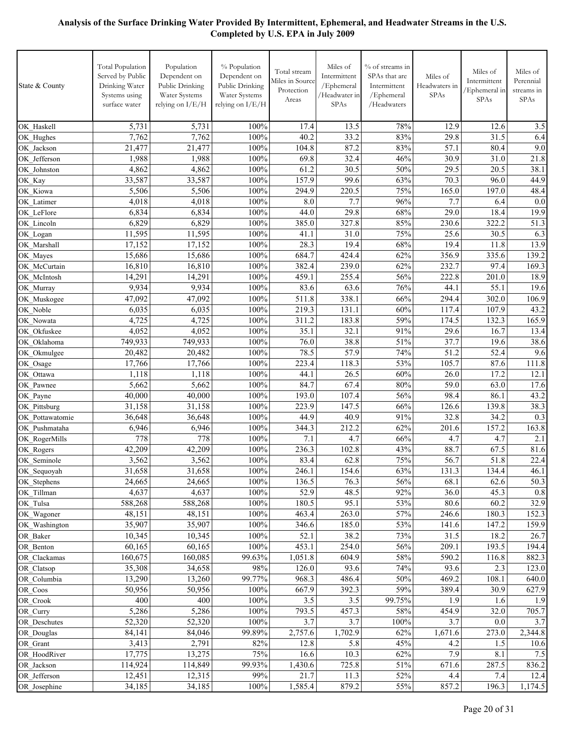**Analysis of the Surface Drinking Water Provided By Intermittent, Ephemeral, and Headwater Streams in the U.S.**
**Completed by U.S. EPA in July 2009**

| State & County | Total Population Served by Public Drinking Water Systems using surface water | Population Dependent on Public Drinking Water Systems relying on I/E/H | % Population Dependent on Public Drinking Water Systems relying on I/E/H | Total stream Miles in Source Protection Areas | Miles of Intermittent /Ephemeral /Headwater in SPAs | % of streams in SPAs that are Intermittent /Ephemeral /Headwaters | Miles of Headwaters in SPAs | Miles of Intermittent /Ephemeral in SPAs | Miles of Perennial streams in SPAs |
|---|---|---|---|---|---|---|---|---|---|
| OK_Haskell | 5,731 | 5,731 | 100% | 17.4 | 13.5 | 78% | 12.9 | 12.6 | 3.5 |
| OK_Hughes | 7,762 | 7,762 | 100% | 40.2 | 33.2 | 83% | 29.8 | 31.5 | 6.4 |
| OK_Jackson | 21,477 | 21,477 | 100% | 104.8 | 87.2 | 83% | 57.1 | 80.4 | 9.0 |
| OK_Jefferson | 1,988 | 1,988 | 100% | 69.8 | 32.4 | 46% | 30.9 | 31.0 | 21.8 |
| OK_Johnston | 4,862 | 4,862 | 100% | 61.2 | 30.5 | 50% | 29.5 | 20.5 | 38.1 |
| OK_Kay | 33,587 | 33,587 | 100% | 157.9 | 99.6 | 63% | 70.3 | 96.0 | 44.9 |
| OK_Kiowa | 5,506 | 5,506 | 100% | 294.9 | 220.5 | 75% | 165.0 | 197.0 | 48.4 |
| OK_Latimer | 4,018 | 4,018 | 100% | 8.0 | 7.7 | 96% | 7.7 | 6.4 | 0.0 |
| OK_LeFlore | 6,834 | 6,834 | 100% | 44.0 | 29.8 | 68% | 29.0 | 18.4 | 19.9 |
| OK_Lincoln | 6,829 | 6,829 | 100% | 385.0 | 327.8 | 85% | 230.6 | 322.2 | 51.3 |
| OK_Logan | 11,595 | 11,595 | 100% | 41.1 | 31.0 | 75% | 25.6 | 30.5 | 6.3 |
| OK_Marshall | 17,152 | 17,152 | 100% | 28.3 | 19.4 | 68% | 19.4 | 11.8 | 13.9 |
| OK_Mayes | 15,686 | 15,686 | 100% | 684.7 | 424.4 | 62% | 356.9 | 335.6 | 139.2 |
| OK_McCurtain | 16,810 | 16,810 | 100% | 382.4 | 239.0 | 62% | 232.7 | 97.4 | 169.3 |
| OK_McIntosh | 14,291 | 14,291 | 100% | 459.1 | 255.4 | 56% | 222.8 | 201.0 | 18.9 |
| OK_Murray | 9,934 | 9,934 | 100% | 83.6 | 63.6 | 76% | 44.1 | 55.1 | 19.6 |
| OK_Muskogee | 47,092 | 47,092 | 100% | 511.8 | 338.1 | 66% | 294.4 | 302.0 | 106.9 |
| OK_Noble | 6,035 | 6,035 | 100% | 219.3 | 131.1 | 60% | 117.4 | 107.9 | 43.2 |
| OK_Nowata | 4,725 | 4,725 | 100% | 311.2 | 183.8 | 59% | 174.5 | 132.3 | 165.9 |
| OK_Okfuskee | 4,052 | 4,052 | 100% | 35.1 | 32.1 | 91% | 29.6 | 16.7 | 13.4 |
| OK_Oklahoma | 749,933 | 749,933 | 100% | 76.0 | 38.8 | 51% | 37.7 | 19.6 | 38.6 |
| OK_Okmulgee | 20,482 | 20,482 | 100% | 78.5 | 57.9 | 74% | 51.2 | 52.4 | 9.6 |
| OK_Osage | 17,766 | 17,766 | 100% | 223.4 | 118.3 | 53% | 105.7 | 87.6 | 111.8 |
| OK_Ottawa | 1,118 | 1,118 | 100% | 44.1 | 26.5 | 60% | 26.0 | 17.2 | 12.1 |
| OK_Pawnee | 5,662 | 5,662 | 100% | 84.7 | 67.4 | 80% | 59.0 | 63.0 | 17.6 |
| OK_Payne | 40,000 | 40,000 | 100% | 193.0 | 107.4 | 56% | 98.4 | 86.1 | 43.2 |
| OK_Pittsburg | 31,158 | 31,158 | 100% | 223.9 | 147.5 | 66% | 126.6 | 139.8 | 38.3 |
| OK_Pottawatomie | 36,648 | 36,648 | 100% | 44.9 | 40.9 | 91% | 32.8 | 34.2 | 0.3 |
| OK_Pushmataha | 6,946 | 6,946 | 100% | 344.3 | 212.2 | 62% | 201.6 | 157.2 | 163.8 |
| OK_RogerMills | 778 | 778 | 100% | 7.1 | 4.7 | 66% | 4.7 | 4.7 | 2.1 |
| OK_Rogers | 42,209 | 42,209 | 100% | 236.3 | 102.8 | 43% | 88.7 | 67.5 | 81.6 |
| OK_Seminole | 3,562 | 3,562 | 100% | 83.4 | 62.8 | 75% | 56.7 | 51.8 | 22.4 |
| OK_Sequoyah | 31,658 | 31,658 | 100% | 246.1 | 154.6 | 63% | 131.3 | 134.4 | 46.1 |
| OK_Stephens | 24,665 | 24,665 | 100% | 136.5 | 76.3 | 56% | 68.1 | 62.6 | 50.3 |
| OK_Tillman | 4,637 | 4,637 | 100% | 52.9 | 48.5 | 92% | 36.0 | 45.3 | 0.8 |
| OK_Tulsa | 588,268 | 588,268 | 100% | 180.5 | 95.1 | 53% | 80.6 | 60.2 | 32.9 |
| OK_Wagoner | 48,151 | 48,151 | 100% | 463.4 | 263.0 | 57% | 246.6 | 180.3 | 152.3 |
| OK_Washington | 35,907 | 35,907 | 100% | 346.6 | 185.0 | 53% | 141.6 | 147.2 | 159.9 |
| OR_Baker | 10,345 | 10,345 | 100% | 52.1 | 38.2 | 73% | 31.5 | 18.2 | 26.7 |
| OR_Benton | 60,165 | 60,165 | 100% | 453.1 | 254.0 | 56% | 209.1 | 193.5 | 194.4 |
| OR_Clackamas | 160,675 | 160,085 | 99.63% | 1,051.8 | 604.9 | 58% | 590.2 | 116.8 | 882.3 |
| OR_Clatsop | 35,308 | 34,658 | 98% | 126.0 | 93.6 | 74% | 93.6 | 2.3 | 123.0 |
| OR_Columbia | 13,290 | 13,260 | 99.77% | 968.3 | 486.4 | 50% | 469.2 | 108.1 | 640.0 |
| OR_Coos | 50,956 | 50,956 | 100% | 667.9 | 392.3 | 59% | 389.4 | 30.9 | 627.9 |
| OR_Crook | 400 | 400 | 100% | 3.5 | 3.5 | 99.75% | 1.9 | 1.6 | 1.9 |
| OR_Curry | 5,286 | 5,286 | 100% | 793.5 | 457.3 | 58% | 454.9 | 32.0 | 705.7 |
| OR_Deschutes | 52,320 | 52,320 | 100% | 3.7 | 3.7 | 100% | 3.7 | 0.0 | 3.7 |
| OR_Douglas | 84,141 | 84,046 | 99.89% | 2,757.6 | 1,702.9 | 62% | 1,671.6 | 273.0 | 2,344.8 |
| OR_Grant | 3,413 | 2,791 | 82% | 12.8 | 5.8 | 45% | 4.2 | 1.5 | 10.6 |
| OR_HoodRiver | 17,775 | 13,275 | 75% | 16.6 | 10.3 | 62% | 7.9 | 8.1 | 7.5 |
| OR_Jackson | 114,924 | 114,849 | 99.93% | 1,430.6 | 725.8 | 51% | 671.6 | 287.5 | 836.2 |
| OR_Jefferson | 12,451 | 12,315 | 99% | 21.7 | 11.3 | 52% | 4.4 | 7.4 | 12.4 |
| OR_Josephine | 34,185 | 34,185 | 100% | 1,585.4 | 879.2 | 55% | 857.2 | 196.3 | 1,174.5 |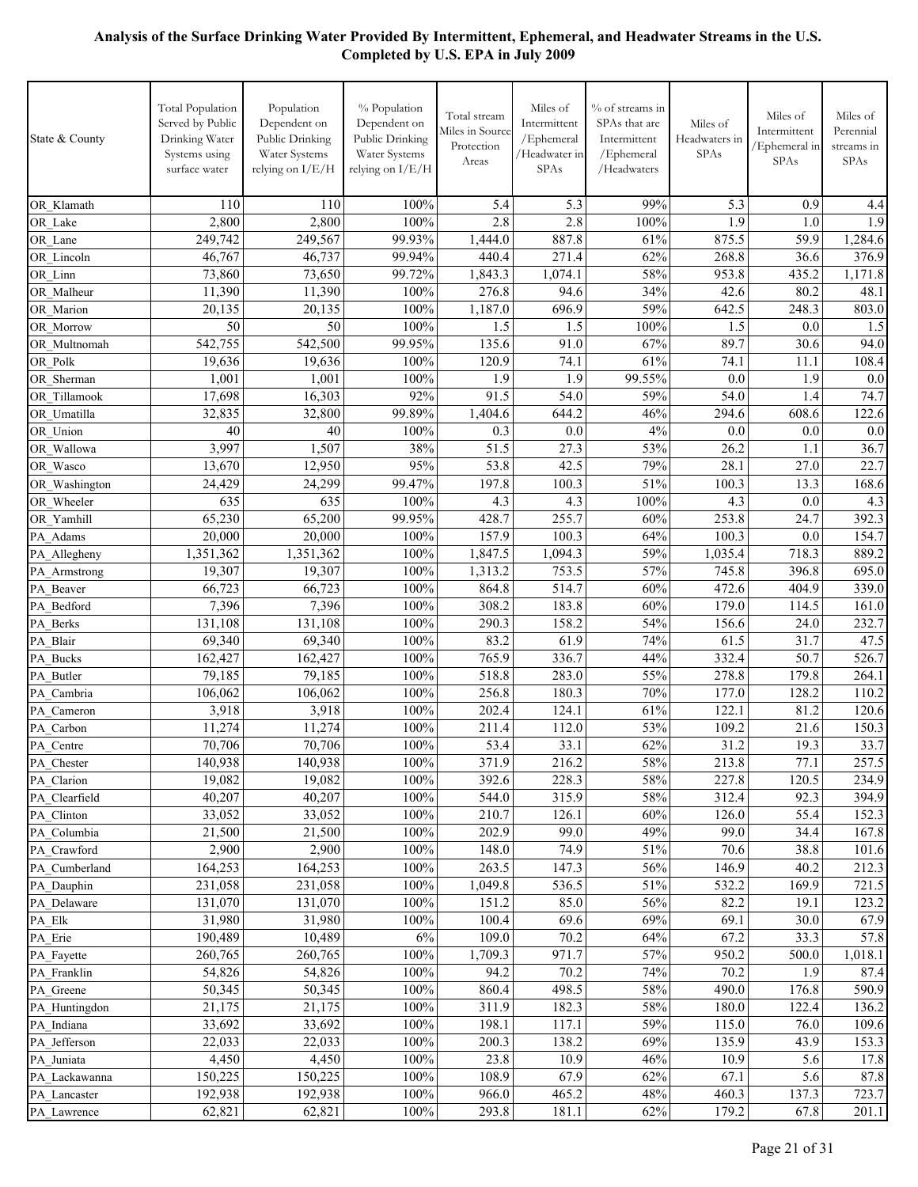**Analysis of the Surface Drinking Water Provided By Intermittent, Ephemeral, and Headwater Streams in the U.S.**
**Completed by U.S. EPA in July 2009**

| State & County | Total Population Served by Public Drinking Water Systems using surface water | Population Dependent on Public Drinking Water Systems relying on I/E/H | % Population Dependent on Public Drinking Water Systems relying on I/E/H | Total stream Miles in Source Protection Areas | Miles of Intermittent /Ephemeral /Headwater in SPAs | % of streams in SPAs that are Intermittent /Ephemeral /Headwaters | Miles of Headwaters in SPAs | Miles of Intermittent /Ephemeral in SPAs | Miles of Perennial streams in SPAs |
|---|---|---|---|---|---|---|---|---|---|
| OR_Klamath | 110 | 110 | 100% | 5.4 | 5.3 | 99% | 5.3 | 0.9 | 4.4 |
| OR_Lake | 2,800 | 2,800 | 100% | 2.8 | 2.8 | 100% | 1.9 | 1.0 | 1.9 |
| OR_Lane | 249,742 | 249,567 | 99.93% | 1,444.0 | 887.8 | 61% | 875.5 | 59.9 | 1,284.6 |
| OR_Lincoln | 46,767 | 46,737 | 99.94% | 440.4 | 271.4 | 62% | 268.8 | 36.6 | 376.9 |
| OR_Linn | 73,860 | 73,650 | 99.72% | 1,843.3 | 1,074.1 | 58% | 953.8 | 435.2 | 1,171.8 |
| OR_Malheur | 11,390 | 11,390 | 100% | 276.8 | 94.6 | 34% | 42.6 | 80.2 | 48.1 |
| OR_Marion | 20,135 | 20,135 | 100% | 1,187.0 | 696.9 | 59% | 642.5 | 248.3 | 803.0 |
| OR_Morrow | 50 | 50 | 100% | 1.5 | 1.5 | 100% | 1.5 | 0.0 | 1.5 |
| OR_Multnomah | 542,755 | 542,500 | 99.95% | 135.6 | 91.0 | 67% | 89.7 | 30.6 | 94.0 |
| OR_Polk | 19,636 | 19,636 | 100% | 120.9 | 74.1 | 61% | 74.1 | 11.1 | 108.4 |
| OR_Sherman | 1,001 | 1,001 | 100% | 1.9 | 1.9 | 99.55% | 0.0 | 1.9 | 0.0 |
| OR_Tillamook | 17,698 | 16,303 | 92% | 91.5 | 54.0 | 59% | 54.0 | 1.4 | 74.7 |
| OR_Umatilla | 32,835 | 32,800 | 99.89% | 1,404.6 | 644.2 | 46% | 294.6 | 608.6 | 122.6 |
| OR_Union | 40 | 40 | 100% | 0.3 | 0.0 | 4% | 0.0 | 0.0 | 0.0 |
| OR_Wallowa | 3,997 | 1,507 | 38% | 51.5 | 27.3 | 53% | 26.2 | 1.1 | 36.7 |
| OR_Wasco | 13,670 | 12,950 | 95% | 53.8 | 42.5 | 79% | 28.1 | 27.0 | 22.7 |
| OR_Washington | 24,429 | 24,299 | 99.47% | 197.8 | 100.3 | 51% | 100.3 | 13.3 | 168.6 |
| OR_Wheeler | 635 | 635 | 100% | 4.3 | 4.3 | 100% | 4.3 | 0.0 | 4.3 |
| OR_Yamhill | 65,230 | 65,200 | 99.95% | 428.7 | 255.7 | 60% | 253.8 | 24.7 | 392.3 |
| PA_Adams | 20,000 | 20,000 | 100% | 157.9 | 100.3 | 64% | 100.3 | 0.0 | 154.7 |
| PA_Allegheny | 1,351,362 | 1,351,362 | 100% | 1,847.5 | 1,094.3 | 59% | 1,035.4 | 718.3 | 889.2 |
| PA_Armstrong | 19,307 | 19,307 | 100% | 1,313.2 | 753.5 | 57% | 745.8 | 396.8 | 695.0 |
| PA_Beaver | 66,723 | 66,723 | 100% | 864.8 | 514.7 | 60% | 472.6 | 404.9 | 339.0 |
| PA_Bedford | 7,396 | 7,396 | 100% | 308.2 | 183.8 | 60% | 179.0 | 114.5 | 161.0 |
| PA_Berks | 131,108 | 131,108 | 100% | 290.3 | 158.2 | 54% | 156.6 | 24.0 | 232.7 |
| PA_Blair | 69,340 | 69,340 | 100% | 83.2 | 61.9 | 74% | 61.5 | 31.7 | 47.5 |
| PA_Bucks | 162,427 | 162,427 | 100% | 765.9 | 336.7 | 44% | 332.4 | 50.7 | 526.7 |
| PA_Butler | 79,185 | 79,185 | 100% | 518.8 | 283.0 | 55% | 278.8 | 179.8 | 264.1 |
| PA_Cambria | 106,062 | 106,062 | 100% | 256.8 | 180.3 | 70% | 177.0 | 128.2 | 110.2 |
| PA_Cameron | 3,918 | 3,918 | 100% | 202.4 | 124.1 | 61% | 122.1 | 81.2 | 120.6 |
| PA_Carbon | 11,274 | 11,274 | 100% | 211.4 | 112.0 | 53% | 109.2 | 21.6 | 150.3 |
| PA_Centre | 70,706 | 70,706 | 100% | 53.4 | 33.1 | 62% | 31.2 | 19.3 | 33.7 |
| PA_Chester | 140,938 | 140,938 | 100% | 371.9 | 216.2 | 58% | 213.8 | 77.1 | 257.5 |
| PA_Clarion | 19,082 | 19,082 | 100% | 392.6 | 228.3 | 58% | 227.8 | 120.5 | 234.9 |
| PA_Clearfield | 40,207 | 40,207 | 100% | 544.0 | 315.9 | 58% | 312.4 | 92.3 | 394.9 |
| PA_Clinton | 33,052 | 33,052 | 100% | 210.7 | 126.1 | 60% | 126.0 | 55.4 | 152.3 |
| PA_Columbia | 21,500 | 21,500 | 100% | 202.9 | 99.0 | 49% | 99.0 | 34.4 | 167.8 |
| PA_Crawford | 2,900 | 2,900 | 100% | 148.0 | 74.9 | 51% | 70.6 | 38.8 | 101.6 |
| PA_Cumberland | 164,253 | 164,253 | 100% | 263.5 | 147.3 | 56% | 146.9 | 40.2 | 212.3 |
| PA_Dauphin | 231,058 | 231,058 | 100% | 1,049.8 | 536.5 | 51% | 532.2 | 169.9 | 721.5 |
| PA_Delaware | 131,070 | 131,070 | 100% | 151.2 | 85.0 | 56% | 82.2 | 19.1 | 123.2 |
| PA_Elk | 31,980 | 31,980 | 100% | 100.4 | 69.6 | 69% | 69.1 | 30.0 | 67.9 |
| PA_Erie | 190,489 | 10,489 | 6% | 109.0 | 70.2 | 64% | 67.2 | 33.3 | 57.8 |
| PA_Fayette | 260,765 | 260,765 | 100% | 1,709.3 | 971.7 | 57% | 950.2 | 500.0 | 1,018.1 |
| PA_Franklin | 54,826 | 54,826 | 100% | 94.2 | 70.2 | 74% | 70.2 | 1.9 | 87.4 |
| PA_Greene | 50,345 | 50,345 | 100% | 860.4 | 498.5 | 58% | 490.0 | 176.8 | 590.9 |
| PA_Huntingdon | 21,175 | 21,175 | 100% | 311.9 | 182.3 | 58% | 180.0 | 122.4 | 136.2 |
| PA_Indiana | 33,692 | 33,692 | 100% | 198.1 | 117.1 | 59% | 115.0 | 76.0 | 109.6 |
| PA_Jefferson | 22,033 | 22,033 | 100% | 200.3 | 138.2 | 69% | 135.9 | 43.9 | 153.3 |
| PA_Juniata | 4,450 | 4,450 | 100% | 23.8 | 10.9 | 46% | 10.9 | 5.6 | 17.8 |
| PA_Lackawanna | 150,225 | 150,225 | 100% | 108.9 | 67.9 | 62% | 67.1 | 5.6 | 87.8 |
| PA_Lancaster | 192,938 | 192,938 | 100% | 966.0 | 465.2 | 48% | 460.3 | 137.3 | 723.7 |
| PA_Lawrence | 62,821 | 62,821 | 100% | 293.8 | 181.1 | 62% | 179.2 | 67.8 | 201.1 |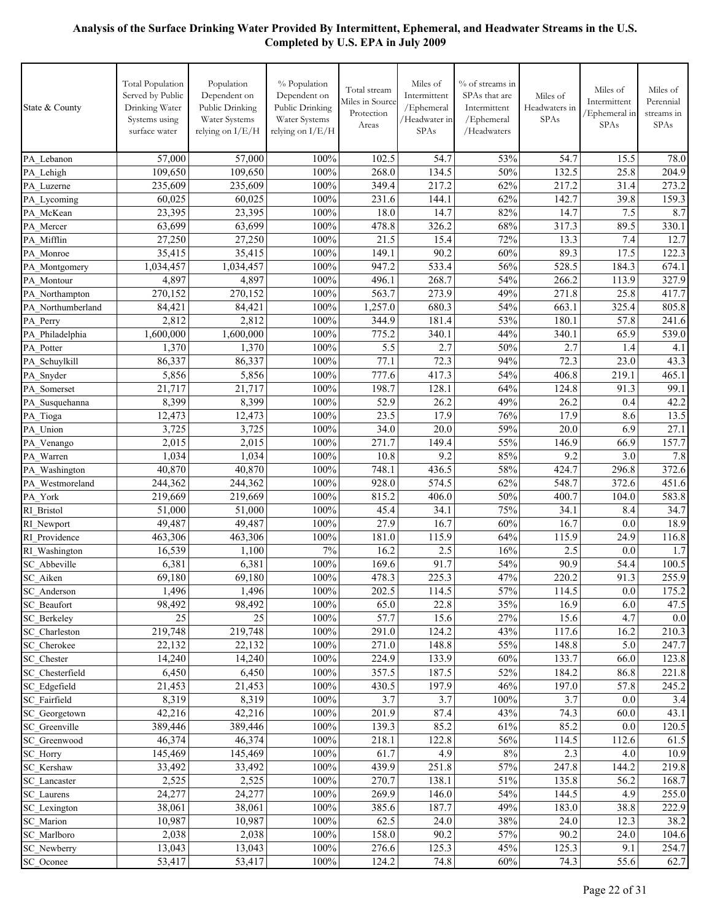**Analysis of the Surface Drinking Water Provided By Intermittent, Ephemeral, and Headwater Streams in the U.S. Completed by U.S. EPA in July 2009**

| State & County | Total Population Served by Public Drinking Water Systems using surface water | Population Dependent on Public Drinking Water Systems relying on I/E/H | % Population Dependent on Public Drinking Water Systems relying on I/E/H | Total stream Miles in Source Protection Areas | Miles of Intermittent /Ephemeral /Headwater in SPAs | % of streams in SPAs that are Intermittent /Ephemeral /Headwaters | Miles of Headwaters in SPAs | Miles of Intermittent /Ephemeral in SPAs | Miles of Perennial streams in SPAs |
|---|---|---|---|---|---|---|---|---|---|
| PA_Lebanon | 57,000 | 57,000 | 100% | 102.5 | 54.7 | 53% | 54.7 | 15.5 | 78.0 |
| PA_Lehigh | 109,650 | 109,650 | 100% | 268.0 | 134.5 | 50% | 132.5 | 25.8 | 204.9 |
| PA_Luzerne | 235,609 | 235,609 | 100% | 349.4 | 217.2 | 62% | 217.2 | 31.4 | 273.2 |
| PA_Lycoming | 60,025 | 60,025 | 100% | 231.6 | 144.1 | 62% | 142.7 | 39.8 | 159.3 |
| PA_McKean | 23,395 | 23,395 | 100% | 18.0 | 14.7 | 82% | 14.7 | 7.5 | 8.7 |
| PA_Mercer | 63,699 | 63,699 | 100% | 478.8 | 326.2 | 68% | 317.3 | 89.5 | 330.1 |
| PA_Mifflin | 27,250 | 27,250 | 100% | 21.5 | 15.4 | 72% | 13.3 | 7.4 | 12.7 |
| PA_Monroe | 35,415 | 35,415 | 100% | 149.1 | 90.2 | 60% | 89.3 | 17.5 | 122.3 |
| PA_Montgomery | 1,034,457 | 1,034,457 | 100% | 947.2 | 533.4 | 56% | 528.5 | 184.3 | 674.1 |
| PA_Montour | 4,897 | 4,897 | 100% | 496.1 | 268.7 | 54% | 266.2 | 113.9 | 327.9 |
| PA_Northampton | 270,152 | 270,152 | 100% | 563.7 | 273.9 | 49% | 271.8 | 25.8 | 417.7 |
| PA_Northumberland | 84,421 | 84,421 | 100% | 1,257.0 | 680.3 | 54% | 663.1 | 325.4 | 805.8 |
| PA_Perry | 2,812 | 2,812 | 100% | 344.9 | 181.4 | 53% | 180.1 | 57.8 | 241.6 |
| PA_Philadelphia | 1,600,000 | 1,600,000 | 100% | 775.2 | 340.1 | 44% | 340.1 | 65.9 | 539.0 |
| PA_Potter | 1,370 | 1,370 | 100% | 5.5 | 2.7 | 50% | 2.7 | 1.4 | 4.1 |
| PA_Schuylkill | 86,337 | 86,337 | 100% | 77.1 | 72.3 | 94% | 72.3 | 23.0 | 43.3 |
| PA_Snyder | 5,856 | 5,856 | 100% | 777.6 | 417.3 | 54% | 406.8 | 219.1 | 465.1 |
| PA_Somerset | 21,717 | 21,717 | 100% | 198.7 | 128.1 | 64% | 124.8 | 91.3 | 99.1 |
| PA_Susquehanna | 8,399 | 8,399 | 100% | 52.9 | 26.2 | 49% | 26.2 | 0.4 | 42.2 |
| PA_Tioga | 12,473 | 12,473 | 100% | 23.5 | 17.9 | 76% | 17.9 | 8.6 | 13.5 |
| PA_Union | 3,725 | 3,725 | 100% | 34.0 | 20.0 | 59% | 20.0 | 6.9 | 27.1 |
| PA_Venango | 2,015 | 2,015 | 100% | 271.7 | 149.4 | 55% | 146.9 | 66.9 | 157.7 |
| PA_Warren | 1,034 | 1,034 | 100% | 10.8 | 9.2 | 85% | 9.2 | 3.0 | 7.8 |
| PA_Washington | 40,870 | 40,870 | 100% | 748.1 | 436.5 | 58% | 424.7 | 296.8 | 372.6 |
| PA_Westmoreland | 244,362 | 244,362 | 100% | 928.0 | 574.5 | 62% | 548.7 | 372.6 | 451.6 |
| PA_York | 219,669 | 219,669 | 100% | 815.2 | 406.0 | 50% | 400.7 | 104.0 | 583.8 |
| RI_Bristol | 51,000 | 51,000 | 100% | 45.4 | 34.1 | 75% | 34.1 | 8.4 | 34.7 |
| RI_Newport | 49,487 | 49,487 | 100% | 27.9 | 16.7 | 60% | 16.7 | 0.0 | 18.9 |
| RI_Providence | 463,306 | 463,306 | 100% | 181.0 | 115.9 | 64% | 115.9 | 24.9 | 116.8 |
| RI_Washington | 16,539 | 1,100 | 7% | 16.2 | 2.5 | 16% | 2.5 | 0.0 | 1.7 |
| SC_Abbeville | 6,381 | 6,381 | 100% | 169.6 | 91.7 | 54% | 90.9 | 54.4 | 100.5 |
| SC_Aiken | 69,180 | 69,180 | 100% | 478.3 | 225.3 | 47% | 220.2 | 91.3 | 255.9 |
| SC_Anderson | 1,496 | 1,496 | 100% | 202.5 | 114.5 | 57% | 114.5 | 0.0 | 175.2 |
| SC_Beaufort | 98,492 | 98,492 | 100% | 65.0 | 22.8 | 35% | 16.9 | 6.0 | 47.5 |
| SC_Berkeley | 25 | 25 | 100% | 57.7 | 15.6 | 27% | 15.6 | 4.7 | 0.0 |
| SC_Charleston | 219,748 | 219,748 | 100% | 291.0 | 124.2 | 43% | 117.6 | 16.2 | 210.3 |
| SC_Cherokee | 22,132 | 22,132 | 100% | 271.0 | 148.8 | 55% | 148.8 | 5.0 | 247.7 |
| SC_Chester | 14,240 | 14,240 | 100% | 224.9 | 133.9 | 60% | 133.7 | 66.0 | 123.8 |
| SC_Chesterfield | 6,450 | 6,450 | 100% | 357.5 | 187.5 | 52% | 184.2 | 86.8 | 221.8 |
| SC_Edgefield | 21,453 | 21,453 | 100% | 430.5 | 197.9 | 46% | 197.0 | 57.8 | 245.2 |
| SC_Fairfield | 8,319 | 8,319 | 100% | 3.7 | 3.7 | 100% | 3.7 | 0.0 | 3.4 |
| SC_Georgetown | 42,216 | 42,216 | 100% | 201.9 | 87.4 | 43% | 74.3 | 60.0 | 43.1 |
| SC_Greenville | 389,446 | 389,446 | 100% | 139.3 | 85.2 | 61% | 85.2 | 0.0 | 120.5 |
| SC_Greenwood | 46,374 | 46,374 | 100% | 218.1 | 122.8 | 56% | 114.5 | 112.6 | 61.5 |
| SC_Horry | 145,469 | 145,469 | 100% | 61.7 | 4.9 | 8% | 2.3 | 4.0 | 10.9 |
| SC_Kershaw | 33,492 | 33,492 | 100% | 439.9 | 251.8 | 57% | 247.8 | 144.2 | 219.8 |
| SC_Lancaster | 2,525 | 2,525 | 100% | 270.7 | 138.1 | 51% | 135.8 | 56.2 | 168.7 |
| SC_Laurens | 24,277 | 24,277 | 100% | 269.9 | 146.0 | 54% | 144.5 | 4.9 | 255.0 |
| SC_Lexington | 38,061 | 38,061 | 100% | 385.6 | 187.7 | 49% | 183.0 | 38.8 | 222.9 |
| SC_Marion | 10,987 | 10,987 | 100% | 62.5 | 24.0 | 38% | 24.0 | 12.3 | 38.2 |
| SC_Marlboro | 2,038 | 2,038 | 100% | 158.0 | 90.2 | 57% | 90.2 | 24.0 | 104.6 |
| SC_Newberry | 13,043 | 13,043 | 100% | 276.6 | 125.3 | 45% | 125.3 | 9.1 | 254.7 |
| SC_Oconee | 53,417 | 53,417 | 100% | 124.2 | 74.8 | 60% | 74.3 | 55.6 | 62.7 |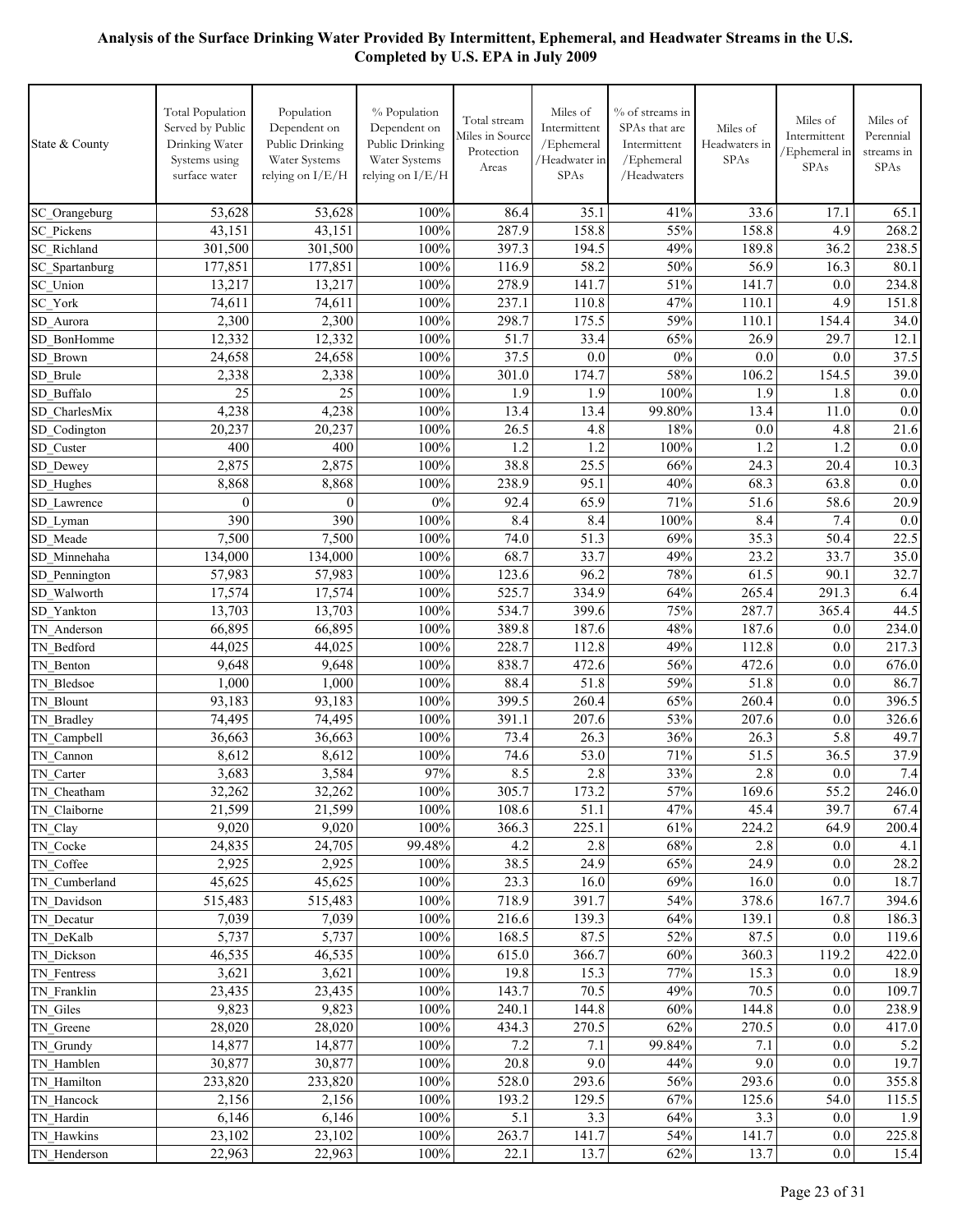**Analysis of the Surface Drinking Water Provided By Intermittent, Ephemeral, and Headwater Streams in the U.S. Completed by U.S. EPA in July 2009**

| State & County | Total Population Served by Public Drinking Water Systems using surface water | Population Dependent on Public Drinking Water Systems relying on I/E/H | % Population Dependent on Public Drinking Water Systems relying on I/E/H | Total stream Miles in Source Protection Areas | Miles of Intermittent /Ephemeral /Headwater in SPAs | % of streams in SPAs that are Intermittent /Ephemeral /Headwaters | Miles of Headwaters in SPAs | Miles of Intermittent /Ephemeral in SPAs | Miles of Perennial streams in SPAs |
|---|---|---|---|---|---|---|---|---|---|
| SC_Orangeburg | 53,628 | 53,628 | 100% | 86.4 | 35.1 | 41% | 33.6 | 17.1 | 65.1 |
| SC_Pickens | 43,151 | 43,151 | 100% | 287.9 | 158.8 | 55% | 158.8 | 4.9 | 268.2 |
| SC_Richland | 301,500 | 301,500 | 100% | 397.3 | 194.5 | 49% | 189.8 | 36.2 | 238.5 |
| SC_Spartanburg | 177,851 | 177,851 | 100% | 116.9 | 58.2 | 50% | 56.9 | 16.3 | 80.1 |
| SC_Union | 13,217 | 13,217 | 100% | 278.9 | 141.7 | 51% | 141.7 | 0.0 | 234.8 |
| SC_York | 74,611 | 74,611 | 100% | 237.1 | 110.8 | 47% | 110.1 | 4.9 | 151.8 |
| SD_Aurora | 2,300 | 2,300 | 100% | 298.7 | 175.5 | 59% | 110.1 | 154.4 | 34.0 |
| SD_BonHomme | 12,332 | 12,332 | 100% | 51.7 | 33.4 | 65% | 26.9 | 29.7 | 12.1 |
| SD_Brown | 24,658 | 24,658 | 100% | 37.5 | 0.0 | 0% | 0.0 | 0.0 | 37.5 |
| SD_Brule | 2,338 | 2,338 | 100% | 301.0 | 174.7 | 58% | 106.2 | 154.5 | 39.0 |
| SD_Buffalo | 25 | 25 | 100% | 1.9 | 1.9 | 100% | 1.9 | 1.8 | 0.0 |
| SD_CharlesMix | 4,238 | 4,238 | 100% | 13.4 | 13.4 | 99.80% | 13.4 | 11.0 | 0.0 |
| SD_Codington | 20,237 | 20,237 | 100% | 26.5 | 4.8 | 18% | 0.0 | 4.8 | 21.6 |
| SD_Custer | 400 | 400 | 100% | 1.2 | 1.2 | 100% | 1.2 | 1.2 | 0.0 |
| SD_Dewey | 2,875 | 2,875 | 100% | 38.8 | 25.5 | 66% | 24.3 | 20.4 | 10.3 |
| SD_Hughes | 8,868 | 8,868 | 100% | 238.9 | 95.1 | 40% | 68.3 | 63.8 | 0.0 |
| SD_Lawrence | 0 | 0 | 0% | 92.4 | 65.9 | 71% | 51.6 | 58.6 | 20.9 |
| SD_Lyman | 390 | 390 | 100% | 8.4 | 8.4 | 100% | 8.4 | 7.4 | 0.0 |
| SD_Meade | 7,500 | 7,500 | 100% | 74.0 | 51.3 | 69% | 35.3 | 50.4 | 22.5 |
| SD_Minnehaha | 134,000 | 134,000 | 100% | 68.7 | 33.7 | 49% | 23.2 | 33.7 | 35.0 |
| SD_Pennington | 57,983 | 57,983 | 100% | 123.6 | 96.2 | 78% | 61.5 | 90.1 | 32.7 |
| SD_Walworth | 17,574 | 17,574 | 100% | 525.7 | 334.9 | 64% | 265.4 | 291.3 | 6.4 |
| SD_Yankton | 13,703 | 13,703 | 100% | 534.7 | 399.6 | 75% | 287.7 | 365.4 | 44.5 |
| TN_Anderson | 66,895 | 66,895 | 100% | 389.8 | 187.6 | 48% | 187.6 | 0.0 | 234.0 |
| TN_Bedford | 44,025 | 44,025 | 100% | 228.7 | 112.8 | 49% | 112.8 | 0.0 | 217.3 |
| TN_Benton | 9,648 | 9,648 | 100% | 838.7 | 472.6 | 56% | 472.6 | 0.0 | 676.0 |
| TN_Bledsoe | 1,000 | 1,000 | 100% | 88.4 | 51.8 | 59% | 51.8 | 0.0 | 86.7 |
| TN_Blount | 93,183 | 93,183 | 100% | 399.5 | 260.4 | 65% | 260.4 | 0.0 | 396.5 |
| TN_Bradley | 74,495 | 74,495 | 100% | 391.1 | 207.6 | 53% | 207.6 | 0.0 | 326.6 |
| TN_Campbell | 36,663 | 36,663 | 100% | 73.4 | 26.3 | 36% | 26.3 | 5.8 | 49.7 |
| TN_Cannon | 8,612 | 8,612 | 100% | 74.6 | 53.0 | 71% | 51.5 | 36.5 | 37.9 |
| TN_Carter | 3,683 | 3,584 | 97% | 8.5 | 2.8 | 33% | 2.8 | 0.0 | 7.4 |
| TN_Cheatham | 32,262 | 32,262 | 100% | 305.7 | 173.2 | 57% | 169.6 | 55.2 | 246.0 |
| TN_Claiborne | 21,599 | 21,599 | 100% | 108.6 | 51.1 | 47% | 45.4 | 39.7 | 67.4 |
| TN_Clay | 9,020 | 9,020 | 100% | 366.3 | 225.1 | 61% | 224.2 | 64.9 | 200.4 |
| TN_Cocke | 24,835 | 24,705 | 99.48% | 4.2 | 2.8 | 68% | 2.8 | 0.0 | 4.1 |
| TN_Coffee | 2,925 | 2,925 | 100% | 38.5 | 24.9 | 65% | 24.9 | 0.0 | 28.2 |
| TN_Cumberland | 45,625 | 45,625 | 100% | 23.3 | 16.0 | 69% | 16.0 | 0.0 | 18.7 |
| TN_Davidson | 515,483 | 515,483 | 100% | 718.9 | 391.7 | 54% | 378.6 | 167.7 | 394.6 |
| TN_Decatur | 7,039 | 7,039 | 100% | 216.6 | 139.3 | 64% | 139.1 | 0.8 | 186.3 |
| TN_DeKalb | 5,737 | 5,737 | 100% | 168.5 | 87.5 | 52% | 87.5 | 0.0 | 119.6 |
| TN_Dickson | 46,535 | 46,535 | 100% | 615.0 | 366.7 | 60% | 360.3 | 119.2 | 422.0 |
| TN_Fentress | 3,621 | 3,621 | 100% | 19.8 | 15.3 | 77% | 15.3 | 0.0 | 18.9 |
| TN_Franklin | 23,435 | 23,435 | 100% | 143.7 | 70.5 | 49% | 70.5 | 0.0 | 109.7 |
| TN_Giles | 9,823 | 9,823 | 100% | 240.1 | 144.8 | 60% | 144.8 | 0.0 | 238.9 |
| TN_Greene | 28,020 | 28,020 | 100% | 434.3 | 270.5 | 62% | 270.5 | 0.0 | 417.0 |
| TN_Grundy | 14,877 | 14,877 | 100% | 7.2 | 7.1 | 99.84% | 7.1 | 0.0 | 5.2 |
| TN_Hamblen | 30,877 | 30,877 | 100% | 20.8 | 9.0 | 44% | 9.0 | 0.0 | 19.7 |
| TN_Hamilton | 233,820 | 233,820 | 100% | 528.0 | 293.6 | 56% | 293.6 | 0.0 | 355.8 |
| TN_Hancock | 2,156 | 2,156 | 100% | 193.2 | 129.5 | 67% | 125.6 | 54.0 | 115.5 |
| TN_Hardin | 6,146 | 6,146 | 100% | 5.1 | 3.3 | 64% | 3.3 | 0.0 | 1.9 |
| TN_Hawkins | 23,102 | 23,102 | 100% | 263.7 | 141.7 | 54% | 141.7 | 0.0 | 225.8 |
| TN_Henderson | 22,963 | 22,963 | 100% | 22.1 | 13.7 | 62% | 13.7 | 0.0 | 15.4 |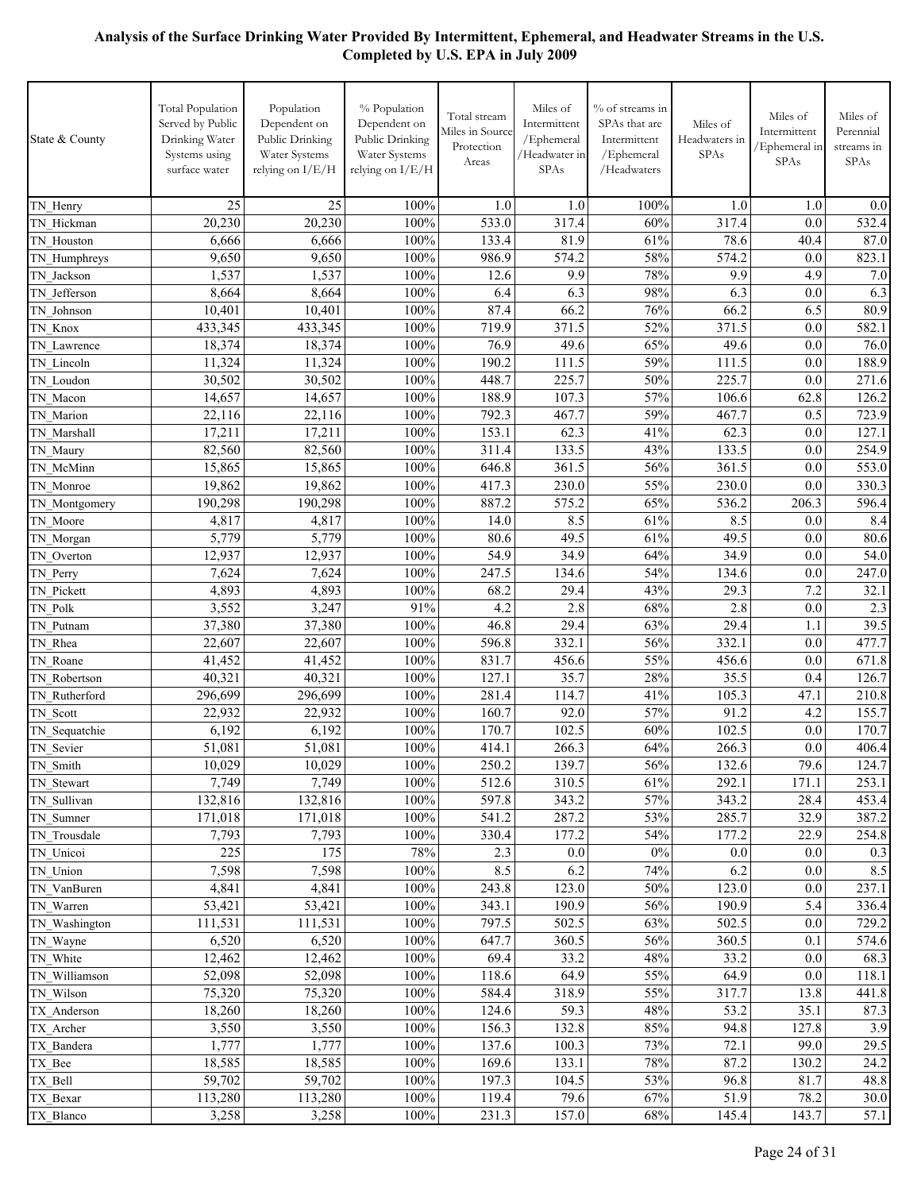**Analysis of the Surface Drinking Water Provided By Intermittent, Ephemeral, and Headwater Streams in the U.S. Completed by U.S. EPA in July 2009**

| State & County | Total Population Served by Public Drinking Water Systems using surface water | Population Dependent on Public Drinking Water Systems relying on I/E/H | % Population Dependent on Public Drinking Water Systems relying on I/E/H | Total stream Miles in Source Protection Areas | Miles of Intermittent /Ephemeral /Headwater in SPAs | % of streams in SPAs that are Intermittent /Ephemeral /Headwaters | Miles of Headwaters in SPAs | Miles of Intermittent /Ephemeral in SPAs | Miles of Perennial streams in SPAs |
|---|---|---|---|---|---|---|---|---|---|
| TN_Henry | 25 | 25 | 100% | 1.0 | 1.0 | 100% | 1.0 | 1.0 | 0.0 |
| TN_Hickman | 20,230 | 20,230 | 100% | 533.0 | 317.4 | 60% | 317.4 | 0.0 | 532.4 |
| TN_Houston | 6,666 | 6,666 | 100% | 133.4 | 81.9 | 61% | 78.6 | 40.4 | 87.0 |
| TN_Humphreys | 9,650 | 9,650 | 100% | 986.9 | 574.2 | 58% | 574.2 | 0.0 | 823.1 |
| TN_Jackson | 1,537 | 1,537 | 100% | 12.6 | 9.9 | 78% | 9.9 | 4.9 | 7.0 |
| TN_Jefferson | 8,664 | 8,664 | 100% | 6.4 | 6.3 | 98% | 6.3 | 0.0 | 6.3 |
| TN_Johnson | 10,401 | 10,401 | 100% | 87.4 | 66.2 | 76% | 66.2 | 6.5 | 80.9 |
| TN_Knox | 433,345 | 433,345 | 100% | 719.9 | 371.5 | 52% | 371.5 | 0.0 | 582.1 |
| TN_Lawrence | 18,374 | 18,374 | 100% | 76.9 | 49.6 | 65% | 49.6 | 0.0 | 76.0 |
| TN_Lincoln | 11,324 | 11,324 | 100% | 190.2 | 111.5 | 59% | 111.5 | 0.0 | 188.9 |
| TN_Loudon | 30,502 | 30,502 | 100% | 448.7 | 225.7 | 50% | 225.7 | 0.0 | 271.6 |
| TN_Macon | 14,657 | 14,657 | 100% | 188.9 | 107.3 | 57% | 106.6 | 62.8 | 126.2 |
| TN_Marion | 22,116 | 22,116 | 100% | 792.3 | 467.7 | 59% | 467.7 | 0.5 | 723.9 |
| TN_Marshall | 17,211 | 17,211 | 100% | 153.1 | 62.3 | 41% | 62.3 | 0.0 | 127.1 |
| TN_Maury | 82,560 | 82,560 | 100% | 311.4 | 133.5 | 43% | 133.5 | 0.0 | 254.9 |
| TN_McMinn | 15,865 | 15,865 | 100% | 646.8 | 361.5 | 56% | 361.5 | 0.0 | 553.0 |
| TN_Monroe | 19,862 | 19,862 | 100% | 417.3 | 230.0 | 55% | 230.0 | 0.0 | 330.3 |
| TN_Montgomery | 190,298 | 190,298 | 100% | 887.2 | 575.2 | 65% | 536.2 | 206.3 | 596.4 |
| TN_Moore | 4,817 | 4,817 | 100% | 14.0 | 8.5 | 61% | 8.5 | 0.0 | 8.4 |
| TN_Morgan | 5,779 | 5,779 | 100% | 80.6 | 49.5 | 61% | 49.5 | 0.0 | 80.6 |
| TN_Overton | 12,937 | 12,937 | 100% | 54.9 | 34.9 | 64% | 34.9 | 0.0 | 54.0 |
| TN_Perry | 7,624 | 7,624 | 100% | 247.5 | 134.6 | 54% | 134.6 | 0.0 | 247.0 |
| TN_Pickett | 4,893 | 4,893 | 100% | 68.2 | 29.4 | 43% | 29.3 | 7.2 | 32.1 |
| TN_Polk | 3,552 | 3,247 | 91% | 4.2 | 2.8 | 68% | 2.8 | 0.0 | 2.3 |
| TN_Putnam | 37,380 | 37,380 | 100% | 46.8 | 29.4 | 63% | 29.4 | 1.1 | 39.5 |
| TN_Rhea | 22,607 | 22,607 | 100% | 596.8 | 332.1 | 56% | 332.1 | 0.0 | 477.7 |
| TN_Roane | 41,452 | 41,452 | 100% | 831.7 | 456.6 | 55% | 456.6 | 0.0 | 671.8 |
| TN_Robertson | 40,321 | 40,321 | 100% | 127.1 | 35.7 | 28% | 35.5 | 0.4 | 126.7 |
| TN_Rutherford | 296,699 | 296,699 | 100% | 281.4 | 114.7 | 41% | 105.3 | 47.1 | 210.8 |
| TN_Scott | 22,932 | 22,932 | 100% | 160.7 | 92.0 | 57% | 91.2 | 4.2 | 155.7 |
| TN_Sequatchie | 6,192 | 6,192 | 100% | 170.7 | 102.5 | 60% | 102.5 | 0.0 | 170.7 |
| TN_Sevier | 51,081 | 51,081 | 100% | 414.1 | 266.3 | 64% | 266.3 | 0.0 | 406.4 |
| TN_Smith | 10,029 | 10,029 | 100% | 250.2 | 139.7 | 56% | 132.6 | 79.6 | 124.7 |
| TN_Stewart | 7,749 | 7,749 | 100% | 512.6 | 310.5 | 61% | 292.1 | 171.1 | 253.1 |
| TN_Sullivan | 132,816 | 132,816 | 100% | 597.8 | 343.2 | 57% | 343.2 | 28.4 | 453.4 |
| TN_Sumner | 171,018 | 171,018 | 100% | 541.2 | 287.2 | 53% | 285.7 | 32.9 | 387.2 |
| TN_Trousdale | 7,793 | 7,793 | 100% | 330.4 | 177.2 | 54% | 177.2 | 22.9 | 254.8 |
| TN_Unicoi | 225 | 175 | 78% | 2.3 | 0.0 | 0% | 0.0 | 0.0 | 0.3 |
| TN_Union | 7,598 | 7,598 | 100% | 8.5 | 6.2 | 74% | 6.2 | 0.0 | 8.5 |
| TN_VanBuren | 4,841 | 4,841 | 100% | 243.8 | 123.0 | 50% | 123.0 | 0.0 | 237.1 |
| TN_Warren | 53,421 | 53,421 | 100% | 343.1 | 190.9 | 56% | 190.9 | 5.4 | 336.4 |
| TN_Washington | 111,531 | 111,531 | 100% | 797.5 | 502.5 | 63% | 502.5 | 0.0 | 729.2 |
| TN_Wayne | 6,520 | 6,520 | 100% | 647.7 | 360.5 | 56% | 360.5 | 0.1 | 574.6 |
| TN_White | 12,462 | 12,462 | 100% | 69.4 | 33.2 | 48% | 33.2 | 0.0 | 68.3 |
| TN_Williamson | 52,098 | 52,098 | 100% | 118.6 | 64.9 | 55% | 64.9 | 0.0 | 118.1 |
| TN_Wilson | 75,320 | 75,320 | 100% | 584.4 | 318.9 | 55% | 317.7 | 13.8 | 441.8 |
| TX_Anderson | 18,260 | 18,260 | 100% | 124.6 | 59.3 | 48% | 53.2 | 35.1 | 87.3 |
| TX_Archer | 3,550 | 3,550 | 100% | 156.3 | 132.8 | 85% | 94.8 | 127.8 | 3.9 |
| TX_Bandera | 1,777 | 1,777 | 100% | 137.6 | 100.3 | 73% | 72.1 | 99.0 | 29.5 |
| TX_Bee | 18,585 | 18,585 | 100% | 169.6 | 133.1 | 78% | 87.2 | 130.2 | 24.2 |
| TX_Bell | 59,702 | 59,702 | 100% | 197.3 | 104.5 | 53% | 96.8 | 81.7 | 48.8 |
| TX_Bexar | 113,280 | 113,280 | 100% | 119.4 | 79.6 | 67% | 51.9 | 78.2 | 30.0 |
| TX_Blanco | 3,258 | 3,258 | 100% | 231.3 | 157.0 | 68% | 145.4 | 143.7 | 57.1 |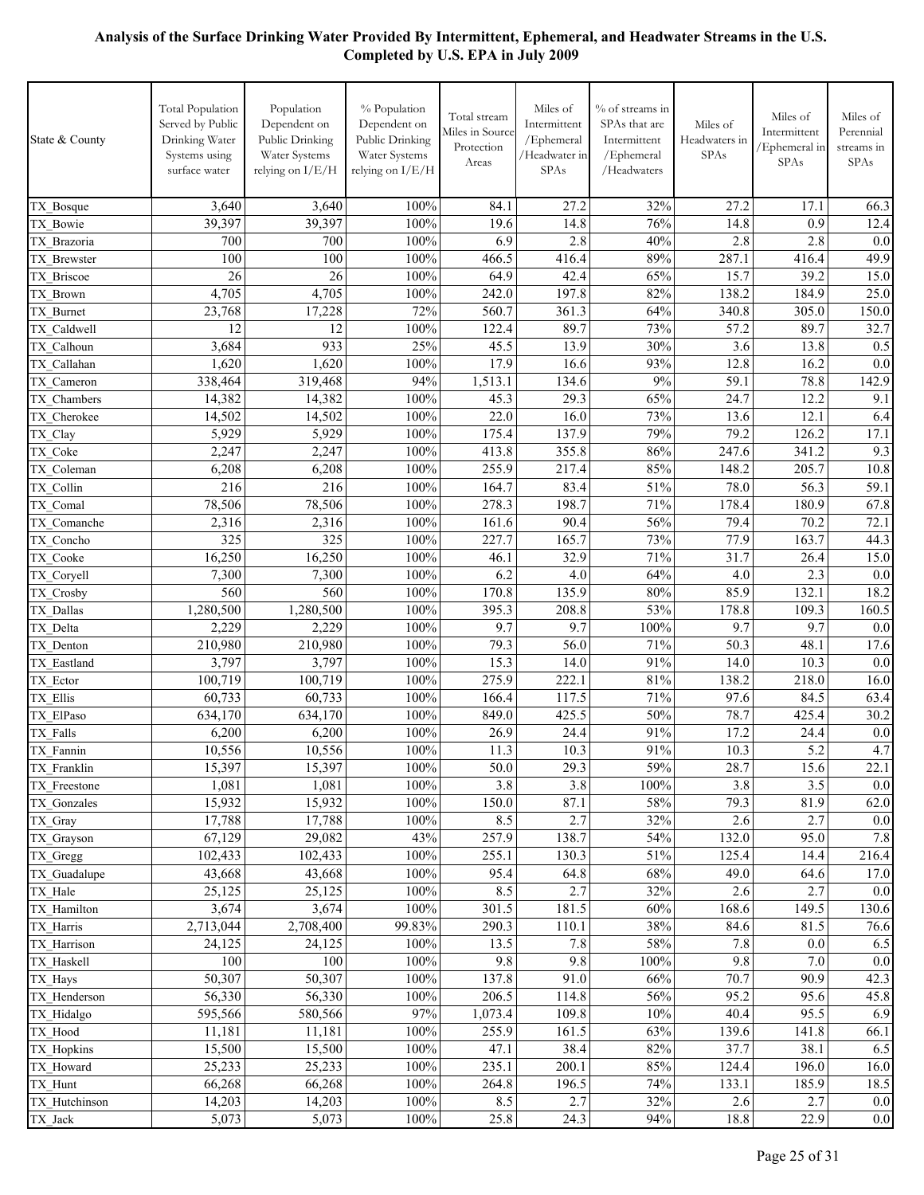**Analysis of the Surface Drinking Water Provided By Intermittent, Ephemeral, and Headwater Streams in the U.S. Completed by U.S. EPA in July 2009**

| State & County | Total Population Served by Public Drinking Water Systems using surface water | Population Dependent on Public Drinking Water Systems relying on I/E/H | % Population Dependent on Public Drinking Water Systems relying on I/E/H | Total stream Miles in Source Protection Areas | Miles of Intermittent /Ephemeral /Headwater in SPAs | % of streams in SPAs that are Intermittent /Ephemeral /Headwaters | Miles of Headwaters in SPAs | Miles of Intermittent /Ephemeral in SPAs | Miles of Perennial streams in SPAs |
|---|---|---|---|---|---|---|---|---|---|
| TX_Bosque | 3,640 | 3,640 | 100% | 84.1 | 27.2 | 32% | 27.2 | 17.1 | 66.3 |
| TX_Bowie | 39,397 | 39,397 | 100% | 19.6 | 14.8 | 76% | 14.8 | 0.9 | 12.4 |
| TX_Brazoria | 700 | 700 | 100% | 6.9 | 2.8 | 40% | 2.8 | 2.8 | 0.0 |
| TX_Brewster | 100 | 100 | 100% | 466.5 | 416.4 | 89% | 287.1 | 416.4 | 49.9 |
| TX_Briscoe | 26 | 26 | 100% | 64.9 | 42.4 | 65% | 15.7 | 39.2 | 15.0 |
| TX_Brown | 4,705 | 4,705 | 100% | 242.0 | 197.8 | 82% | 138.2 | 184.9 | 25.0 |
| TX_Burnet | 23,768 | 17,228 | 72% | 560.7 | 361.3 | 64% | 340.8 | 305.0 | 150.0 |
| TX_Caldwell | 12 | 12 | 100% | 122.4 | 89.7 | 73% | 57.2 | 89.7 | 32.7 |
| TX_Calhoun | 3,684 | 933 | 25% | 45.5 | 13.9 | 30% | 3.6 | 13.8 | 0.5 |
| TX_Callahan | 1,620 | 1,620 | 100% | 17.9 | 16.6 | 93% | 12.8 | 16.2 | 0.0 |
| TX_Cameron | 338,464 | 319,468 | 94% | 1,513.1 | 134.6 | 9% | 59.1 | 78.8 | 142.9 |
| TX_Chambers | 14,382 | 14,382 | 100% | 45.3 | 29.3 | 65% | 24.7 | 12.2 | 9.1 |
| TX_Cherokee | 14,502 | 14,502 | 100% | 22.0 | 16.0 | 73% | 13.6 | 12.1 | 6.4 |
| TX_Clay | 5,929 | 5,929 | 100% | 175.4 | 137.9 | 79% | 79.2 | 126.2 | 17.1 |
| TX_Coke | 2,247 | 2,247 | 100% | 413.8 | 355.8 | 86% | 247.6 | 341.2 | 9.3 |
| TX_Coleman | 6,208 | 6,208 | 100% | 255.9 | 217.4 | 85% | 148.2 | 205.7 | 10.8 |
| TX_Collin | 216 | 216 | 100% | 164.7 | 83.4 | 51% | 78.0 | 56.3 | 59.1 |
| TX_Comal | 78,506 | 78,506 | 100% | 278.3 | 198.7 | 71% | 178.4 | 180.9 | 67.8 |
| TX_Comanche | 2,316 | 2,316 | 100% | 161.6 | 90.4 | 56% | 79.4 | 70.2 | 72.1 |
| TX_Concho | 325 | 325 | 100% | 227.7 | 165.7 | 73% | 77.9 | 163.7 | 44.3 |
| TX_Cooke | 16,250 | 16,250 | 100% | 46.1 | 32.9 | 71% | 31.7 | 26.4 | 15.0 |
| TX_Coryell | 7,300 | 7,300 | 100% | 6.2 | 4.0 | 64% | 4.0 | 2.3 | 0.0 |
| TX_Crosby | 560 | 560 | 100% | 170.8 | 135.9 | 80% | 85.9 | 132.1 | 18.2 |
| TX_Dallas | 1,280,500 | 1,280,500 | 100% | 395.3 | 208.8 | 53% | 178.8 | 109.3 | 160.5 |
| TX_Delta | 2,229 | 2,229 | 100% | 9.7 | 9.7 | 100% | 9.7 | 9.7 | 0.0 |
| TX_Denton | 210,980 | 210,980 | 100% | 79.3 | 56.0 | 71% | 50.3 | 48.1 | 17.6 |
| TX_Eastland | 3,797 | 3,797 | 100% | 15.3 | 14.0 | 91% | 14.0 | 10.3 | 0.0 |
| TX_Ector | 100,719 | 100,719 | 100% | 275.9 | 222.1 | 81% | 138.2 | 218.0 | 16.0 |
| TX_Ellis | 60,733 | 60,733 | 100% | 166.4 | 117.5 | 71% | 97.6 | 84.5 | 63.4 |
| TX_ElPaso | 634,170 | 634,170 | 100% | 849.0 | 425.5 | 50% | 78.7 | 425.4 | 30.2 |
| TX_Falls | 6,200 | 6,200 | 100% | 26.9 | 24.4 | 91% | 17.2 | 24.4 | 0.0 |
| TX_Fannin | 10,556 | 10,556 | 100% | 11.3 | 10.3 | 91% | 10.3 | 5.2 | 4.7 |
| TX_Franklin | 15,397 | 15,397 | 100% | 50.0 | 29.3 | 59% | 28.7 | 15.6 | 22.1 |
| TX_Freestone | 1,081 | 1,081 | 100% | 3.8 | 3.8 | 100% | 3.8 | 3.5 | 0.0 |
| TX_Gonzales | 15,932 | 15,932 | 100% | 150.0 | 87.1 | 58% | 79.3 | 81.9 | 62.0 |
| TX_Gray | 17,788 | 17,788 | 100% | 8.5 | 2.7 | 32% | 2.6 | 2.7 | 0.0 |
| TX_Grayson | 67,129 | 29,082 | 43% | 257.9 | 138.7 | 54% | 132.0 | 95.0 | 7.8 |
| TX_Gregg | 102,433 | 102,433 | 100% | 255.1 | 130.3 | 51% | 125.4 | 14.4 | 216.4 |
| TX_Guadalupe | 43,668 | 43,668 | 100% | 95.4 | 64.8 | 68% | 49.0 | 64.6 | 17.0 |
| TX_Hale | 25,125 | 25,125 | 100% | 8.5 | 2.7 | 32% | 2.6 | 2.7 | 0.0 |
| TX_Hamilton | 3,674 | 3,674 | 100% | 301.5 | 181.5 | 60% | 168.6 | 149.5 | 130.6 |
| TX_Harris | 2,713,044 | 2,708,400 | 99.83% | 290.3 | 110.1 | 38% | 84.6 | 81.5 | 76.6 |
| TX_Harrison | 24,125 | 24,125 | 100% | 13.5 | 7.8 | 58% | 7.8 | 0.0 | 6.5 |
| TX_Haskell | 100 | 100 | 100% | 9.8 | 9.8 | 100% | 9.8 | 7.0 | 0.0 |
| TX_Hays | 50,307 | 50,307 | 100% | 137.8 | 91.0 | 66% | 70.7 | 90.9 | 42.3 |
| TX_Henderson | 56,330 | 56,330 | 100% | 206.5 | 114.8 | 56% | 95.2 | 95.6 | 45.8 |
| TX_Hidalgo | 595,566 | 580,566 | 97% | 1,073.4 | 109.8 | 10% | 40.4 | 95.5 | 6.9 |
| TX_Hood | 11,181 | 11,181 | 100% | 255.9 | 161.5 | 63% | 139.6 | 141.8 | 66.1 |
| TX_Hopkins | 15,500 | 15,500 | 100% | 47.1 | 38.4 | 82% | 37.7 | 38.1 | 6.5 |
| TX_Howard | 25,233 | 25,233 | 100% | 235.1 | 200.1 | 85% | 124.4 | 196.0 | 16.0 |
| TX_Hunt | 66,268 | 66,268 | 100% | 264.8 | 196.5 | 74% | 133.1 | 185.9 | 18.5 |
| TX_Hutchinson | 14,203 | 14,203 | 100% | 8.5 | 2.7 | 32% | 2.6 | 2.7 | 0.0 |
| TX_Jack | 5,073 | 5,073 | 100% | 25.8 | 24.3 | 94% | 18.8 | 22.9 | 0.0 |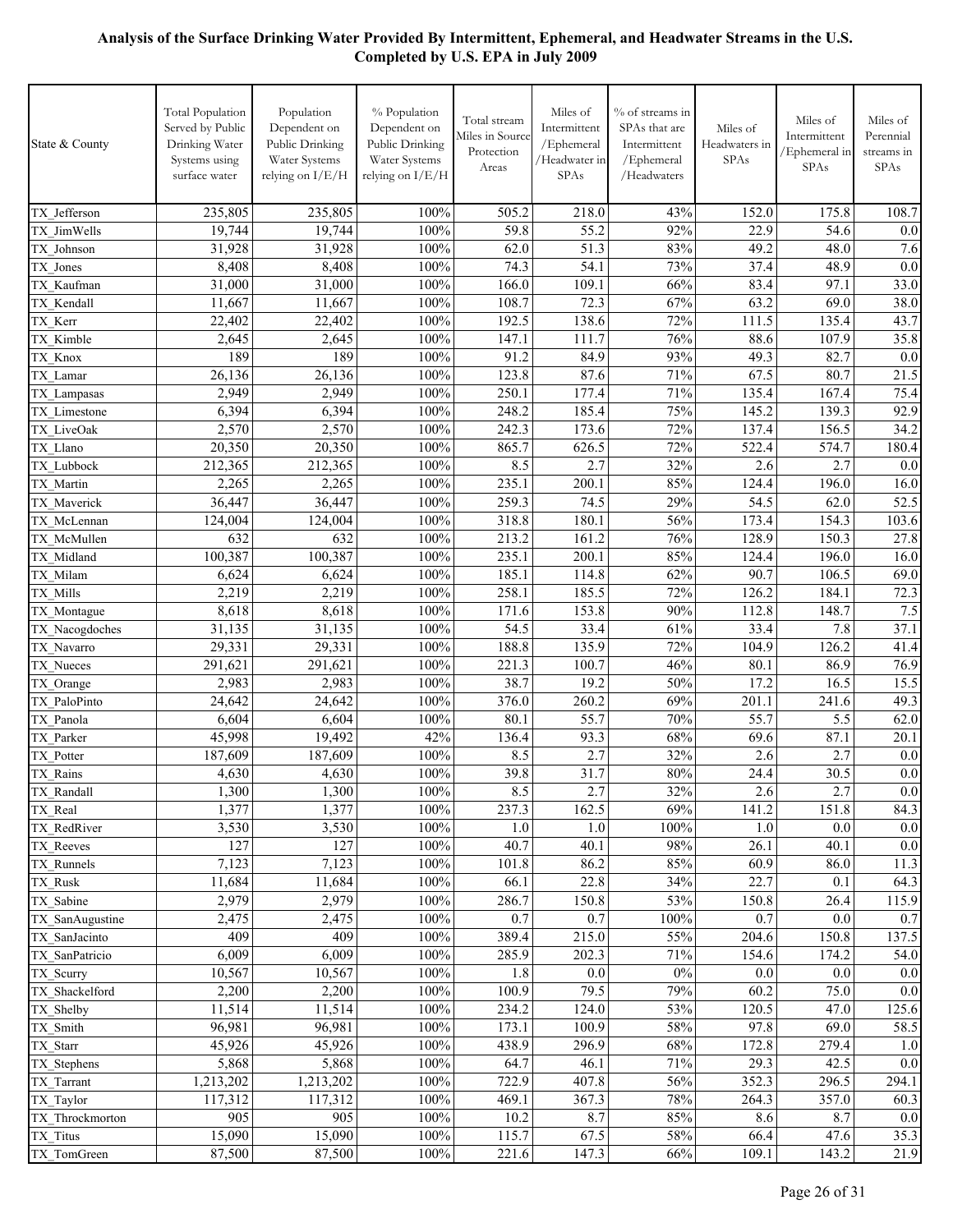# Analysis of the Surface Drinking Water Provided By Intermittent, Ephemeral, and Headwater Streams in the U.S. Completed by U.S. EPA in July 2009

| State & County | Total Population Served by Public Drinking Water Systems using surface water | Population Dependent on Public Drinking Water Systems relying on I/E/H | % Population Dependent on Public Drinking Water Systems relying on I/E/H | Total stream Miles in Source Protection Areas | Miles of Intermittent /Ephemeral /Headwater in SPAs | % of streams in SPAs that are Intermittent /Ephemeral /Headwaters | Miles of Headwaters in SPAs | Miles of Intermittent /Ephemeral in SPAs | Miles of Perennial streams in SPAs |
|---|---|---|---|---|---|---|---|---|---|
| TX_Jefferson | 235,805 | 235,805 | 100% | 505.2 | 218.0 | 43% | 152.0 | 175.8 | 108.7 |
| TX_JimWells | 19,744 | 19,744 | 100% | 59.8 | 55.2 | 92% | 22.9 | 54.6 | 0.0 |
| TX_Johnson | 31,928 | 31,928 | 100% | 62.0 | 51.3 | 83% | 49.2 | 48.0 | 7.6 |
| TX_Jones | 8,408 | 8,408 | 100% | 74.3 | 54.1 | 73% | 37.4 | 48.9 | 0.0 |
| TX_Kaufman | 31,000 | 31,000 | 100% | 166.0 | 109.1 | 66% | 83.4 | 97.1 | 33.0 |
| TX_Kendall | 11,667 | 11,667 | 100% | 108.7 | 72.3 | 67% | 63.2 | 69.0 | 38.0 |
| TX_Kerr | 22,402 | 22,402 | 100% | 192.5 | 138.6 | 72% | 111.5 | 135.4 | 43.7 |
| TX_Kimble | 2,645 | 2,645 | 100% | 147.1 | 111.7 | 76% | 88.6 | 107.9 | 35.8 |
| TX_Knox | 189 | 189 | 100% | 91.2 | 84.9 | 93% | 49.3 | 82.7 | 0.0 |
| TX_Lamar | 26,136 | 26,136 | 100% | 123.8 | 87.6 | 71% | 67.5 | 80.7 | 21.5 |
| TX_Lampasas | 2,949 | 2,949 | 100% | 250.1 | 177.4 | 71% | 135.4 | 167.4 | 75.4 |
| TX_Limestone | 6,394 | 6,394 | 100% | 248.2 | 185.4 | 75% | 145.2 | 139.3 | 92.9 |
| TX_LiveOak | 2,570 | 2,570 | 100% | 242.3 | 173.6 | 72% | 137.4 | 156.5 | 34.2 |
| TX_Llano | 20,350 | 20,350 | 100% | 865.7 | 626.5 | 72% | 522.4 | 574.7 | 180.4 |
| TX_Lubbock | 212,365 | 212,365 | 100% | 8.5 | 2.7 | 32% | 2.6 | 2.7 | 0.0 |
| TX_Martin | 2,265 | 2,265 | 100% | 235.1 | 200.1 | 85% | 124.4 | 196.0 | 16.0 |
| TX_Maverick | 36,447 | 36,447 | 100% | 259.3 | 74.5 | 29% | 54.5 | 62.0 | 52.5 |
| TX_McLennan | 124,004 | 124,004 | 100% | 318.8 | 180.1 | 56% | 173.4 | 154.3 | 103.6 |
| TX_McMullen | 632 | 632 | 100% | 213.2 | 161.2 | 76% | 128.9 | 150.3 | 27.8 |
| TX_Midland | 100,387 | 100,387 | 100% | 235.1 | 200.1 | 85% | 124.4 | 196.0 | 16.0 |
| TX_Milam | 6,624 | 6,624 | 100% | 185.1 | 114.8 | 62% | 90.7 | 106.5 | 69.0 |
| TX_Mills | 2,219 | 2,219 | 100% | 258.1 | 185.5 | 72% | 126.2 | 184.1 | 72.3 |
| TX_Montague | 8,618 | 8,618 | 100% | 171.6 | 153.8 | 90% | 112.8 | 148.7 | 7.5 |
| TX_Nacogdoches | 31,135 | 31,135 | 100% | 54.5 | 33.4 | 61% | 33.4 | 7.8 | 37.1 |
| TX_Navarro | 29,331 | 29,331 | 100% | 188.8 | 135.9 | 72% | 104.9 | 126.2 | 41.4 |
| TX_Nueces | 291,621 | 291,621 | 100% | 221.3 | 100.7 | 46% | 80.1 | 86.9 | 76.9 |
| TX_Orange | 2,983 | 2,983 | 100% | 38.7 | 19.2 | 50% | 17.2 | 16.5 | 15.5 |
| TX_PaloPinto | 24,642 | 24,642 | 100% | 376.0 | 260.2 | 69% | 201.1 | 241.6 | 49.3 |
| TX_Panola | 6,604 | 6,604 | 100% | 80.1 | 55.7 | 70% | 55.7 | 5.5 | 62.0 |
| TX_Parker | 45,998 | 19,492 | 42% | 136.4 | 93.3 | 68% | 69.6 | 87.1 | 20.1 |
| TX_Potter | 187,609 | 187,609 | 100% | 8.5 | 2.7 | 32% | 2.6 | 2.7 | 0.0 |
| TX_Rains | 4,630 | 4,630 | 100% | 39.8 | 31.7 | 80% | 24.4 | 30.5 | 0.0 |
| TX_Randall | 1,300 | 1,300 | 100% | 8.5 | 2.7 | 32% | 2.6 | 2.7 | 0.0 |
| TX_Real | 1,377 | 1,377 | 100% | 237.3 | 162.5 | 69% | 141.2 | 151.8 | 84.3 |
| TX_RedRiver | 3,530 | 3,530 | 100% | 1.0 | 1.0 | 100% | 1.0 | 0.0 | 0.0 |
| TX_Reeves | 127 | 127 | 100% | 40.7 | 40.1 | 98% | 26.1 | 40.1 | 0.0 |
| TX_Runnels | 7,123 | 7,123 | 100% | 101.8 | 86.2 | 85% | 60.9 | 86.0 | 11.3 |
| TX_Rusk | 11,684 | 11,684 | 100% | 66.1 | 22.8 | 34% | 22.7 | 0.1 | 64.3 |
| TX_Sabine | 2,979 | 2,979 | 100% | 286.7 | 150.8 | 53% | 150.8 | 26.4 | 115.9 |
| TX_SanAugustine | 2,475 | 2,475 | 100% | 0.7 | 0.7 | 100% | 0.7 | 0.0 | 0.7 |
| TX_SanJacinto | 409 | 409 | 100% | 389.4 | 215.0 | 55% | 204.6 | 150.8 | 137.5 |
| TX_SanPatricio | 6,009 | 6,009 | 100% | 285.9 | 202.3 | 71% | 154.6 | 174.2 | 54.0 |
| TX_Scurry | 10,567 | 10,567 | 100% | 1.8 | 0.0 | 0% | 0.0 | 0.0 | 0.0 |
| TX_Shackelford | 2,200 | 2,200 | 100% | 100.9 | 79.5 | 79% | 60.2 | 75.0 | 0.0 |
| TX_Shelby | 11,514 | 11,514 | 100% | 234.2 | 124.0 | 53% | 120.5 | 47.0 | 125.6 |
| TX_Smith | 96,981 | 96,981 | 100% | 173.1 | 100.9 | 58% | 97.8 | 69.0 | 58.5 |
| TX_Starr | 45,926 | 45,926 | 100% | 438.9 | 296.9 | 68% | 172.8 | 279.4 | 1.0 |
| TX_Stephens | 5,868 | 5,868 | 100% | 64.7 | 46.1 | 71% | 29.3 | 42.5 | 0.0 |
| TX_Tarrant | 1,213,202 | 1,213,202 | 100% | 722.9 | 407.8 | 56% | 352.3 | 296.5 | 294.1 |
| TX_Taylor | 117,312 | 117,312 | 100% | 469.1 | 367.3 | 78% | 264.3 | 357.0 | 60.3 |
| TX_Throckmorton | 905 | 905 | 100% | 10.2 | 8.7 | 85% | 8.6 | 8.7 | 0.0 |
| TX_Titus | 15,090 | 15,090 | 100% | 115.7 | 67.5 | 58% | 66.4 | 47.6 | 35.3 |
| TX_TomGreen | 87,500 | 87,500 | 100% | 221.6 | 147.3 | 66% | 109.1 | 143.2 | 21.9 |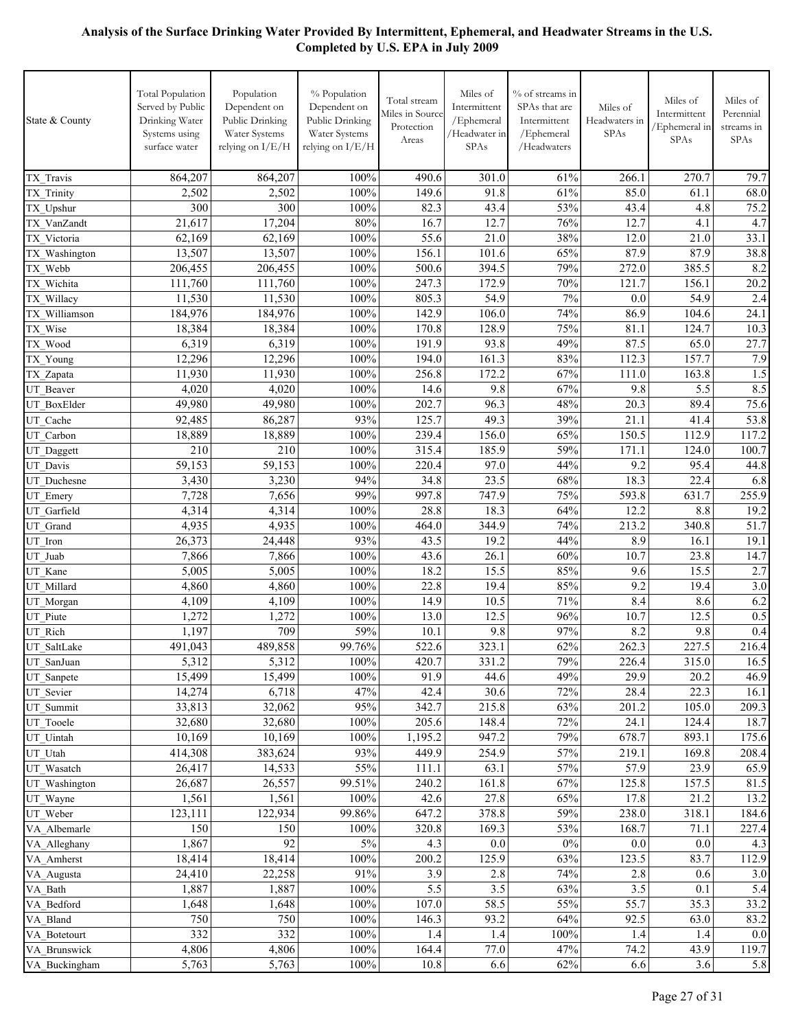**Analysis of the Surface Drinking Water Provided By Intermittent, Ephemeral, and Headwater Streams in the U.S. Completed by U.S. EPA in July 2009**

| State & County | Total Population Served by Public Drinking Water Systems using surface water | Population Dependent on Public Drinking Water Systems relying on I/E/H | % Population Dependent on Public Drinking Water Systems relying on I/E/H | Total stream Miles in Source Protection Areas | Miles of Intermittent /Ephemeral /Headwater in SPAs | % of streams in SPAs that are Intermittent /Ephemeral /Headwaters | Miles of Headwaters in SPAs | Miles of Intermittent /Ephemeral in SPAs | Miles of Perennial streams in SPAs |
|---|---|---|---|---|---|---|---|---|---|
| TX_Travis | 864,207 | 864,207 | 100% | 490.6 | 301.0 | 61% | 266.1 | 270.7 | 79.7 |
| TX_Trinity | 2,502 | 2,502 | 100% | 149.6 | 91.8 | 61% | 85.0 | 61.1 | 68.0 |
| TX_Upshur | 300 | 300 | 100% | 82.3 | 43.4 | 53% | 43.4 | 4.8 | 75.2 |
| TX_VanZandt | 21,617 | 17,204 | 80% | 16.7 | 12.7 | 76% | 12.7 | 4.1 | 4.7 |
| TX_Victoria | 62,169 | 62,169 | 100% | 55.6 | 21.0 | 38% | 12.0 | 21.0 | 33.1 |
| TX_Washington | 13,507 | 13,507 | 100% | 156.1 | 101.6 | 65% | 87.9 | 87.9 | 38.8 |
| TX_Webb | 206,455 | 206,455 | 100% | 500.6 | 394.5 | 79% | 272.0 | 385.5 | 8.2 |
| TX_Wichita | 111,760 | 111,760 | 100% | 247.3 | 172.9 | 70% | 121.7 | 156.1 | 20.2 |
| TX_Willacy | 11,530 | 11,530 | 100% | 805.3 | 54.9 | 7% | 0.0 | 54.9 | 2.4 |
| TX_Williamson | 184,976 | 184,976 | 100% | 142.9 | 106.0 | 74% | 86.9 | 104.6 | 24.1 |
| TX_Wise | 18,384 | 18,384 | 100% | 170.8 | 128.9 | 75% | 81.1 | 124.7 | 10.3 |
| TX_Wood | 6,319 | 6,319 | 100% | 191.9 | 93.8 | 49% | 87.5 | 65.0 | 27.7 |
| TX_Young | 12,296 | 12,296 | 100% | 194.0 | 161.3 | 83% | 112.3 | 157.7 | 7.9 |
| TX_Zapata | 11,930 | 11,930 | 100% | 256.8 | 172.2 | 67% | 111.0 | 163.8 | 1.5 |
| UT_Beaver | 4,020 | 4,020 | 100% | 14.6 | 9.8 | 67% | 9.8 | 5.5 | 8.5 |
| UT_BoxElder | 49,980 | 49,980 | 100% | 202.7 | 96.3 | 48% | 20.3 | 89.4 | 75.6 |
| UT_Cache | 92,485 | 86,287 | 93% | 125.7 | 49.3 | 39% | 21.1 | 41.4 | 53.8 |
| UT_Carbon | 18,889 | 18,889 | 100% | 239.4 | 156.0 | 65% | 150.5 | 112.9 | 117.2 |
| UT_Daggett | 210 | 210 | 100% | 315.4 | 185.9 | 59% | 171.1 | 124.0 | 100.7 |
| UT_Davis | 59,153 | 59,153 | 100% | 220.4 | 97.0 | 44% | 9.2 | 95.4 | 44.8 |
| UT_Duchesne | 3,430 | 3,230 | 94% | 34.8 | 23.5 | 68% | 18.3 | 22.4 | 6.8 |
| UT_Emery | 7,728 | 7,656 | 99% | 997.8 | 747.9 | 75% | 593.8 | 631.7 | 255.9 |
| UT_Garfield | 4,314 | 4,314 | 100% | 28.8 | 18.3 | 64% | 12.2 | 8.8 | 19.2 |
| UT_Grand | 4,935 | 4,935 | 100% | 464.0 | 344.9 | 74% | 213.2 | 340.8 | 51.7 |
| UT_Iron | 26,373 | 24,448 | 93% | 43.5 | 19.2 | 44% | 8.9 | 16.1 | 19.1 |
| UT_Juab | 7,866 | 7,866 | 100% | 43.6 | 26.1 | 60% | 10.7 | 23.8 | 14.7 |
| UT_Kane | 5,005 | 5,005 | 100% | 18.2 | 15.5 | 85% | 9.6 | 15.5 | 2.7 |
| UT_Millard | 4,860 | 4,860 | 100% | 22.8 | 19.4 | 85% | 9.2 | 19.4 | 3.0 |
| UT_Morgan | 4,109 | 4,109 | 100% | 14.9 | 10.5 | 71% | 8.4 | 8.6 | 6.2 |
| UT_Piute | 1,272 | 1,272 | 100% | 13.0 | 12.5 | 96% | 10.7 | 12.5 | 0.5 |
| UT_Rich | 1,197 | 709 | 59% | 10.1 | 9.8 | 97% | 8.2 | 9.8 | 0.4 |
| UT_SaltLake | 491,043 | 489,858 | 99.76% | 522.6 | 323.1 | 62% | 262.3 | 227.5 | 216.4 |
| UT_SanJuan | 5,312 | 5,312 | 100% | 420.7 | 331.2 | 79% | 226.4 | 315.0 | 16.5 |
| UT_Sanpete | 15,499 | 15,499 | 100% | 91.9 | 44.6 | 49% | 29.9 | 20.2 | 46.9 |
| UT_Sevier | 14,274 | 6,718 | 47% | 42.4 | 30.6 | 72% | 28.4 | 22.3 | 16.1 |
| UT_Summit | 33,813 | 32,062 | 95% | 342.7 | 215.8 | 63% | 201.2 | 105.0 | 209.3 |
| UT_Tooele | 32,680 | 32,680 | 100% | 205.6 | 148.4 | 72% | 24.1 | 124.4 | 18.7 |
| UT_Uintah | 10,169 | 10,169 | 100% | 1,195.2 | 947.2 | 79% | 678.7 | 893.1 | 175.6 |
| UT_Utah | 414,308 | 383,624 | 93% | 449.9 | 254.9 | 57% | 219.1 | 169.8 | 208.4 |
| UT_Wasatch | 26,417 | 14,533 | 55% | 111.1 | 63.1 | 57% | 57.9 | 23.9 | 65.9 |
| UT_Washington | 26,687 | 26,557 | 99.51% | 240.2 | 161.8 | 67% | 125.8 | 157.5 | 81.5 |
| UT_Wayne | 1,561 | 1,561 | 100% | 42.6 | 27.8 | 65% | 17.8 | 21.2 | 13.2 |
| UT_Weber | 123,111 | 122,934 | 99.86% | 647.2 | 378.8 | 59% | 238.0 | 318.1 | 184.6 |
| VA_Albemarle | 150 | 150 | 100% | 320.8 | 169.3 | 53% | 168.7 | 71.1 | 227.4 |
| VA_Alleghany | 1,867 | 92 | 5% | 4.3 | 0.0 | 0% | 0.0 | 0.0 | 4.3 |
| VA_Amherst | 18,414 | 18,414 | 100% | 200.2 | 125.9 | 63% | 123.5 | 83.7 | 112.9 |
| VA_Augusta | 24,410 | 22,258 | 91% | 3.9 | 2.8 | 74% | 2.8 | 0.6 | 3.0 |
| VA_Bath | 1,887 | 1,887 | 100% | 5.5 | 3.5 | 63% | 3.5 | 0.1 | 5.4 |
| VA_Bedford | 1,648 | 1,648 | 100% | 107.0 | 58.5 | 55% | 55.7 | 35.3 | 33.2 |
| VA_Bland | 750 | 750 | 100% | 146.3 | 93.2 | 64% | 92.5 | 63.0 | 83.2 |
| VA_Botetourt | 332 | 332 | 100% | 1.4 | 1.4 | 100% | 1.4 | 1.4 | 0.0 |
| VA_Brunswick | 4,806 | 4,806 | 100% | 164.4 | 77.0 | 47% | 74.2 | 43.9 | 119.7 |
| VA_Buckingham | 5,763 | 5,763 | 100% | 10.8 | 6.6 | 62% | 6.6 | 3.6 | 5.8 |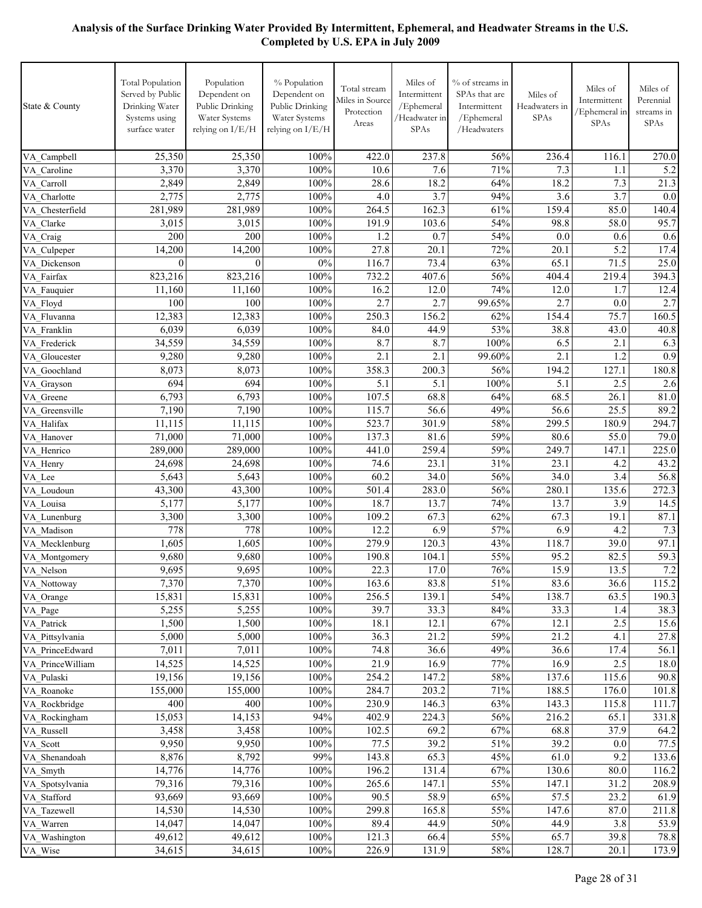**Analysis of the Surface Drinking Water Provided By Intermittent, Ephemeral, and Headwater Streams in the U.S. Completed by U.S. EPA in July 2009**

| State & County | Total Population Served by Public Drinking Water Systems using surface water | Population Dependent on Public Drinking Water Systems relying on I/E/H | % Population Dependent on Public Drinking Water Systems relying on I/E/H | Total stream Miles in Source Protection Areas | Miles of Intermittent /Ephemeral /Headwater in SPAs | % of streams in SPAs that are Intermittent /Ephemeral /Headwaters | Miles of Headwaters in SPAs | Miles of Intermittent /Ephemeral in SPAs | Miles of Perennial streams in SPAs |
|---|---|---|---|---|---|---|---|---|---|
| VA_Campbell | 25,350 | 25,350 | 100% | 422.0 | 237.8 | 56% | 236.4 | 116.1 | 270.0 |
| VA_Caroline | 3,370 | 3,370 | 100% | 10.6 | 7.6 | 71% | 7.3 | 1.1 | 5.2 |
| VA_Carroll | 2,849 | 2,849 | 100% | 28.6 | 18.2 | 64% | 18.2 | 7.3 | 21.3 |
| VA_Charlotte | 2,775 | 2,775 | 100% | 4.0 | 3.7 | 94% | 3.6 | 3.7 | 0.0 |
| VA_Chesterfield | 281,989 | 281,989 | 100% | 264.5 | 162.3 | 61% | 159.4 | 85.0 | 140.4 |
| VA_Clarke | 3,015 | 3,015 | 100% | 191.9 | 103.6 | 54% | 98.8 | 58.0 | 95.7 |
| VA_Craig | 200 | 200 | 100% | 1.2 | 0.7 | 54% | 0.0 | 0.6 | 0.6 |
| VA_Culpeper | 14,200 | 14,200 | 100% | 27.8 | 20.1 | 72% | 20.1 | 5.2 | 17.4 |
| VA_Dickenson | 0 | 0 | 0% | 116.7 | 73.4 | 63% | 65.1 | 71.5 | 25.0 |
| VA_Fairfax | 823,216 | 823,216 | 100% | 732.2 | 407.6 | 56% | 404.4 | 219.4 | 394.3 |
| VA_Fauquier | 11,160 | 11,160 | 100% | 16.2 | 12.0 | 74% | 12.0 | 1.7 | 12.4 |
| VA_Floyd | 100 | 100 | 100% | 2.7 | 2.7 | 99.65% | 2.7 | 0.0 | 2.7 |
| VA_Fluvanna | 12,383 | 12,383 | 100% | 250.3 | 156.2 | 62% | 154.4 | 75.7 | 160.5 |
| VA_Franklin | 6,039 | 6,039 | 100% | 84.0 | 44.9 | 53% | 38.8 | 43.0 | 40.8 |
| VA_Frederick | 34,559 | 34,559 | 100% | 8.7 | 8.7 | 100% | 6.5 | 2.1 | 6.3 |
| VA_Gloucester | 9,280 | 9,280 | 100% | 2.1 | 2.1 | 99.60% | 2.1 | 1.2 | 0.9 |
| VA_Goochland | 8,073 | 8,073 | 100% | 358.3 | 200.3 | 56% | 194.2 | 127.1 | 180.8 |
| VA_Grayson | 694 | 694 | 100% | 5.1 | 5.1 | 100% | 5.1 | 2.5 | 2.6 |
| VA_Greene | 6,793 | 6,793 | 100% | 107.5 | 68.8 | 64% | 68.5 | 26.1 | 81.0 |
| VA_Greensville | 7,190 | 7,190 | 100% | 115.7 | 56.6 | 49% | 56.6 | 25.5 | 89.2 |
| VA_Halifax | 11,115 | 11,115 | 100% | 523.7 | 301.9 | 58% | 299.5 | 180.9 | 294.7 |
| VA_Hanover | 71,000 | 71,000 | 100% | 137.3 | 81.6 | 59% | 80.6 | 55.0 | 79.0 |
| VA_Henrico | 289,000 | 289,000 | 100% | 441.0 | 259.4 | 59% | 249.7 | 147.1 | 225.0 |
| VA_Henry | 24,698 | 24,698 | 100% | 74.6 | 23.1 | 31% | 23.1 | 4.2 | 43.2 |
| VA_Lee | 5,643 | 5,643 | 100% | 60.2 | 34.0 | 56% | 34.0 | 3.4 | 56.8 |
| VA_Loudoun | 43,300 | 43,300 | 100% | 501.4 | 283.0 | 56% | 280.1 | 135.6 | 272.3 |
| VA_Louisa | 5,177 | 5,177 | 100% | 18.7 | 13.7 | 74% | 13.7 | 3.9 | 14.5 |
| VA_Lunenburg | 3,300 | 3,300 | 100% | 109.2 | 67.3 | 62% | 67.3 | 19.1 | 87.1 |
| VA_Madison | 778 | 778 | 100% | 12.2 | 6.9 | 57% | 6.9 | 4.2 | 7.3 |
| VA_Mecklenburg | 1,605 | 1,605 | 100% | 279.9 | 120.3 | 43% | 118.7 | 39.0 | 97.1 |
| VA_Montgomery | 9,680 | 9,680 | 100% | 190.8 | 104.1 | 55% | 95.2 | 82.5 | 59.3 |
| VA_Nelson | 9,695 | 9,695 | 100% | 22.3 | 17.0 | 76% | 15.9 | 13.5 | 7.2 |
| VA_Nottoway | 7,370 | 7,370 | 100% | 163.6 | 83.8 | 51% | 83.6 | 36.6 | 115.2 |
| VA_Orange | 15,831 | 15,831 | 100% | 256.5 | 139.1 | 54% | 138.7 | 63.5 | 190.3 |
| VA_Page | 5,255 | 5,255 | 100% | 39.7 | 33.3 | 84% | 33.3 | 1.4 | 38.3 |
| VA_Patrick | 1,500 | 1,500 | 100% | 18.1 | 12.1 | 67% | 12.1 | 2.5 | 15.6 |
| VA_Pittsylvania | 5,000 | 5,000 | 100% | 36.3 | 21.2 | 59% | 21.2 | 4.1 | 27.8 |
| VA_PrinceEdward | 7,011 | 7,011 | 100% | 74.8 | 36.6 | 49% | 36.6 | 17.4 | 56.1 |
| VA_PrinceWilliam | 14,525 | 14,525 | 100% | 21.9 | 16.9 | 77% | 16.9 | 2.5 | 18.0 |
| VA_Pulaski | 19,156 | 19,156 | 100% | 254.2 | 147.2 | 58% | 137.6 | 115.6 | 90.8 |
| VA_Roanoke | 155,000 | 155,000 | 100% | 284.7 | 203.2 | 71% | 188.5 | 176.0 | 101.8 |
| VA_Rockbridge | 400 | 400 | 100% | 230.9 | 146.3 | 63% | 143.3 | 115.8 | 111.7 |
| VA_Rockingham | 15,053 | 14,153 | 94% | 402.9 | 224.3 | 56% | 216.2 | 65.1 | 331.8 |
| VA_Russell | 3,458 | 3,458 | 100% | 102.5 | 69.2 | 67% | 68.8 | 37.9 | 64.2 |
| VA_Scott | 9,950 | 9,950 | 100% | 77.5 | 39.2 | 51% | 39.2 | 0.0 | 77.5 |
| VA_Shenandoah | 8,876 | 8,792 | 99% | 143.8 | 65.3 | 45% | 61.0 | 9.2 | 133.6 |
| VA_Smyth | 14,776 | 14,776 | 100% | 196.2 | 131.4 | 67% | 130.6 | 80.0 | 116.2 |
| VA_Spotsylvania | 79,316 | 79,316 | 100% | 265.6 | 147.1 | 55% | 147.1 | 31.2 | 208.9 |
| VA_Stafford | 93,669 | 93,669 | 100% | 90.5 | 58.9 | 65% | 57.5 | 23.2 | 61.9 |
| VA_Tazewell | 14,530 | 14,530 | 100% | 299.8 | 165.8 | 55% | 147.6 | 87.0 | 211.8 |
| VA_Warren | 14,047 | 14,047 | 100% | 89.4 | 44.9 | 50% | 44.9 | 3.8 | 53.9 |
| VA_Washington | 49,612 | 49,612 | 100% | 121.3 | 66.4 | 55% | 65.7 | 39.8 | 78.8 |
| VA_Wise | 34,615 | 34,615 | 100% | 226.9 | 131.9 | 58% | 128.7 | 20.1 | 173.9 |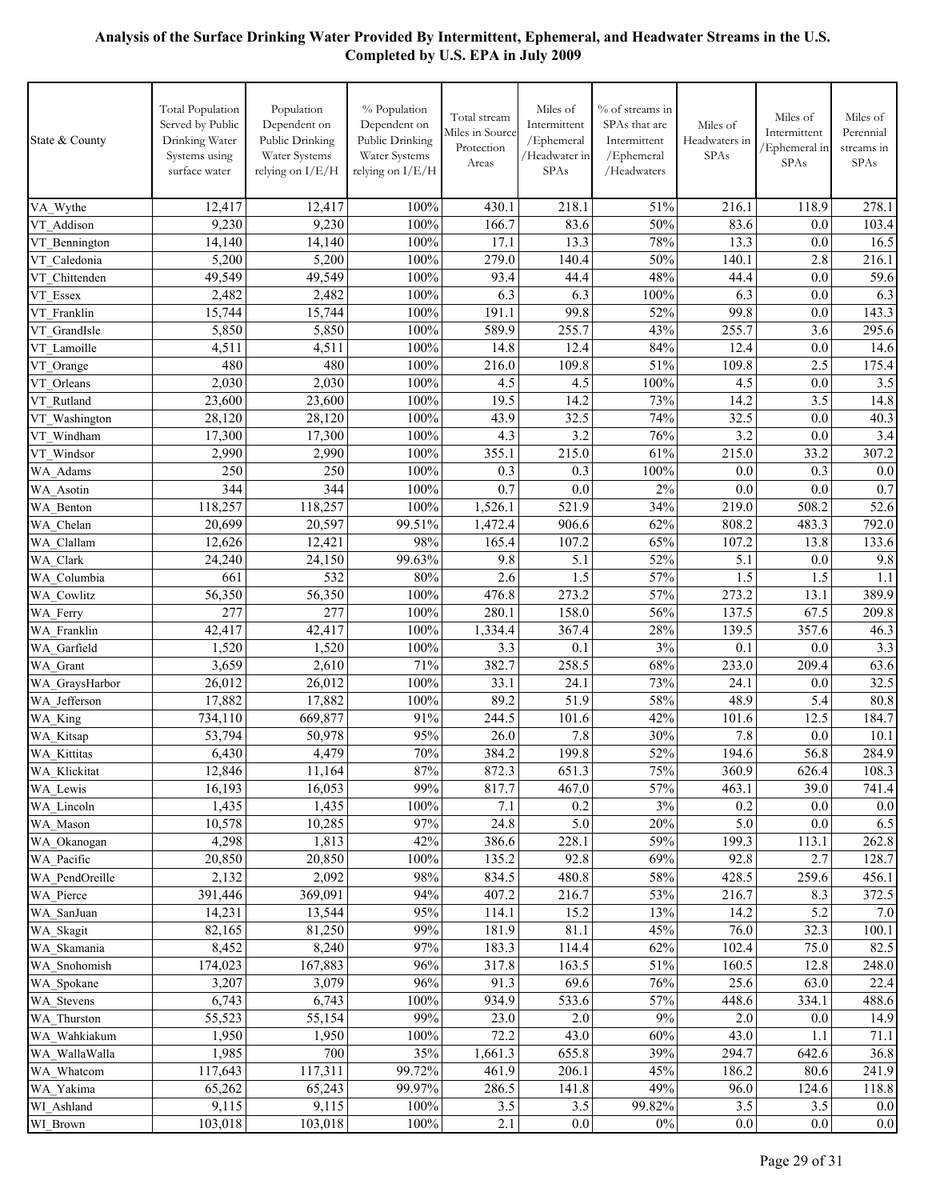**Analysis of the Surface Drinking Water Provided By Intermittent, Ephemeral, and Headwater Streams in the U.S. Completed by U.S. EPA in July 2009**

| State & County | Total Population Served by Public Drinking Water Systems using surface water | Population Dependent on Public Drinking Water Systems relying on I/E/H | % Population Dependent on Public Drinking Water Systems relying on I/E/H | Total stream Miles in Source Protection Areas | Miles of Intermittent /Ephemeral /Headwater in SPAs | % of streams in SPAs that are Intermittent /Ephemeral /Headwaters | Miles of Headwaters in SPAs | Miles of Intermittent /Ephemeral in SPAs | Miles of Perennial streams in SPAs |
|---|---|---|---|---|---|---|---|---|---|
| VA_Wythe | 12,417 | 12,417 | 100% | 430.1 | 218.1 | 51% | 216.1 | 118.9 | 278.1 |
| VT_Addison | 9,230 | 9,230 | 100% | 166.7 | 83.6 | 50% | 83.6 | 0.0 | 103.4 |
| VT_Bennington | 14,140 | 14,140 | 100% | 17.1 | 13.3 | 78% | 13.3 | 0.0 | 16.5 |
| VT_Caledonia | 5,200 | 5,200 | 100% | 279.0 | 140.4 | 50% | 140.1 | 2.8 | 216.1 |
| VT_Chittenden | 49,549 | 49,549 | 100% | 93.4 | 44.4 | 48% | 44.4 | 0.0 | 59.6 |
| VT_Essex | 2,482 | 2,482 | 100% | 6.3 | 6.3 | 100% | 6.3 | 0.0 | 6.3 |
| VT_Franklin | 15,744 | 15,744 | 100% | 191.1 | 99.8 | 52% | 99.8 | 0.0 | 143.3 |
| VT_GrandIsle | 5,850 | 5,850 | 100% | 589.9 | 255.7 | 43% | 255.7 | 3.6 | 295.6 |
| VT_Lamoille | 4,511 | 4,511 | 100% | 14.8 | 12.4 | 84% | 12.4 | 0.0 | 14.6 |
| VT_Orange | 480 | 480 | 100% | 216.0 | 109.8 | 51% | 109.8 | 2.5 | 175.4 |
| VT_Orleans | 2,030 | 2,030 | 100% | 4.5 | 4.5 | 100% | 4.5 | 0.0 | 3.5 |
| VT_Rutland | 23,600 | 23,600 | 100% | 19.5 | 14.2 | 73% | 14.2 | 3.5 | 14.8 |
| VT_Washington | 28,120 | 28,120 | 100% | 43.9 | 32.5 | 74% | 32.5 | 0.0 | 40.3 |
| VT_Windham | 17,300 | 17,300 | 100% | 4.3 | 3.2 | 76% | 3.2 | 0.0 | 3.4 |
| VT_Windsor | 2,990 | 2,990 | 100% | 355.1 | 215.0 | 61% | 215.0 | 33.2 | 307.2 |
| WA_Adams | 250 | 250 | 100% | 0.3 | 0.3 | 100% | 0.0 | 0.3 | 0.0 |
| WA_Asotin | 344 | 344 | 100% | 0.7 | 0.0 | 2% | 0.0 | 0.0 | 0.7 |
| WA_Benton | 118,257 | 118,257 | 100% | 1,526.1 | 521.9 | 34% | 219.0 | 508.2 | 52.6 |
| WA_Chelan | 20,699 | 20,597 | 99.51% | 1,472.4 | 906.6 | 62% | 808.2 | 483.3 | 792.0 |
| WA_Clallam | 12,626 | 12,421 | 98% | 165.4 | 107.2 | 65% | 107.2 | 13.8 | 133.6 |
| WA_Clark | 24,240 | 24,150 | 99.63% | 9.8 | 5.1 | 52% | 5.1 | 0.0 | 9.8 |
| WA_Columbia | 661 | 532 | 80% | 2.6 | 1.5 | 57% | 1.5 | 1.5 | 1.1 |
| WA_Cowlitz | 56,350 | 56,350 | 100% | 476.8 | 273.2 | 57% | 273.2 | 13.1 | 389.9 |
| WA_Ferry | 277 | 277 | 100% | 280.1 | 158.0 | 56% | 137.5 | 67.5 | 209.8 |
| WA_Franklin | 42,417 | 42,417 | 100% | 1,334.4 | 367.4 | 28% | 139.5 | 357.6 | 46.3 |
| WA_Garfield | 1,520 | 1,520 | 100% | 3.3 | 0.1 | 3% | 0.1 | 0.0 | 3.3 |
| WA_Grant | 3,659 | 2,610 | 71% | 382.7 | 258.5 | 68% | 233.0 | 209.4 | 63.6 |
| WA_GraysHarbor | 26,012 | 26,012 | 100% | 33.1 | 24.1 | 73% | 24.1 | 0.0 | 32.5 |
| WA_Jefferson | 17,882 | 17,882 | 100% | 89.2 | 51.9 | 58% | 48.9 | 5.4 | 80.8 |
| WA_King | 734,110 | 669,877 | 91% | 244.5 | 101.6 | 42% | 101.6 | 12.5 | 184.7 |
| WA_Kitsap | 53,794 | 50,978 | 95% | 26.0 | 7.8 | 30% | 7.8 | 0.0 | 10.1 |
| WA_Kittitas | 6,430 | 4,479 | 70% | 384.2 | 199.8 | 52% | 194.6 | 56.8 | 284.9 |
| WA_Klickitat | 12,846 | 11,164 | 87% | 872.3 | 651.3 | 75% | 360.9 | 626.4 | 108.3 |
| WA_Lewis | 16,193 | 16,053 | 99% | 817.7 | 467.0 | 57% | 463.1 | 39.0 | 741.4 |
| WA_Lincoln | 1,435 | 1,435 | 100% | 7.1 | 0.2 | 3% | 0.2 | 0.0 | 0.0 |
| WA_Mason | 10,578 | 10,285 | 97% | 24.8 | 5.0 | 20% | 5.0 | 0.0 | 6.5 |
| WA_Okanogan | 4,298 | 1,813 | 42% | 386.6 | 228.1 | 59% | 199.3 | 113.1 | 262.8 |
| WA_Pacific | 20,850 | 20,850 | 100% | 135.2 | 92.8 | 69% | 92.8 | 2.7 | 128.7 |
| WA_PendOreille | 2,132 | 2,092 | 98% | 834.5 | 480.8 | 58% | 428.5 | 259.6 | 456.1 |
| WA_Pierce | 391,446 | 369,091 | 94% | 407.2 | 216.7 | 53% | 216.7 | 8.3 | 372.5 |
| WA_SanJuan | 14,231 | 13,544 | 95% | 114.1 | 15.2 | 13% | 14.2 | 5.2 | 7.0 |
| WA_Skagit | 82,165 | 81,250 | 99% | 181.9 | 81.1 | 45% | 76.0 | 32.3 | 100.1 |
| WA_Skamania | 8,452 | 8,240 | 97% | 183.3 | 114.4 | 62% | 102.4 | 75.0 | 82.5 |
| WA_Snohomish | 174,023 | 167,883 | 96% | 317.8 | 163.5 | 51% | 160.5 | 12.8 | 248.0 |
| WA_Spokane | 3,207 | 3,079 | 96% | 91.3 | 69.6 | 76% | 25.6 | 63.0 | 22.4 |
| WA_Stevens | 6,743 | 6,743 | 100% | 934.9 | 533.6 | 57% | 448.6 | 334.1 | 488.6 |
| WA_Thurston | 55,523 | 55,154 | 99% | 23.0 | 2.0 | 9% | 2.0 | 0.0 | 14.9 |
| WA_Wahkiakum | 1,950 | 1,950 | 100% | 72.2 | 43.0 | 60% | 43.0 | 1.1 | 71.1 |
| WA_WallaWalla | 1,985 | 700 | 35% | 1,661.3 | 655.8 | 39% | 294.7 | 642.6 | 36.8 |
| WA_Whatcom | 117,643 | 117,311 | 99.72% | 461.9 | 206.1 | 45% | 186.2 | 80.6 | 241.9 |
| WA_Yakima | 65,262 | 65,243 | 99.97% | 286.5 | 141.8 | 49% | 96.0 | 124.6 | 118.8 |
| WI_Ashland | 9,115 | 9,115 | 100% | 3.5 | 3.5 | 99.82% | 3.5 | 3.5 | 0.0 |
| WI_Brown | 103,018 | 103,018 | 100% | 2.1 | 0.0 | 0% | 0.0 | 0.0 | 0.0 |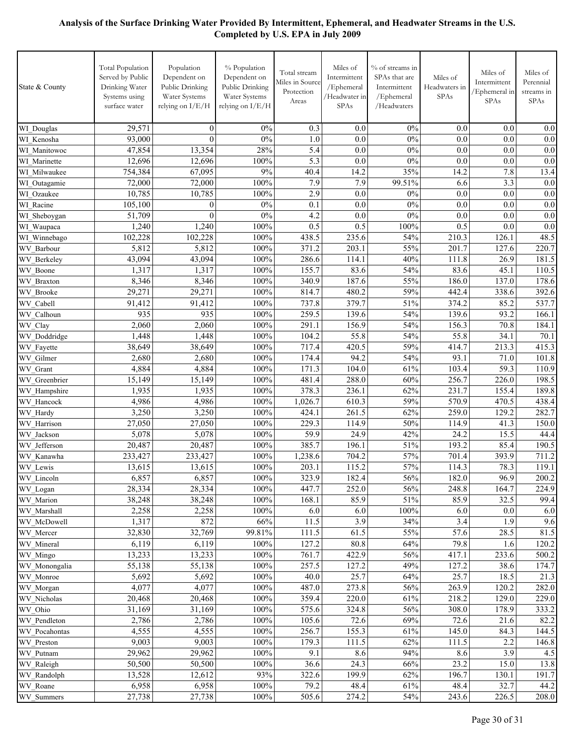**Analysis of the Surface Drinking Water Provided By Intermittent, Ephemeral, and Headwater Streams in the U.S.**
**Completed by U.S. EPA in July 2009**

| State & County | Total Population Served by Public Drinking Water Systems using surface water | Population Dependent on Public Drinking Water Systems relying on I/E/H | % Population Dependent on Public Drinking Water Systems relying on I/E/H | Total stream Miles in Source Protection Areas | Miles of Intermittent /Ephemeral /Headwater in SPAs | % of streams in SPAs that are Intermittent /Ephemeral /Headwaters | Miles of Headwaters in SPAs | Miles of Intermittent /Ephemeral in SPAs | Miles of Perennial streams in SPAs |
|---|---|---|---|---|---|---|---|---|---|
| WI_Douglas | 29,571 | 0 | 0% | 0.3 | 0.0 | 0% | 0.0 | 0.0 | 0.0 |
| WI_Kenosha | 93,000 | 0 | 0% | 1.0 | 0.0 | 0% | 0.0 | 0.0 | 0.0 |
| WI_Manitowoc | 47,854 | 13,354 | 28% | 5.4 | 0.0 | 0% | 0.0 | 0.0 | 0.0 |
| WI_Marinette | 12,696 | 12,696 | 100% | 5.3 | 0.0 | 0% | 0.0 | 0.0 | 0.0 |
| WI_Milwaukee | 754,384 | 67,095 | 9% | 40.4 | 14.2 | 35% | 14.2 | 7.8 | 13.4 |
| WI_Outagamie | 72,000 | 72,000 | 100% | 7.9 | 7.9 | 99.51% | 6.6 | 3.3 | 0.0 |
| WI_Ozaukee | 10,785 | 10,785 | 100% | 2.9 | 0.0 | 0% | 0.0 | 0.0 | 0.0 |
| WI_Racine | 105,100 | 0 | 0% | 0.1 | 0.0 | 0% | 0.0 | 0.0 | 0.0 |
| WI_Sheboygan | 51,709 | 0 | 0% | 4.2 | 0.0 | 0% | 0.0 | 0.0 | 0.0 |
| WI_Waupaca | 1,240 | 1,240 | 100% | 0.5 | 0.5 | 100% | 0.5 | 0.0 | 0.0 |
| WI_Winnebago | 102,228 | 102,228 | 100% | 438.5 | 235.6 | 54% | 210.3 | 126.1 | 48.5 |
| WV_Barbour | 5,812 | 5,812 | 100% | 371.2 | 203.1 | 55% | 201.7 | 127.6 | 220.7 |
| WV_Berkeley | 43,094 | 43,094 | 100% | 286.6 | 114.1 | 40% | 111.8 | 26.9 | 181.5 |
| WV_Boone | 1,317 | 1,317 | 100% | 155.7 | 83.6 | 54% | 83.6 | 45.1 | 110.5 |
| WV_Braxton | 8,346 | 8,346 | 100% | 340.9 | 187.6 | 55% | 186.0 | 137.0 | 178.6 |
| WV_Brooke | 29,271 | 29,271 | 100% | 814.7 | 480.2 | 59% | 442.4 | 338.6 | 392.6 |
| WV_Cabell | 91,412 | 91,412 | 100% | 737.8 | 379.7 | 51% | 374.2 | 85.2 | 537.7 |
| WV_Calhoun | 935 | 935 | 100% | 259.5 | 139.6 | 54% | 139.6 | 93.2 | 166.1 |
| WV_Clay | 2,060 | 2,060 | 100% | 291.1 | 156.9 | 54% | 156.3 | 70.8 | 184.1 |
| WV_Doddridge | 1,448 | 1,448 | 100% | 104.2 | 55.8 | 54% | 55.8 | 34.1 | 70.1 |
| WV_Fayette | 38,649 | 38,649 | 100% | 717.4 | 420.5 | 59% | 414.7 | 213.3 | 415.3 |
| WV_Gilmer | 2,680 | 2,680 | 100% | 174.4 | 94.2 | 54% | 93.1 | 71.0 | 101.8 |
| WV_Grant | 4,884 | 4,884 | 100% | 171.3 | 104.0 | 61% | 103.4 | 59.3 | 110.9 |
| WV_Greenbrier | 15,149 | 15,149 | 100% | 481.4 | 288.0 | 60% | 256.7 | 226.0 | 198.5 |
| WV_Hampshire | 1,935 | 1,935 | 100% | 378.3 | 236.1 | 62% | 231.7 | 155.4 | 189.8 |
| WV_Hancock | 4,986 | 4,986 | 100% | 1,026.7 | 610.3 | 59% | 570.9 | 470.5 | 438.4 |
| WV_Hardy | 3,250 | 3,250 | 100% | 424.1 | 261.5 | 62% | 259.0 | 129.2 | 282.7 |
| WV_Harrison | 27,050 | 27,050 | 100% | 229.3 | 114.9 | 50% | 114.9 | 41.3 | 150.0 |
| WV_Jackson | 5,078 | 5,078 | 100% | 59.9 | 24.9 | 42% | 24.2 | 15.5 | 44.4 |
| WV_Jefferson | 20,487 | 20,487 | 100% | 385.7 | 196.1 | 51% | 193.2 | 85.4 | 190.5 |
| WV_Kanawha | 233,427 | 233,427 | 100% | 1,238.6 | 704.2 | 57% | 701.4 | 393.9 | 711.2 |
| WV_Lewis | 13,615 | 13,615 | 100% | 203.1 | 115.2 | 57% | 114.3 | 78.3 | 119.1 |
| WV_Lincoln | 6,857 | 6,857 | 100% | 323.9 | 182.4 | 56% | 182.0 | 96.9 | 200.2 |
| WV_Logan | 28,334 | 28,334 | 100% | 447.7 | 252.0 | 56% | 248.8 | 164.7 | 224.9 |
| WV_Marion | 38,248 | 38,248 | 100% | 168.1 | 85.9 | 51% | 85.9 | 32.5 | 99.4 |
| WV_Marshall | 2,258 | 2,258 | 100% | 6.0 | 6.0 | 100% | 6.0 | 0.0 | 6.0 |
| WV_McDowell | 1,317 | 872 | 66% | 11.5 | 3.9 | 34% | 3.4 | 1.9 | 9.6 |
| WV_Mercer | 32,830 | 32,769 | 99.81% | 111.5 | 61.5 | 55% | 57.6 | 28.5 | 81.5 |
| WV_Mineral | 6,119 | 6,119 | 100% | 127.2 | 80.8 | 64% | 79.8 | 1.6 | 120.2 |
| WV_Mingo | 13,233 | 13,233 | 100% | 761.7 | 422.9 | 56% | 417.1 | 233.6 | 500.2 |
| WV_Monongalia | 55,138 | 55,138 | 100% | 257.5 | 127.2 | 49% | 127.2 | 38.6 | 174.7 |
| WV_Monroe | 5,692 | 5,692 | 100% | 40.0 | 25.7 | 64% | 25.7 | 18.5 | 21.3 |
| WV_Morgan | 4,077 | 4,077 | 100% | 487.0 | 273.8 | 56% | 263.9 | 120.2 | 282.0 |
| WV_Nicholas | 20,468 | 20,468 | 100% | 359.4 | 220.0 | 61% | 218.2 | 129.0 | 229.0 |
| WV_Ohio | 31,169 | 31,169 | 100% | 575.6 | 324.8 | 56% | 308.0 | 178.9 | 333.2 |
| WV_Pendleton | 2,786 | 2,786 | 100% | 105.6 | 72.6 | 69% | 72.6 | 21.6 | 82.2 |
| WV_Pocahontas | 4,555 | 4,555 | 100% | 256.7 | 155.3 | 61% | 145.0 | 84.3 | 144.5 |
| WV_Preston | 9,003 | 9,003 | 100% | 179.3 | 111.5 | 62% | 111.5 | 2.2 | 146.8 |
| WV_Putnam | 29,962 | 29,962 | 100% | 9.1 | 8.6 | 94% | 8.6 | 3.9 | 4.5 |
| WV_Raleigh | 50,500 | 50,500 | 100% | 36.6 | 24.3 | 66% | 23.2 | 15.0 | 13.8 |
| WV_Randolph | 13,528 | 12,612 | 93% | 322.6 | 199.9 | 62% | 196.7 | 130.1 | 191.7 |
| WV_Roane | 6,958 | 6,958 | 100% | 79.2 | 48.4 | 61% | 48.4 | 32.7 | 44.2 |
| WV_Summers | 27,738 | 27,738 | 100% | 505.6 | 274.2 | 54% | 243.6 | 226.5 | 208.0 |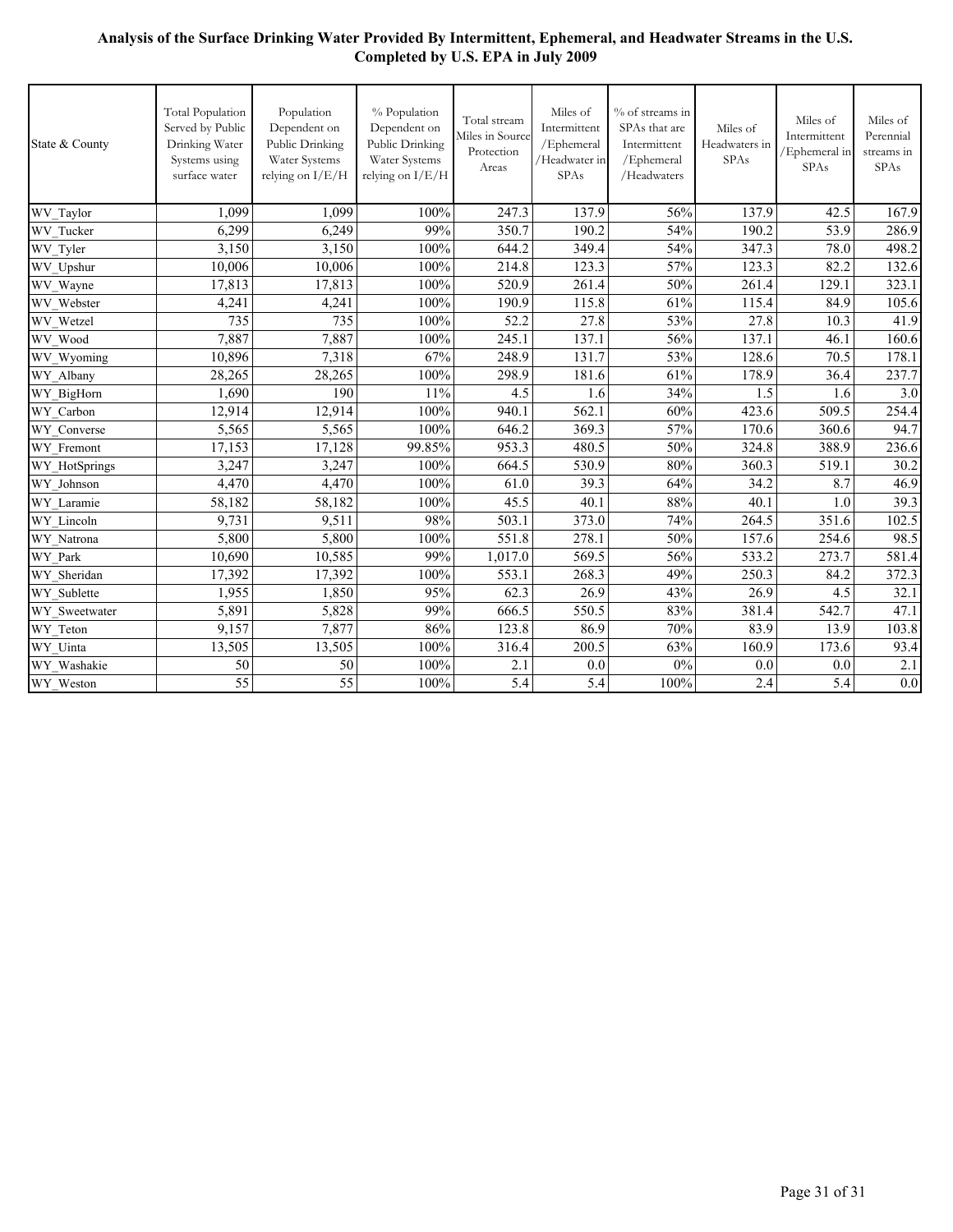**Analysis of the Surface Drinking Water Provided By Intermittent, Ephemeral, and Headwater Streams in the U.S.**
**Completed by U.S. EPA in July 2009**

| State & County | Total Population Served by Public Drinking Water Systems using surface water | Population Dependent on Public Drinking Water Systems relying on I/E/H | % Population Dependent on Public Drinking Water Systems relying on I/E/H | Total stream Miles in Source Protection Areas | Miles of Intermittent /Ephemeral /Headwater in SPAs | % of streams in SPAs that are Intermittent /Ephemeral /Headwaters | Miles of Headwaters in SPAs | Miles of Intermittent /Ephemeral in SPAs | Miles of Perennial streams in SPAs |
|---|---|---|---|---|---|---|---|---|---|
| WV_Taylor | 1,099 | 1,099 | 100% | 247.3 | 137.9 | 56% | 137.9 | 42.5 | 167.9 |
| WV_Tucker | 6,299 | 6,249 | 99% | 350.7 | 190.2 | 54% | 190.2 | 53.9 | 286.9 |
| WV_Tyler | 3,150 | 3,150 | 100% | 644.2 | 349.4 | 54% | 347.3 | 78.0 | 498.2 |
| WV_Upshur | 10,006 | 10,006 | 100% | 214.8 | 123.3 | 57% | 123.3 | 82.2 | 132.6 |
| WV_Wayne | 17,813 | 17,813 | 100% | 520.9 | 261.4 | 50% | 261.4 | 129.1 | 323.1 |
| WV_Webster | 4,241 | 4,241 | 100% | 190.9 | 115.8 | 61% | 115.4 | 84.9 | 105.6 |
| WV_Wetzel | 735 | 735 | 100% | 52.2 | 27.8 | 53% | 27.8 | 10.3 | 41.9 |
| WV_Wood | 7,887 | 7,887 | 100% | 245.1 | 137.1 | 56% | 137.1 | 46.1 | 160.6 |
| WV_Wyoming | 10,896 | 7,318 | 67% | 248.9 | 131.7 | 53% | 128.6 | 70.5 | 178.1 |
| WY_Albany | 28,265 | 28,265 | 100% | 298.9 | 181.6 | 61% | 178.9 | 36.4 | 237.7 |
| WY_BigHorn | 1,690 | 190 | 11% | 4.5 | 1.6 | 34% | 1.5 | 1.6 | 3.0 |
| WY_Carbon | 12,914 | 12,914 | 100% | 940.1 | 562.1 | 60% | 423.6 | 509.5 | 254.4 |
| WY_Converse | 5,565 | 5,565 | 100% | 646.2 | 369.3 | 57% | 170.6 | 360.6 | 94.7 |
| WY_Fremont | 17,153 | 17,128 | 99.85% | 953.3 | 480.5 | 50% | 324.8 | 388.9 | 236.6 |
| WY_HotSprings | 3,247 | 3,247 | 100% | 664.5 | 530.9 | 80% | 360.3 | 519.1 | 30.2 |
| WY_Johnson | 4,470 | 4,470 | 100% | 61.0 | 39.3 | 64% | 34.2 | 8.7 | 46.9 |
| WY_Laramie | 58,182 | 58,182 | 100% | 45.5 | 40.1 | 88% | 40.1 | 1.0 | 39.3 |
| WY_Lincoln | 9,731 | 9,511 | 98% | 503.1 | 373.0 | 74% | 264.5 | 351.6 | 102.5 |
| WY_Natrona | 5,800 | 5,800 | 100% | 551.8 | 278.1 | 50% | 157.6 | 254.6 | 98.5 |
| WY_Park | 10,690 | 10,585 | 99% | 1,017.0 | 569.5 | 56% | 533.2 | 273.7 | 581.4 |
| WY_Sheridan | 17,392 | 17,392 | 100% | 553.1 | 268.3 | 49% | 250.3 | 84.2 | 372.3 |
| WY_Sublette | 1,955 | 1,850 | 95% | 62.3 | 26.9 | 43% | 26.9 | 4.5 | 32.1 |
| WY_Sweetwater | 5,891 | 5,828 | 99% | 666.5 | 550.5 | 83% | 381.4 | 542.7 | 47.1 |
| WY_Teton | 9,157 | 7,877 | 86% | 123.8 | 86.9 | 70% | 83.9 | 13.9 | 103.8 |
| WY_Uinta | 13,505 | 13,505 | 100% | 316.4 | 200.5 | 63% | 160.9 | 173.6 | 93.4 |
| WY_Washakie | 50 | 50 | 100% | 2.1 | 0.0 | 0% | 0.0 | 0.0 | 2.1 |
| WY_Weston | 55 | 55 | 100% | 5.4 | 5.4 | 100% | 2.4 | 5.4 | 0.0 |